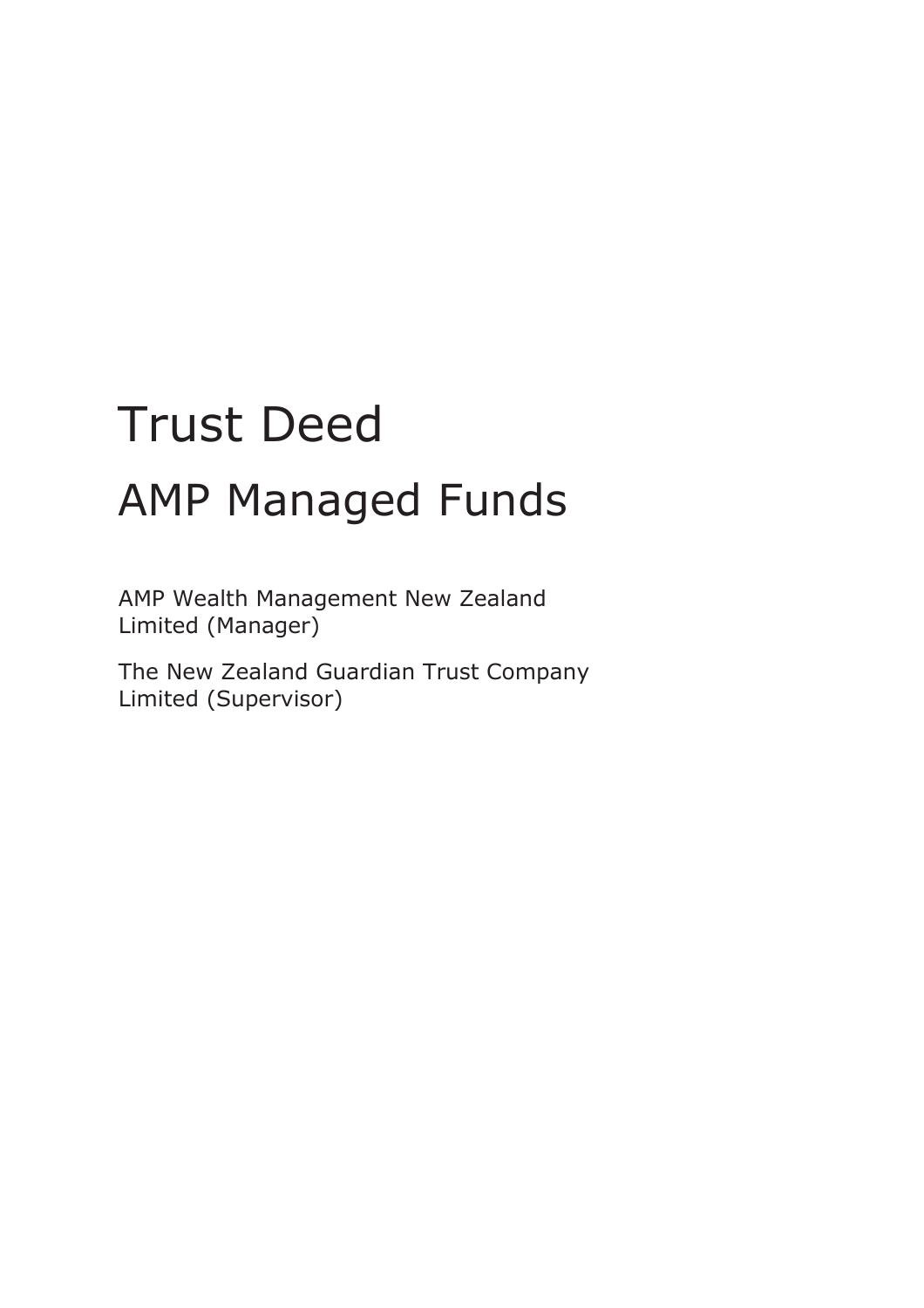# Trust Deed

## AMP Managed Funds

AMP Wealth Management New Zealand Limited (Manager)

The New Zealand Guardian Trust Company Limited (Supervisor)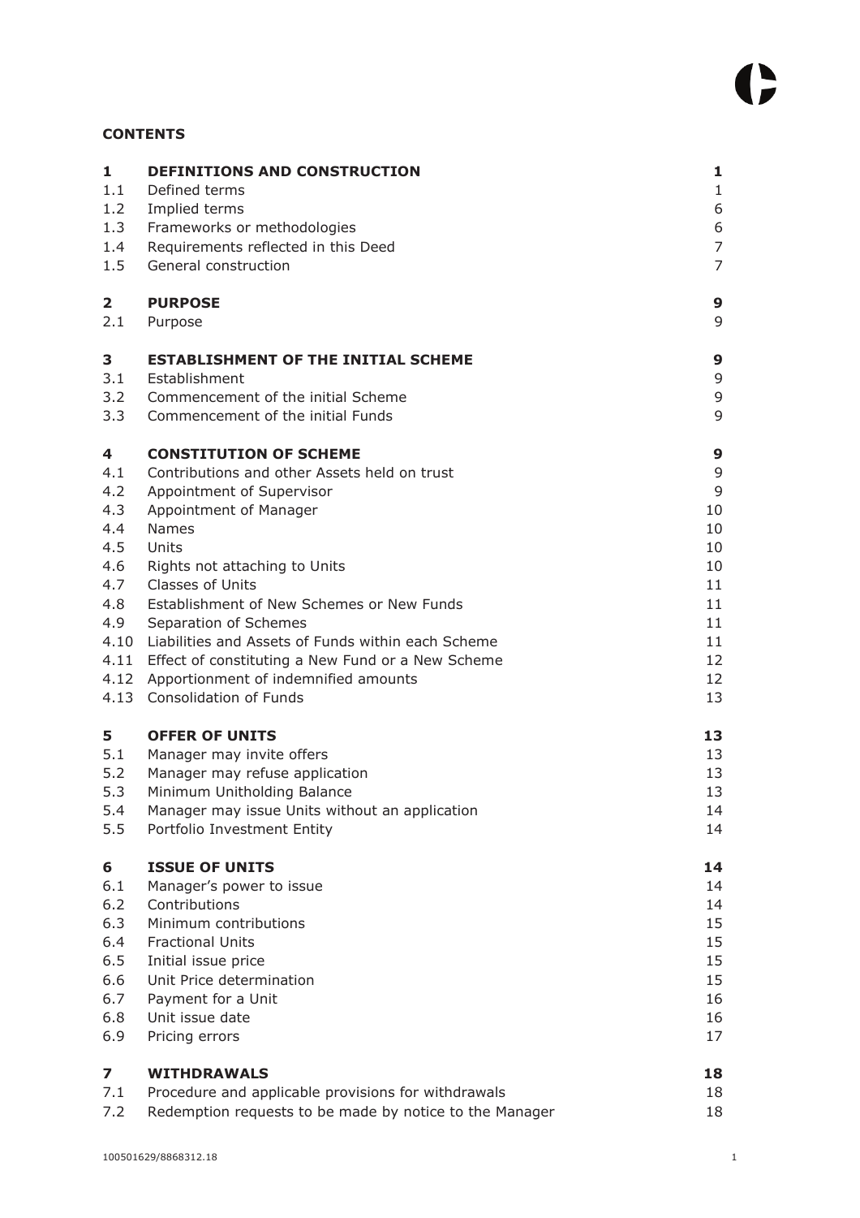**CONTENTS**

| | | |
|---|---|---|
| **1** | **DEFINITIONS AND CONSTRUCTION** | **1** |
| 1.1 | Defined terms | 1 |
| 1.2 | Implied terms | 6 |
| 1.3 | Frameworks or methodologies | 6 |
| 1.4 | Requirements reflected in this Deed | 7 |
| 1.5 | General construction | 7 |
| **2** | **PURPOSE** | **9** |
| 2.1 | Purpose | 9 |
| **3** | **ESTABLISHMENT OF THE INITIAL SCHEME** | **9** |
| 3.1 | Establishment | 9 |
| 3.2 | Commencement of the initial Scheme | 9 |
| 3.3 | Commencement of the initial Funds | 9 |
| **4** | **CONSTITUTION OF SCHEME** | **9** |
| 4.1 | Contributions and other Assets held on trust | 9 |
| 4.2 | Appointment of Supervisor | 9 |
| 4.3 | Appointment of Manager | 10 |
| 4.4 | Names | 10 |
| 4.5 | Units | 10 |
| 4.6 | Rights not attaching to Units | 10 |
| 4.7 | Classes of Units | 11 |
| 4.8 | Establishment of New Schemes or New Funds | 11 |
| 4.9 | Separation of Schemes | 11 |
| 4.10 | Liabilities and Assets of Funds within each Scheme | 11 |
| 4.11 | Effect of constituting a New Fund or a New Scheme | 12 |
| 4.12 | Apportionment of indemnified amounts | 12 |
| 4.13 | Consolidation of Funds | 13 |
| **5** | **OFFER OF UNITS** | **13** |
| 5.1 | Manager may invite offers | 13 |
| 5.2 | Manager may refuse application | 13 |
| 5.3 | Minimum Unitholding Balance | 13 |
| 5.4 | Manager may issue Units without an application | 14 |
| 5.5 | Portfolio Investment Entity | 14 |
| **6** | **ISSUE OF UNITS** | **14** |
| 6.1 | Manager's power to issue | 14 |
| 6.2 | Contributions | 14 |
| 6.3 | Minimum contributions | 15 |
| 6.4 | Fractional Units | 15 |
| 6.5 | Initial issue price | 15 |
| 6.6 | Unit Price determination | 15 |
| 6.7 | Payment for a Unit | 16 |
| 6.8 | Unit issue date | 16 |
| 6.9 | Pricing errors | 17 |
| **7** | **WITHDRAWALS** | **18** |
| 7.1 | Procedure and applicable provisions for withdrawals | 18 |
| 7.2 | Redemption requests to be made by notice to the Manager | 18 |

100501629/8868312.18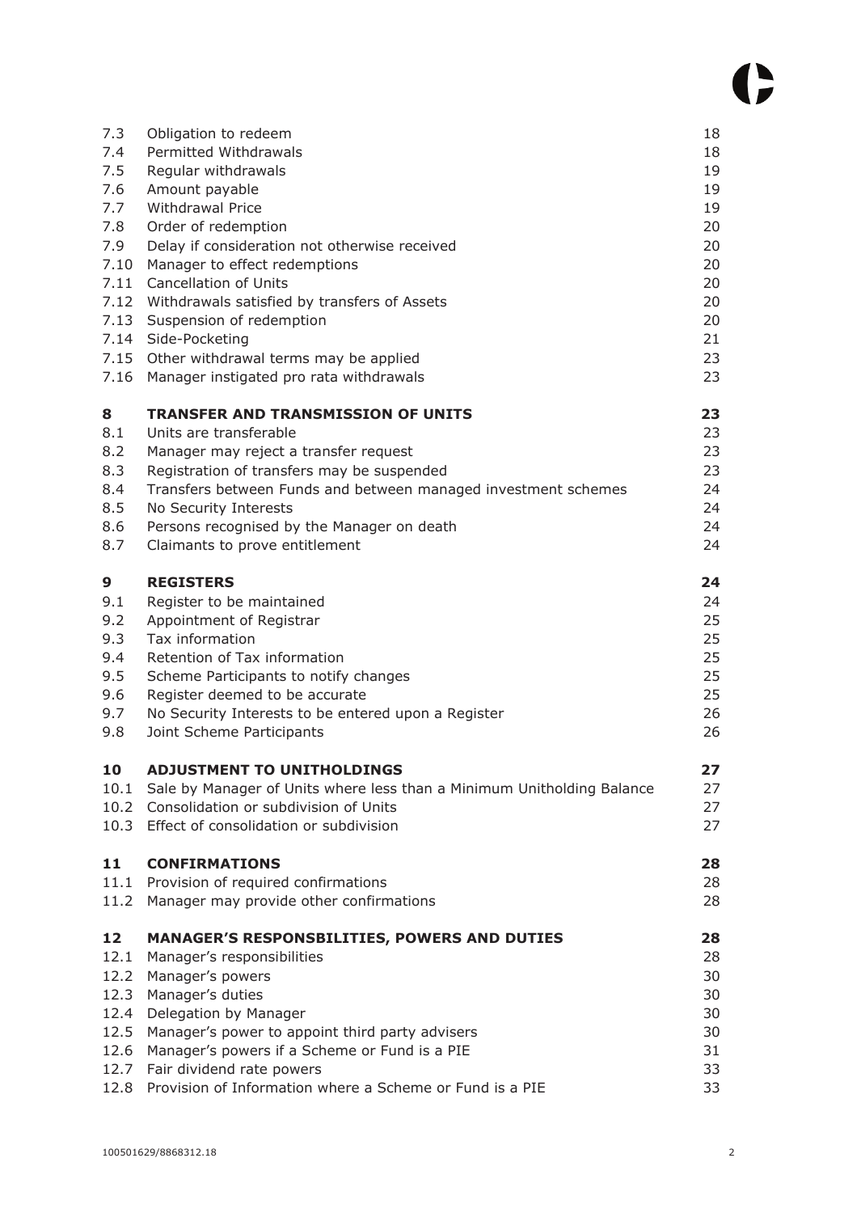| | | |
|---|---|---|
| 7.3 | Obligation to redeem | 18 |
| 7.4 | Permitted Withdrawals | 18 |
| 7.5 | Regular withdrawals | 19 |
| 7.6 | Amount payable | 19 |
| 7.7 | Withdrawal Price | 19 |
| 7.8 | Order of redemption | 20 |
| 7.9 | Delay if consideration not otherwise received | 20 |
| 7.10 | Manager to effect redemptions | 20 |
| 7.11 | Cancellation of Units | 20 |
| 7.12 | Withdrawals satisfied by transfers of Assets | 20 |
| 7.13 | Suspension of redemption | 20 |
| 7.14 | Side-Pocketing | 21 |
| 7.15 | Other withdrawal terms may be applied | 23 |
| 7.16 | Manager instigated pro rata withdrawals | 23 |
| **8** | **TRANSFER AND TRANSMISSION OF UNITS** | **23** |
| 8.1 | Units are transferable | 23 |
| 8.2 | Manager may reject a transfer request | 23 |
| 8.3 | Registration of transfers may be suspended | 23 |
| 8.4 | Transfers between Funds and between managed investment schemes | 24 |
| 8.5 | No Security Interests | 24 |
| 8.6 | Persons recognised by the Manager on death | 24 |
| 8.7 | Claimants to prove entitlement | 24 |
| **9** | **REGISTERS** | **24** |
| 9.1 | Register to be maintained | 24 |
| 9.2 | Appointment of Registrar | 25 |
| 9.3 | Tax information | 25 |
| 9.4 | Retention of Tax information | 25 |
| 9.5 | Scheme Participants to notify changes | 25 |
| 9.6 | Register deemed to be accurate | 25 |
| 9.7 | No Security Interests to be entered upon a Register | 26 |
| 9.8 | Joint Scheme Participants | 26 |
| **10** | **ADJUSTMENT TO UNITHOLDINGS** | **27** |
| 10.1 | Sale by Manager of Units where less than a Minimum Unitholding Balance | 27 |
| 10.2 | Consolidation or subdivision of Units | 27 |
| 10.3 | Effect of consolidation or subdivision | 27 |
| **11** | **CONFIRMATIONS** | **28** |
| 11.1 | Provision of required confirmations | 28 |
| 11.2 | Manager may provide other confirmations | 28 |
| **12** | **MANAGER'S RESPONSBILITIES, POWERS AND DUTIES** | **28** |
| 12.1 | Manager's responsibilities | 28 |
| 12.2 | Manager's powers | 30 |
| 12.3 | Manager's duties | 30 |
| 12.4 | Delegation by Manager | 30 |
| 12.5 | Manager's power to appoint third party advisers | 30 |
| 12.6 | Manager's powers if a Scheme or Fund is a PIE | 31 |
| 12.7 | Fair dividend rate powers | 33 |
| 12.8 | Provision of Information where a Scheme or Fund is a PIE | 33 |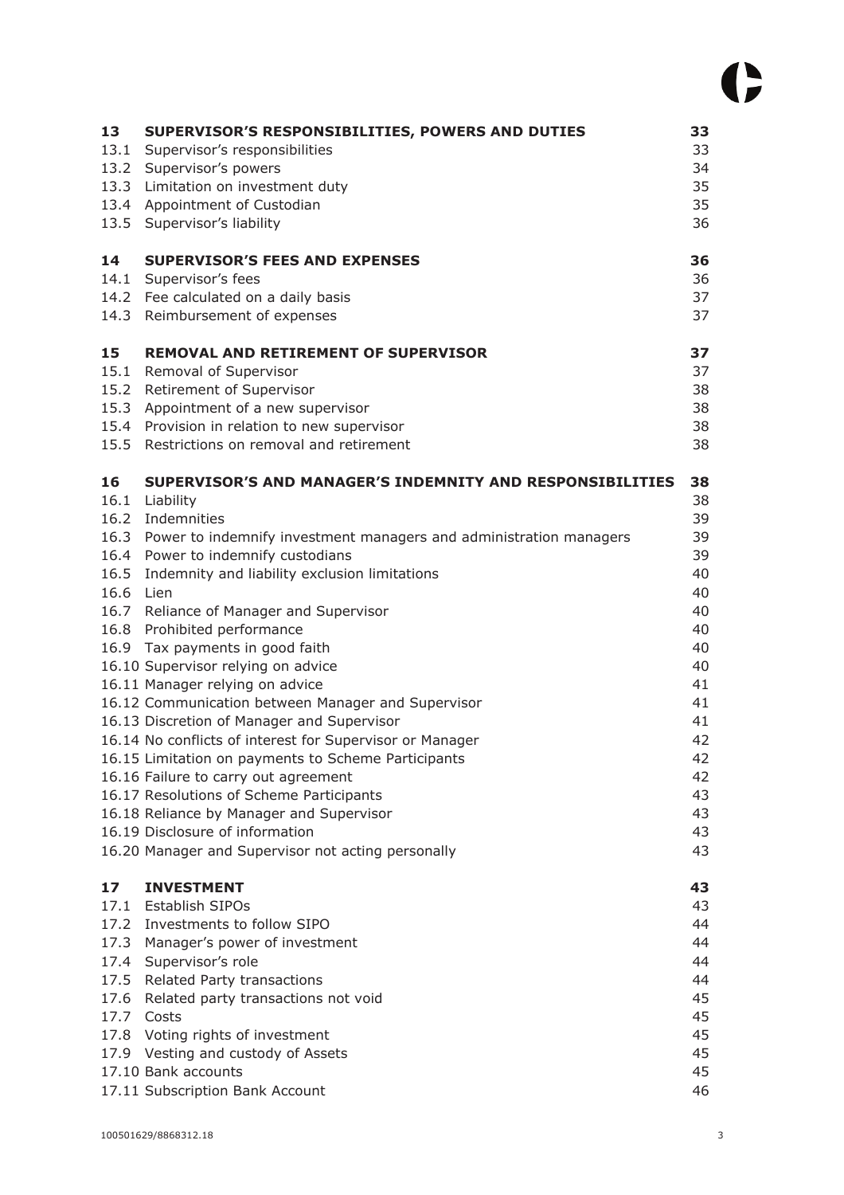| | | |
|---|---|---|
| **13** | **SUPERVISOR'S RESPONSIBILITIES, POWERS AND DUTIES** | **33** |
| 13.1 | Supervisor's responsibilities | 33 |
| 13.2 | Supervisor's powers | 34 |
| 13.3 | Limitation on investment duty | 35 |
| 13.4 | Appointment of Custodian | 35 |
| 13.5 | Supervisor's liability | 36 |
| **14** | **SUPERVISOR'S FEES AND EXPENSES** | **36** |
| 14.1 | Supervisor's fees | 36 |
| 14.2 | Fee calculated on a daily basis | 37 |
| 14.3 | Reimbursement of expenses | 37 |
| **15** | **REMOVAL AND RETIREMENT OF SUPERVISOR** | **37** |
| 15.1 | Removal of Supervisor | 37 |
| 15.2 | Retirement of Supervisor | 38 |
| 15.3 | Appointment of a new supervisor | 38 |
| 15.4 | Provision in relation to new supervisor | 38 |
| 15.5 | Restrictions on removal and retirement | 38 |
| **16** | **SUPERVISOR'S AND MANAGER'S INDEMNITY AND RESPONSIBILITIES** | **38** |
| 16.1 | Liability | 38 |
| 16.2 | Indemnities | 39 |
| 16.3 | Power to indemnify investment managers and administration managers | 39 |
| 16.4 | Power to indemnify custodians | 39 |
| 16.5 | Indemnity and liability exclusion limitations | 40 |
| 16.6 | Lien | 40 |
| 16.7 | Reliance of Manager and Supervisor | 40 |
| 16.8 | Prohibited performance | 40 |
| 16.9 | Tax payments in good faith | 40 |
| 16.10 | Supervisor relying on advice | 40 |
| 16.11 | Manager relying on advice | 41 |
| 16.12 | Communication between Manager and Supervisor | 41 |
| 16.13 | Discretion of Manager and Supervisor | 41 |
| 16.14 | No conflicts of interest for Supervisor or Manager | 42 |
| 16.15 | Limitation on payments to Scheme Participants | 42 |
| 16.16 | Failure to carry out agreement | 42 |
| 16.17 | Resolutions of Scheme Participants | 43 |
| 16.18 | Reliance by Manager and Supervisor | 43 |
| 16.19 | Disclosure of information | 43 |
| 16.20 | Manager and Supervisor not acting personally | 43 |
| **17** | **INVESTMENT** | **43** |
| 17.1 | Establish SIPOs | 43 |
| 17.2 | Investments to follow SIPO | 44 |
| 17.3 | Manager's power of investment | 44 |
| 17.4 | Supervisor's role | 44 |
| 17.5 | Related Party transactions | 44 |
| 17.6 | Related party transactions not void | 45 |
| 17.7 | Costs | 45 |
| 17.8 | Voting rights of investment | 45 |
| 17.9 | Vesting and custody of Assets | 45 |
| 17.10 | Bank accounts | 45 |
| 17.11 | Subscription Bank Account | 46 |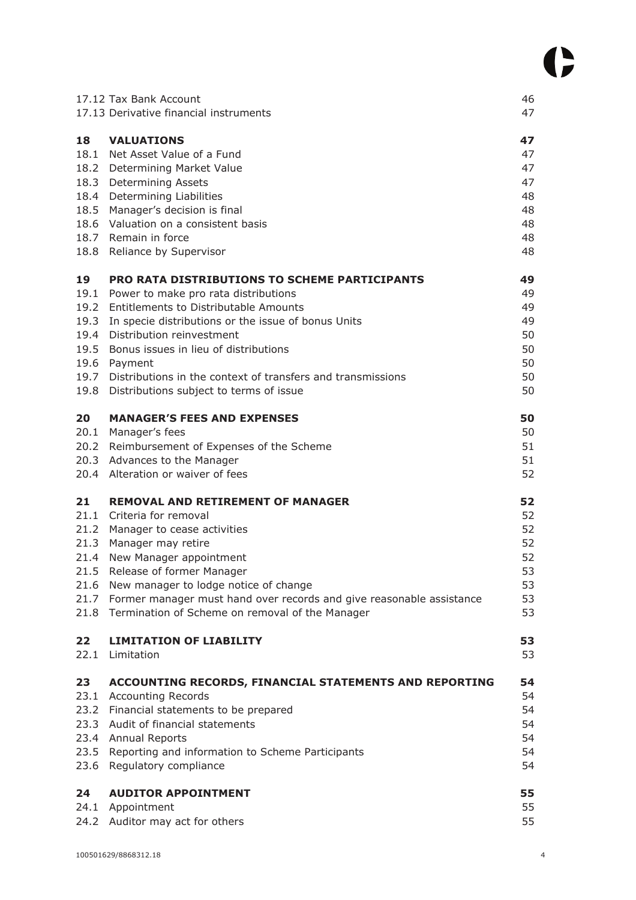| | | |
|---|---|---|
| | 17.12 Tax Bank Account | 46 |
| | 17.13 Derivative financial instruments | 47 |
| **18** | **VALUATIONS** | **47** |
| 18.1 | Net Asset Value of a Fund | 47 |
| 18.2 | Determining Market Value | 47 |
| 18.3 | Determining Assets | 47 |
| 18.4 | Determining Liabilities | 48 |
| 18.5 | Manager's decision is final | 48 |
| 18.6 | Valuation on a consistent basis | 48 |
| 18.7 | Remain in force | 48 |
| 18.8 | Reliance by Supervisor | 48 |
| **19** | **PRO RATA DISTRIBUTIONS TO SCHEME PARTICIPANTS** | **49** |
| 19.1 | Power to make pro rata distributions | 49 |
| 19.2 | Entitlements to Distributable Amounts | 49 |
| 19.3 | In specie distributions or the issue of bonus Units | 49 |
| 19.4 | Distribution reinvestment | 50 |
| 19.5 | Bonus issues in lieu of distributions | 50 |
| 19.6 | Payment | 50 |
| 19.7 | Distributions in the context of transfers and transmissions | 50 |
| 19.8 | Distributions subject to terms of issue | 50 |
| **20** | **MANAGER'S FEES AND EXPENSES** | **50** |
| 20.1 | Manager's fees | 50 |
| 20.2 | Reimbursement of Expenses of the Scheme | 51 |
| 20.3 | Advances to the Manager | 51 |
| 20.4 | Alteration or waiver of fees | 52 |
| **21** | **REMOVAL AND RETIREMENT OF MANAGER** | **52** |
| 21.1 | Criteria for removal | 52 |
| 21.2 | Manager to cease activities | 52 |
| 21.3 | Manager may retire | 52 |
| 21.4 | New Manager appointment | 52 |
| 21.5 | Release of former Manager | 53 |
| 21.6 | New manager to lodge notice of change | 53 |
| 21.7 | Former manager must hand over records and give reasonable assistance | 53 |
| 21.8 | Termination of Scheme on removal of the Manager | 53 |
| **22** | **LIMITATION OF LIABILITY** | **53** |
| 22.1 | Limitation | 53 |
| **23** | **ACCOUNTING RECORDS, FINANCIAL STATEMENTS AND REPORTING** | **54** |
| 23.1 | Accounting Records | 54 |
| 23.2 | Financial statements to be prepared | 54 |
| 23.3 | Audit of financial statements | 54 |
| 23.4 | Annual Reports | 54 |
| 23.5 | Reporting and information to Scheme Participants | 54 |
| 23.6 | Regulatory compliance | 54 |
| **24** | **AUDITOR APPOINTMENT** | **55** |
| 24.1 | Appointment | 55 |
| 24.2 | Auditor may act for others | 55 |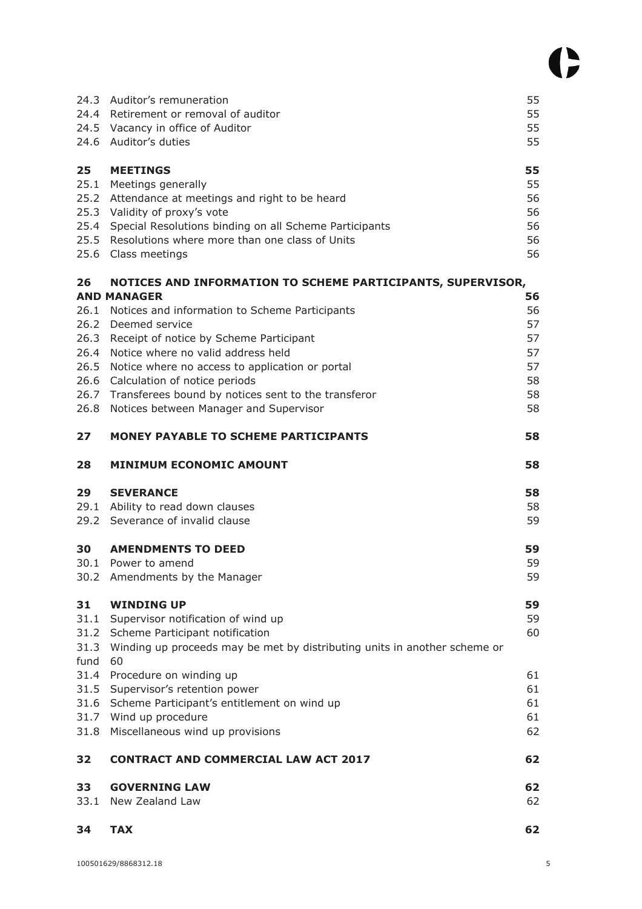| | | |
|---|---|---|
| 24.3 | Auditor's remuneration | 55 |
| 24.4 | Retirement or removal of auditor | 55 |
| 24.5 | Vacancy in office of Auditor | 55 |
| 24.6 | Auditor's duties | 55 |
| **25** | **MEETINGS** | **55** |
| 25.1 | Meetings generally | 55 |
| 25.2 | Attendance at meetings and right to be heard | 56 |
| 25.3 | Validity of proxy's vote | 56 |
| 25.4 | Special Resolutions binding on all Scheme Participants | 56 |
| 25.5 | Resolutions where more than one class of Units | 56 |
| 25.6 | Class meetings | 56 |
| **26** | **NOTICES AND INFORMATION TO SCHEME PARTICIPANTS, SUPERVISOR, AND MANAGER** | **56** |
| 26.1 | Notices and information to Scheme Participants | 56 |
| 26.2 | Deemed service | 57 |
| 26.3 | Receipt of notice by Scheme Participant | 57 |
| 26.4 | Notice where no valid address held | 57 |
| 26.5 | Notice where no access to application or portal | 57 |
| 26.6 | Calculation of notice periods | 58 |
| 26.7 | Transferees bound by notices sent to the transferor | 58 |
| 26.8 | Notices between Manager and Supervisor | 58 |
| **27** | **MONEY PAYABLE TO SCHEME PARTICIPANTS** | **58** |
| **28** | **MINIMUM ECONOMIC AMOUNT** | **58** |
| **29** | **SEVERANCE** | **58** |
| 29.1 | Ability to read down clauses | 58 |
| 29.2 | Severance of invalid clause | 59 |
| **30** | **AMENDMENTS TO DEED** | **59** |
| 30.1 | Power to amend | 59 |
| 30.2 | Amendments by the Manager | 59 |
| **31** | **WINDING UP** | **59** |
| 31.1 | Supervisor notification of wind up | 59 |
| 31.2 | Scheme Participant notification | 60 |
| 31.3 | Winding up proceeds may be met by distributing units in another scheme or fund | 60 |
| 31.4 | Procedure on winding up | 61 |
| 31.5 | Supervisor's retention power | 61 |
| 31.6 | Scheme Participant's entitlement on wind up | 61 |
| 31.7 | Wind up procedure | 61 |
| 31.8 | Miscellaneous wind up provisions | 62 |
| **32** | **CONTRACT AND COMMERCIAL LAW ACT 2017** | **62** |
| **33** | **GOVERNING LAW** | **62** |
| 33.1 | New Zealand Law | 62 |
| **34** | **TAX** | **62** |

100501629/8868312.18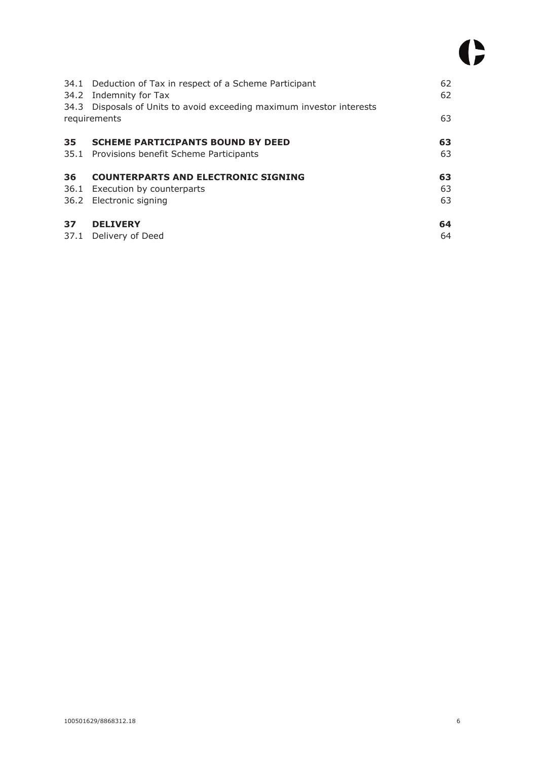| | | |
|---|---|---|
| 34.1 | Deduction of Tax in respect of a Scheme Participant | 62 |
| 34.2 | Indemnity for Tax | 62 |
| 34.3 | Disposals of Units to avoid exceeding maximum investor interests requirements | 63 |
| **35** | **SCHEME PARTICIPANTS BOUND BY DEED** | **63** |
| 35.1 | Provisions benefit Scheme Participants | 63 |
| **36** | **COUNTERPARTS AND ELECTRONIC SIGNING** | **63** |
| 36.1 | Execution by counterparts | 63 |
| 36.2 | Electronic signing | 63 |
| **37** | **DELIVERY** | **64** |
| 37.1 | Delivery of Deed | 64 |

100501629/8868312.18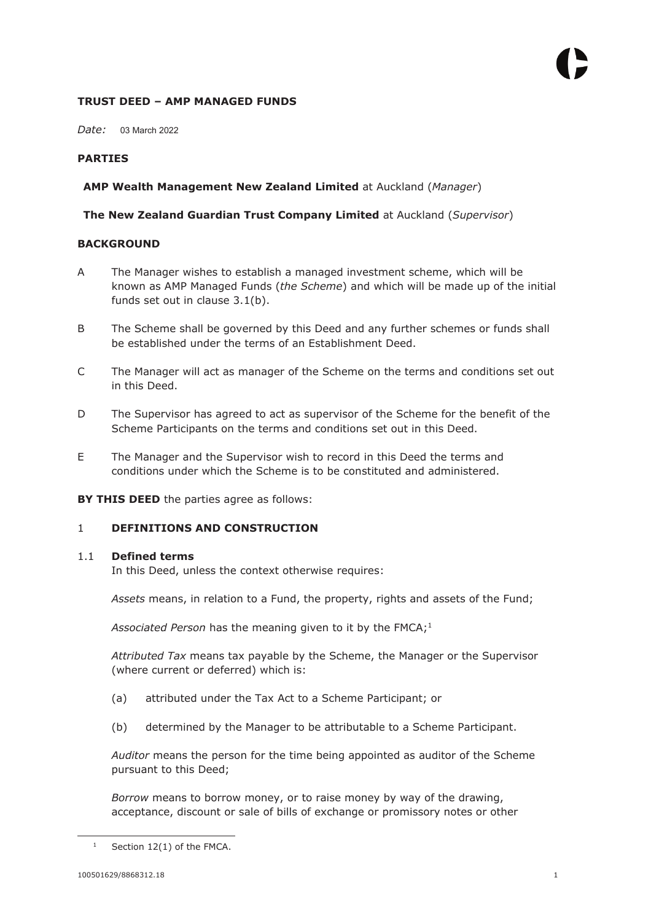# TRUST DEED – AMP MANAGED FUNDS

*Date:* 03 March 2022

**PARTIES**

**AMP Wealth Management New Zealand Limited** at Auckland (*Manager*)

**The New Zealand Guardian Trust Company Limited** at Auckland (*Supervisor*)

**BACKGROUND**

A The Manager wishes to establish a managed investment scheme, which will be known as AMP Managed Funds (*the Scheme*) and which will be made up of the initial funds set out in clause 3.1(b).

B The Scheme shall be governed by this Deed and any further schemes or funds shall be established under the terms of an Establishment Deed.

C The Manager will act as manager of the Scheme on the terms and conditions set out in this Deed.

D The Supervisor has agreed to act as supervisor of the Scheme for the benefit of the Scheme Participants on the terms and conditions set out in this Deed.

E The Manager and the Supervisor wish to record in this Deed the terms and conditions under which the Scheme is to be constituted and administered.

**BY THIS DEED** the parties agree as follows:

## 1 DEFINITIONS AND CONSTRUCTION

### 1.1 Defined terms

In this Deed, unless the context otherwise requires:

*Assets* means, in relation to a Fund, the property, rights and assets of the Fund;

*Associated Person* has the meaning given to it by the FMCA;[1]

*Attributed Tax* means tax payable by the Scheme, the Manager or the Supervisor (where current or deferred) which is:

(a) attributed under the Tax Act to a Scheme Participant; or

(b) determined by the Manager to be attributable to a Scheme Participant.

*Auditor* means the person for the time being appointed as auditor of the Scheme pursuant to this Deed;

*Borrow* means to borrow money, or to raise money by way of the drawing, acceptance, discount or sale of bills of exchange or promissory notes or other

[1] Section 12(1) of the FMCA.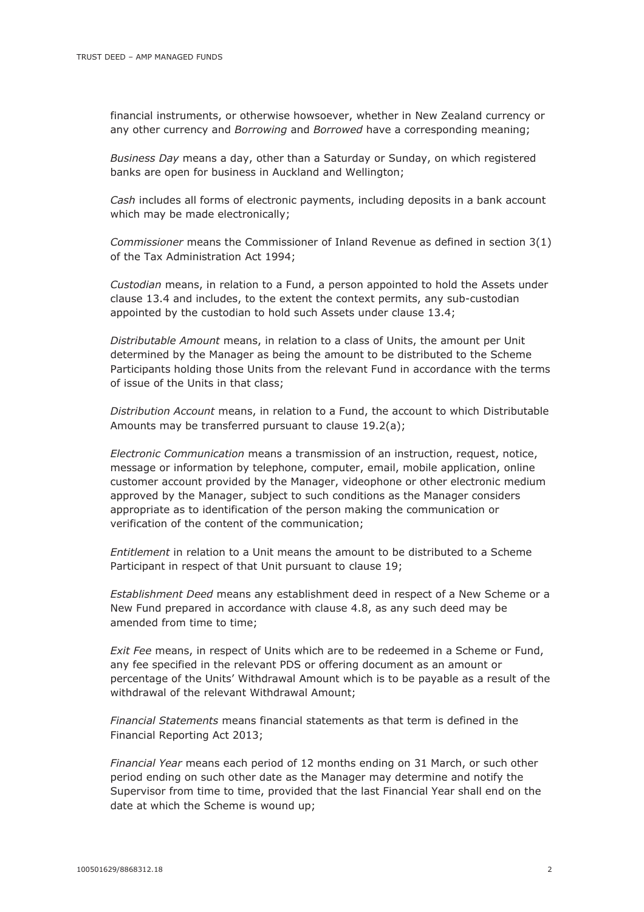financial instruments, or otherwise howsoever, whether in New Zealand currency or any other currency and *Borrowing* and *Borrowed* have a corresponding meaning;

*Business Day* means a day, other than a Saturday or Sunday, on which registered banks are open for business in Auckland and Wellington;

*Cash* includes all forms of electronic payments, including deposits in a bank account which may be made electronically;

*Commissioner* means the Commissioner of Inland Revenue as defined in section 3(1) of the Tax Administration Act 1994;

*Custodian* means, in relation to a Fund, a person appointed to hold the Assets under clause 13.4 and includes, to the extent the context permits, any sub-custodian appointed by the custodian to hold such Assets under clause 13.4;

*Distributable Amount* means, in relation to a class of Units, the amount per Unit determined by the Manager as being the amount to be distributed to the Scheme Participants holding those Units from the relevant Fund in accordance with the terms of issue of the Units in that class;

*Distribution Account* means, in relation to a Fund, the account to which Distributable Amounts may be transferred pursuant to clause 19.2(a);

*Electronic Communication* means a transmission of an instruction, request, notice, message or information by telephone, computer, email, mobile application, online customer account provided by the Manager, videophone or other electronic medium approved by the Manager, subject to such conditions as the Manager considers appropriate as to identification of the person making the communication or verification of the content of the communication;

*Entitlement* in relation to a Unit means the amount to be distributed to a Scheme Participant in respect of that Unit pursuant to clause 19;

*Establishment Deed* means any establishment deed in respect of a New Scheme or a New Fund prepared in accordance with clause 4.8, as any such deed may be amended from time to time;

*Exit Fee* means, in respect of Units which are to be redeemed in a Scheme or Fund, any fee specified in the relevant PDS or offering document as an amount or percentage of the Units' Withdrawal Amount which is to be payable as a result of the withdrawal of the relevant Withdrawal Amount;

*Financial Statements* means financial statements as that term is defined in the Financial Reporting Act 2013;

*Financial Year* means each period of 12 months ending on 31 March, or such other period ending on such other date as the Manager may determine and notify the Supervisor from time to time, provided that the last Financial Year shall end on the date at which the Scheme is wound up;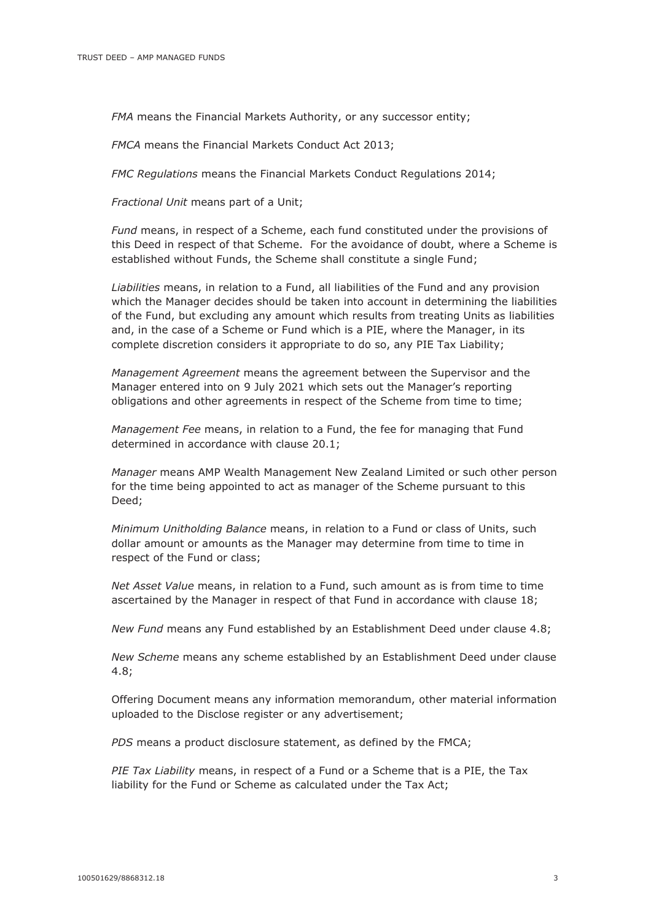*FMA* means the Financial Markets Authority, or any successor entity;

*FMCA* means the Financial Markets Conduct Act 2013;

*FMC Regulations* means the Financial Markets Conduct Regulations 2014;

*Fractional Unit* means part of a Unit;

*Fund* means, in respect of a Scheme, each fund constituted under the provisions of this Deed in respect of that Scheme. For the avoidance of doubt, where a Scheme is established without Funds, the Scheme shall constitute a single Fund;

*Liabilities* means, in relation to a Fund, all liabilities of the Fund and any provision which the Manager decides should be taken into account in determining the liabilities of the Fund, but excluding any amount which results from treating Units as liabilities and, in the case of a Scheme or Fund which is a PIE, where the Manager, in its complete discretion considers it appropriate to do so, any PIE Tax Liability;

*Management Agreement* means the agreement between the Supervisor and the Manager entered into on 9 July 2021 which sets out the Manager's reporting obligations and other agreements in respect of the Scheme from time to time;

*Management Fee* means, in relation to a Fund, the fee for managing that Fund determined in accordance with clause 20.1;

*Manager* means AMP Wealth Management New Zealand Limited or such other person for the time being appointed to act as manager of the Scheme pursuant to this Deed;

*Minimum Unitholding Balance* means, in relation to a Fund or class of Units, such dollar amount or amounts as the Manager may determine from time to time in respect of the Fund or class;

*Net Asset Value* means, in relation to a Fund, such amount as is from time to time ascertained by the Manager in respect of that Fund in accordance with clause 18;

*New Fund* means any Fund established by an Establishment Deed under clause 4.8;

*New Scheme* means any scheme established by an Establishment Deed under clause 4.8;

Offering Document means any information memorandum, other material information uploaded to the Disclose register or any advertisement;

*PDS* means a product disclosure statement, as defined by the FMCA;

*PIE Tax Liability* means, in respect of a Fund or a Scheme that is a PIE, the Tax liability for the Fund or Scheme as calculated under the Tax Act;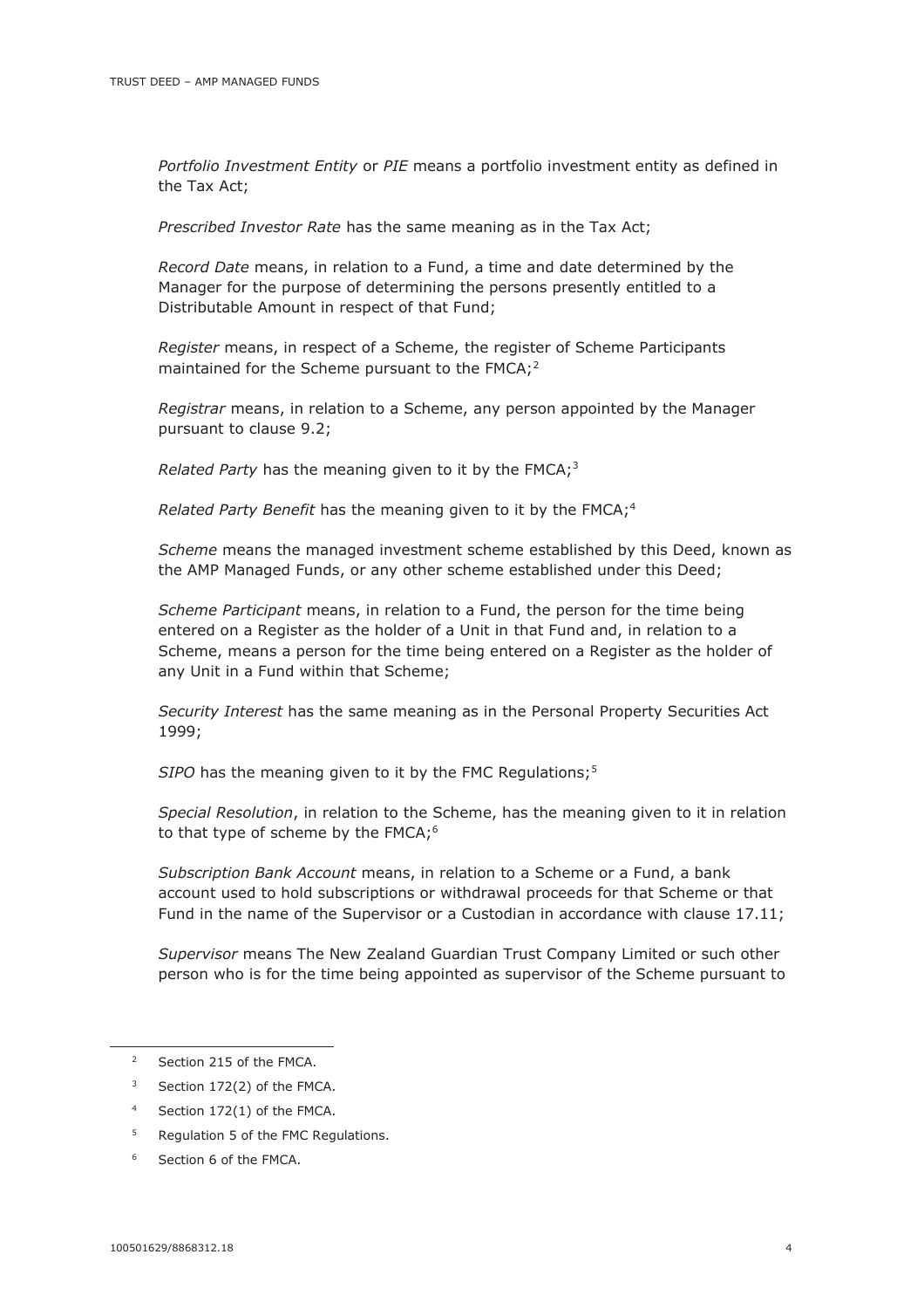*Portfolio Investment Entity* or *PIE* means a portfolio investment entity as defined in the Tax Act;

*Prescribed Investor Rate* has the same meaning as in the Tax Act;

*Record Date* means, in relation to a Fund, a time and date determined by the Manager for the purpose of determining the persons presently entitled to a Distributable Amount in respect of that Fund;

*Register* means, in respect of a Scheme, the register of Scheme Participants maintained for the Scheme pursuant to the FMCA;[2]

*Registrar* means, in relation to a Scheme, any person appointed by the Manager pursuant to clause 9.2;

*Related Party* has the meaning given to it by the FMCA;[3]

*Related Party Benefit* has the meaning given to it by the FMCA;[4]

*Scheme* means the managed investment scheme established by this Deed, known as the AMP Managed Funds, or any other scheme established under this Deed;

*Scheme Participant* means, in relation to a Fund, the person for the time being entered on a Register as the holder of a Unit in that Fund and, in relation to a Scheme, means a person for the time being entered on a Register as the holder of any Unit in a Fund within that Scheme;

*Security Interest* has the same meaning as in the Personal Property Securities Act 1999;

*SIPO* has the meaning given to it by the FMC Regulations;[5]

*Special Resolution*, in relation to the Scheme, has the meaning given to it in relation to that type of scheme by the FMCA;[6]

*Subscription Bank Account* means, in relation to a Scheme or a Fund, a bank account used to hold subscriptions or withdrawal proceeds for that Scheme or that Fund in the name of the Supervisor or a Custodian in accordance with clause 17.11;

*Supervisor* means The New Zealand Guardian Trust Company Limited or such other person who is for the time being appointed as supervisor of the Scheme pursuant to

---

[2] Section 215 of the FMCA.

[3] Section 172(2) of the FMCA.

[4] Section 172(1) of the FMCA.

[5] Regulation 5 of the FMC Regulations.

[6] Section 6 of the FMCA.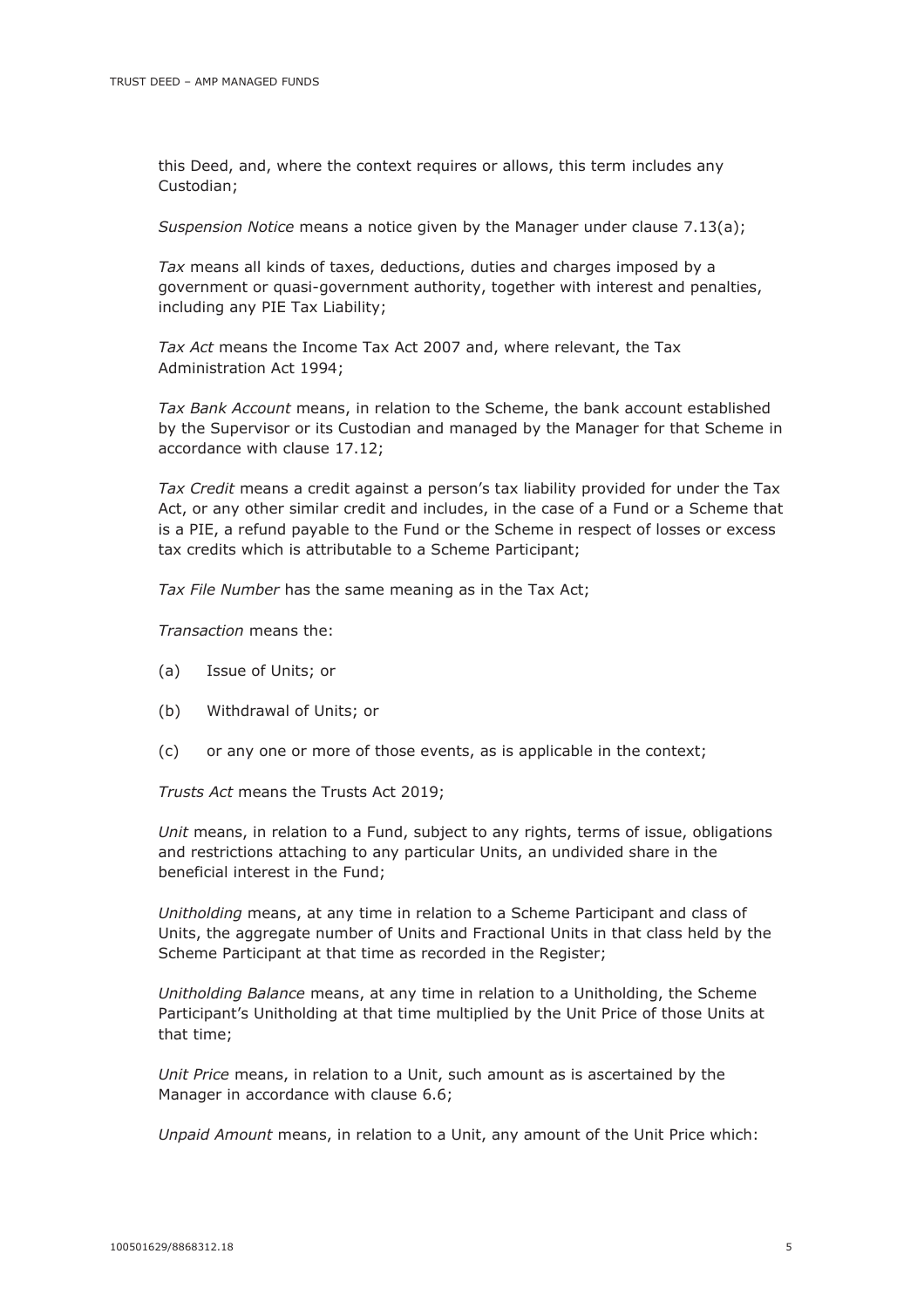this Deed, and, where the context requires or allows, this term includes any Custodian;

*Suspension Notice* means a notice given by the Manager under clause 7.13(a);

*Tax* means all kinds of taxes, deductions, duties and charges imposed by a government or quasi-government authority, together with interest and penalties, including any PIE Tax Liability;

*Tax Act* means the Income Tax Act 2007 and, where relevant, the Tax Administration Act 1994;

*Tax Bank Account* means, in relation to the Scheme, the bank account established by the Supervisor or its Custodian and managed by the Manager for that Scheme in accordance with clause 17.12;

*Tax Credit* means a credit against a person's tax liability provided for under the Tax Act, or any other similar credit and includes, in the case of a Fund or a Scheme that is a PIE, a refund payable to the Fund or the Scheme in respect of losses or excess tax credits which is attributable to a Scheme Participant;

*Tax File Number* has the same meaning as in the Tax Act;

*Transaction* means the:

(a) Issue of Units; or

(b) Withdrawal of Units; or

(c) or any one or more of those events, as is applicable in the context;

*Trusts Act* means the Trusts Act 2019;

*Unit* means, in relation to a Fund, subject to any rights, terms of issue, obligations and restrictions attaching to any particular Units, an undivided share in the beneficial interest in the Fund;

*Unitholding* means, at any time in relation to a Scheme Participant and class of Units, the aggregate number of Units and Fractional Units in that class held by the Scheme Participant at that time as recorded in the Register;

*Unitholding Balance* means, at any time in relation to a Unitholding, the Scheme Participant's Unitholding at that time multiplied by the Unit Price of those Units at that time;

*Unit Price* means, in relation to a Unit, such amount as is ascertained by the Manager in accordance with clause 6.6;

*Unpaid Amount* means, in relation to a Unit, any amount of the Unit Price which: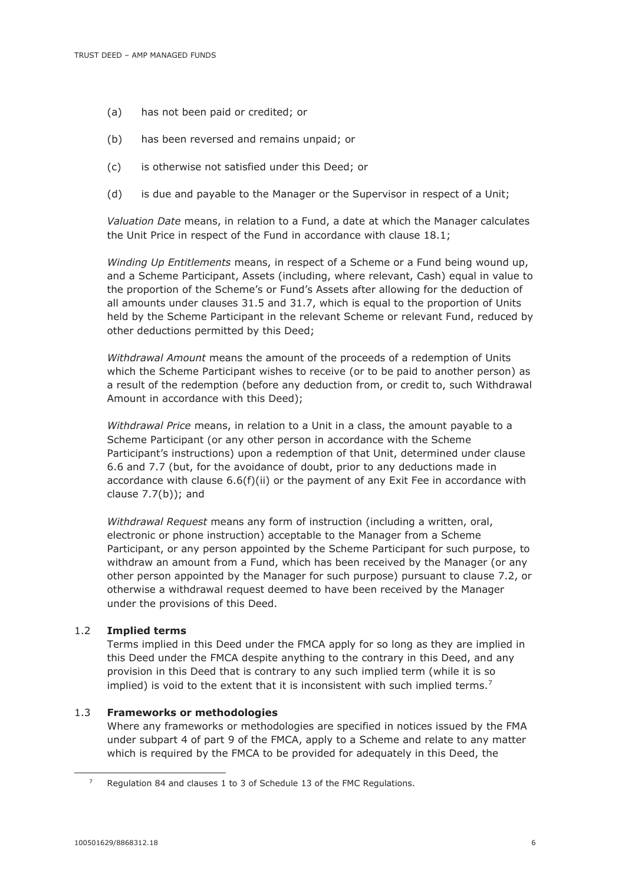(a) has not been paid or credited; or

(b) has been reversed and remains unpaid; or

(c) is otherwise not satisfied under this Deed; or

(d) is due and payable to the Manager or the Supervisor in respect of a Unit;

*Valuation Date* means, in relation to a Fund, a date at which the Manager calculates the Unit Price in respect of the Fund in accordance with clause 18.1;

*Winding Up Entitlements* means, in respect of a Scheme or a Fund being wound up, and a Scheme Participant, Assets (including, where relevant, Cash) equal in value to the proportion of the Scheme's or Fund's Assets after allowing for the deduction of all amounts under clauses 31.5 and 31.7, which is equal to the proportion of Units held by the Scheme Participant in the relevant Scheme or relevant Fund, reduced by other deductions permitted by this Deed;

*Withdrawal Amount* means the amount of the proceeds of a redemption of Units which the Scheme Participant wishes to receive (or to be paid to another person) as a result of the redemption (before any deduction from, or credit to, such Withdrawal Amount in accordance with this Deed);

*Withdrawal Price* means, in relation to a Unit in a class, the amount payable to a Scheme Participant (or any other person in accordance with the Scheme Participant's instructions) upon a redemption of that Unit, determined under clause 6.6 and 7.7 (but, for the avoidance of doubt, prior to any deductions made in accordance with clause 6.6(f)(ii) or the payment of any Exit Fee in accordance with clause 7.7(b)); and

*Withdrawal Request* means any form of instruction (including a written, oral, electronic or phone instruction) acceptable to the Manager from a Scheme Participant, or any person appointed by the Scheme Participant for such purpose, to withdraw an amount from a Fund, which has been received by the Manager (or any other person appointed by the Manager for such purpose) pursuant to clause 7.2, or otherwise a withdrawal request deemed to have been received by the Manager under the provisions of this Deed.

## 1.2 Implied terms

Terms implied in this Deed under the FMCA apply for so long as they are implied in this Deed under the FMCA despite anything to the contrary in this Deed, and any provision in this Deed that is contrary to any such implied term (while it is so implied) is void to the extent that it is inconsistent with such implied terms.[7]

## 1.3 Frameworks or methodologies

Where any frameworks or methodologies are specified in notices issued by the FMA under subpart 4 of part 9 of the FMCA, apply to a Scheme and relate to any matter which is required by the FMCA to be provided for adequately in this Deed, the

[7] Regulation 84 and clauses 1 to 3 of Schedule 13 of the FMC Regulations.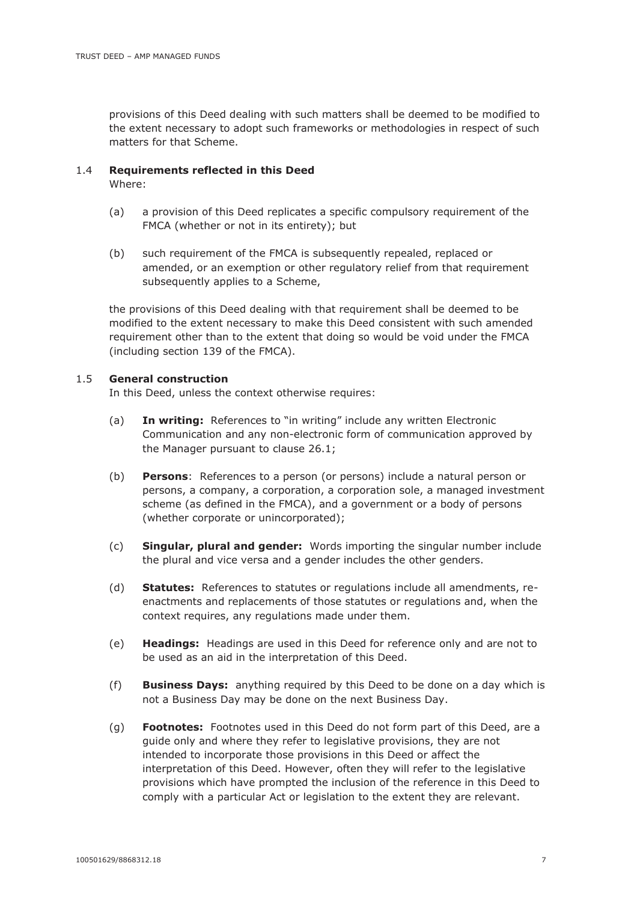provisions of this Deed dealing with such matters shall be deemed to be modified to the extent necessary to adopt such frameworks or methodologies in respect of such matters for that Scheme.

### 1.4 Requirements reflected in this Deed

Where:

(a) a provision of this Deed replicates a specific compulsory requirement of the FMCA (whether or not in its entirety); but

(b) such requirement of the FMCA is subsequently repealed, replaced or amended, or an exemption or other regulatory relief from that requirement subsequently applies to a Scheme,

the provisions of this Deed dealing with that requirement shall be deemed to be modified to the extent necessary to make this Deed consistent with such amended requirement other than to the extent that doing so would be void under the FMCA (including section 139 of the FMCA).

### 1.5 General construction

In this Deed, unless the context otherwise requires:

(a) **In writing:** References to "in writing" include any written Electronic Communication and any non-electronic form of communication approved by the Manager pursuant to clause 26.1;

(b) **Persons**: References to a person (or persons) include a natural person or persons, a company, a corporation, a corporation sole, a managed investment scheme (as defined in the FMCA), and a government or a body of persons (whether corporate or unincorporated);

(c) **Singular, plural and gender:** Words importing the singular number include the plural and vice versa and a gender includes the other genders.

(d) **Statutes:** References to statutes or regulations include all amendments, re-enactments and replacements of those statutes or regulations and, when the context requires, any regulations made under them.

(e) **Headings:** Headings are used in this Deed for reference only and are not to be used as an aid in the interpretation of this Deed.

(f) **Business Days:** anything required by this Deed to be done on a day which is not a Business Day may be done on the next Business Day.

(g) **Footnotes:** Footnotes used in this Deed do not form part of this Deed, are a guide only and where they refer to legislative provisions, they are not intended to incorporate those provisions in this Deed or affect the interpretation of this Deed. However, often they will refer to the legislative provisions which have prompted the inclusion of the reference in this Deed to comply with a particular Act or legislation to the extent they are relevant.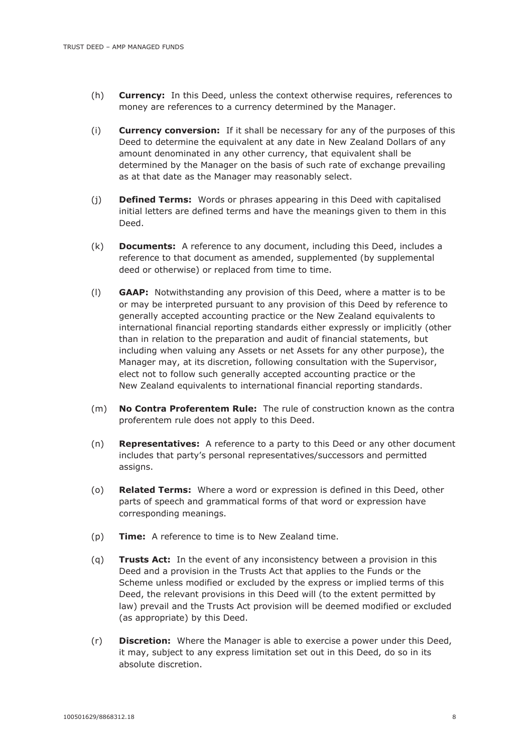(h) **Currency:** In this Deed, unless the context otherwise requires, references to money are references to a currency determined by the Manager.

(i) **Currency conversion:** If it shall be necessary for any of the purposes of this Deed to determine the equivalent at any date in New Zealand Dollars of any amount denominated in any other currency, that equivalent shall be determined by the Manager on the basis of such rate of exchange prevailing as at that date as the Manager may reasonably select.

(j) **Defined Terms:** Words or phrases appearing in this Deed with capitalised initial letters are defined terms and have the meanings given to them in this Deed.

(k) **Documents:** A reference to any document, including this Deed, includes a reference to that document as amended, supplemented (by supplemental deed or otherwise) or replaced from time to time.

(l) **GAAP:** Notwithstanding any provision of this Deed, where a matter is to be or may be interpreted pursuant to any provision of this Deed by reference to generally accepted accounting practice or the New Zealand equivalents to international financial reporting standards either expressly or implicitly (other than in relation to the preparation and audit of financial statements, but including when valuing any Assets or net Assets for any other purpose), the Manager may, at its discretion, following consultation with the Supervisor, elect not to follow such generally accepted accounting practice or the New Zealand equivalents to international financial reporting standards.

(m) **No Contra Proferentem Rule:** The rule of construction known as the contra proferentem rule does not apply to this Deed.

(n) **Representatives:** A reference to a party to this Deed or any other document includes that party's personal representatives/successors and permitted assigns.

(o) **Related Terms:** Where a word or expression is defined in this Deed, other parts of speech and grammatical forms of that word or expression have corresponding meanings.

(p) **Time:** A reference to time is to New Zealand time.

(q) **Trusts Act:** In the event of any inconsistency between a provision in this Deed and a provision in the Trusts Act that applies to the Funds or the Scheme unless modified or excluded by the express or implied terms of this Deed, the relevant provisions in this Deed will (to the extent permitted by law) prevail and the Trusts Act provision will be deemed modified or excluded (as appropriate) by this Deed.

(r) **Discretion:** Where the Manager is able to exercise a power under this Deed, it may, subject to any express limitation set out in this Deed, do so in its absolute discretion.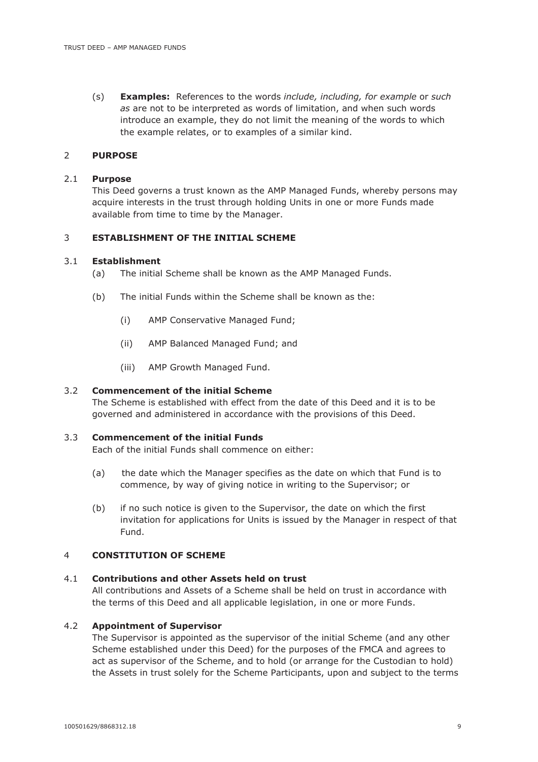(s) **Examples:** References to the words *include, including, for example* or *such as* are not to be interpreted as words of limitation, and when such words introduce an example, they do not limit the meaning of the words to which the example relates, or to examples of a similar kind.

## 2 PURPOSE

### 2.1 Purpose

This Deed governs a trust known as the AMP Managed Funds, whereby persons may acquire interests in the trust through holding Units in one or more Funds made available from time to time by the Manager.

## 3 ESTABLISHMENT OF THE INITIAL SCHEME

### 3.1 Establishment

(a) The initial Scheme shall be known as the AMP Managed Funds.

(b) The initial Funds within the Scheme shall be known as the:

(i) AMP Conservative Managed Fund;

(ii) AMP Balanced Managed Fund; and

(iii) AMP Growth Managed Fund.

### 3.2 Commencement of the initial Scheme

The Scheme is established with effect from the date of this Deed and it is to be governed and administered in accordance with the provisions of this Deed.

### 3.3 Commencement of the initial Funds

Each of the initial Funds shall commence on either:

(a) the date which the Manager specifies as the date on which that Fund is to commence, by way of giving notice in writing to the Supervisor; or

(b) if no such notice is given to the Supervisor, the date on which the first invitation for applications for Units is issued by the Manager in respect of that Fund.

## 4 CONSTITUTION OF SCHEME

### 4.1 Contributions and other Assets held on trust

All contributions and Assets of a Scheme shall be held on trust in accordance with the terms of this Deed and all applicable legislation, in one or more Funds.

### 4.2 Appointment of Supervisor

The Supervisor is appointed as the supervisor of the initial Scheme (and any other Scheme established under this Deed) for the purposes of the FMCA and agrees to act as supervisor of the Scheme, and to hold (or arrange for the Custodian to hold) the Assets in trust solely for the Scheme Participants, upon and subject to the terms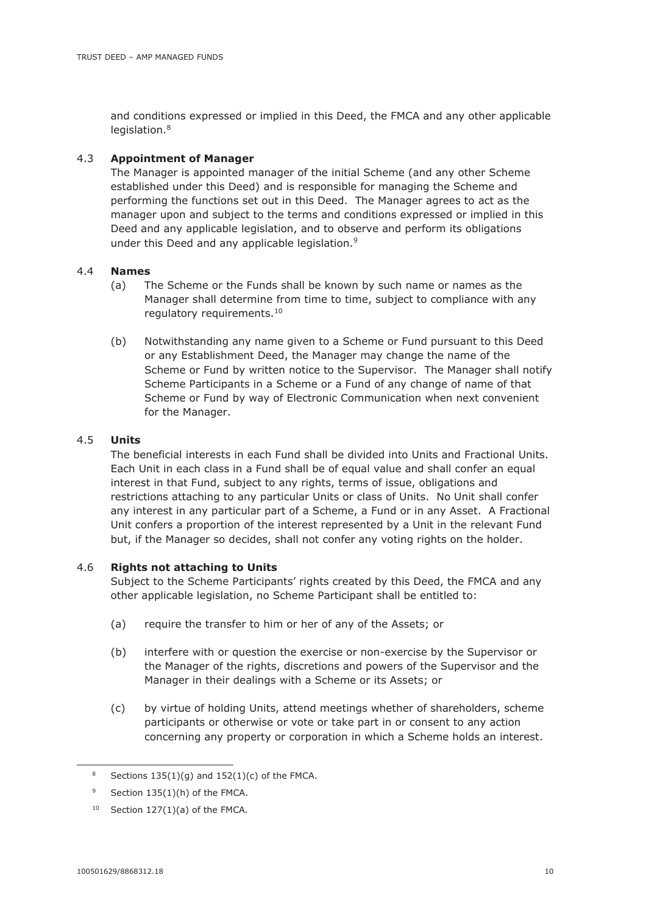and conditions expressed or implied in this Deed, the FMCA and any other applicable legislation.[8]

### 4.3 Appointment of Manager

The Manager is appointed manager of the initial Scheme (and any other Scheme established under this Deed) and is responsible for managing the Scheme and performing the functions set out in this Deed. The Manager agrees to act as the manager upon and subject to the terms and conditions expressed or implied in this Deed and any applicable legislation, and to observe and perform its obligations under this Deed and any applicable legislation.[9]

### 4.4 Names

(a) The Scheme or the Funds shall be known by such name or names as the Manager shall determine from time to time, subject to compliance with any regulatory requirements.[10]

(b) Notwithstanding any name given to a Scheme or Fund pursuant to this Deed or any Establishment Deed, the Manager may change the name of the Scheme or Fund by written notice to the Supervisor. The Manager shall notify Scheme Participants in a Scheme or a Fund of any change of name of that Scheme or Fund by way of Electronic Communication when next convenient for the Manager.

### 4.5 Units

The beneficial interests in each Fund shall be divided into Units and Fractional Units. Each Unit in each class in a Fund shall be of equal value and shall confer an equal interest in that Fund, subject to any rights, terms of issue, obligations and restrictions attaching to any particular Units or class of Units. No Unit shall confer any interest in any particular part of a Scheme, a Fund or in any Asset. A Fractional Unit confers a proportion of the interest represented by a Unit in the relevant Fund but, if the Manager so decides, shall not confer any voting rights on the holder.

### 4.6 Rights not attaching to Units

Subject to the Scheme Participants' rights created by this Deed, the FMCA and any other applicable legislation, no Scheme Participant shall be entitled to:

(a) require the transfer to him or her of any of the Assets; or

(b) interfere with or question the exercise or non-exercise by the Supervisor or the Manager of the rights, discretions and powers of the Supervisor and the Manager in their dealings with a Scheme or its Assets; or

(c) by virtue of holding Units, attend meetings whether of shareholders, scheme participants or otherwise or vote or take part in or consent to any action concerning any property or corporation in which a Scheme holds an interest.

---

[8] Sections 135(1)(g) and 152(1)(c) of the FMCA.

[9] Section 135(1)(h) of the FMCA.

[10] Section 127(1)(a) of the FMCA.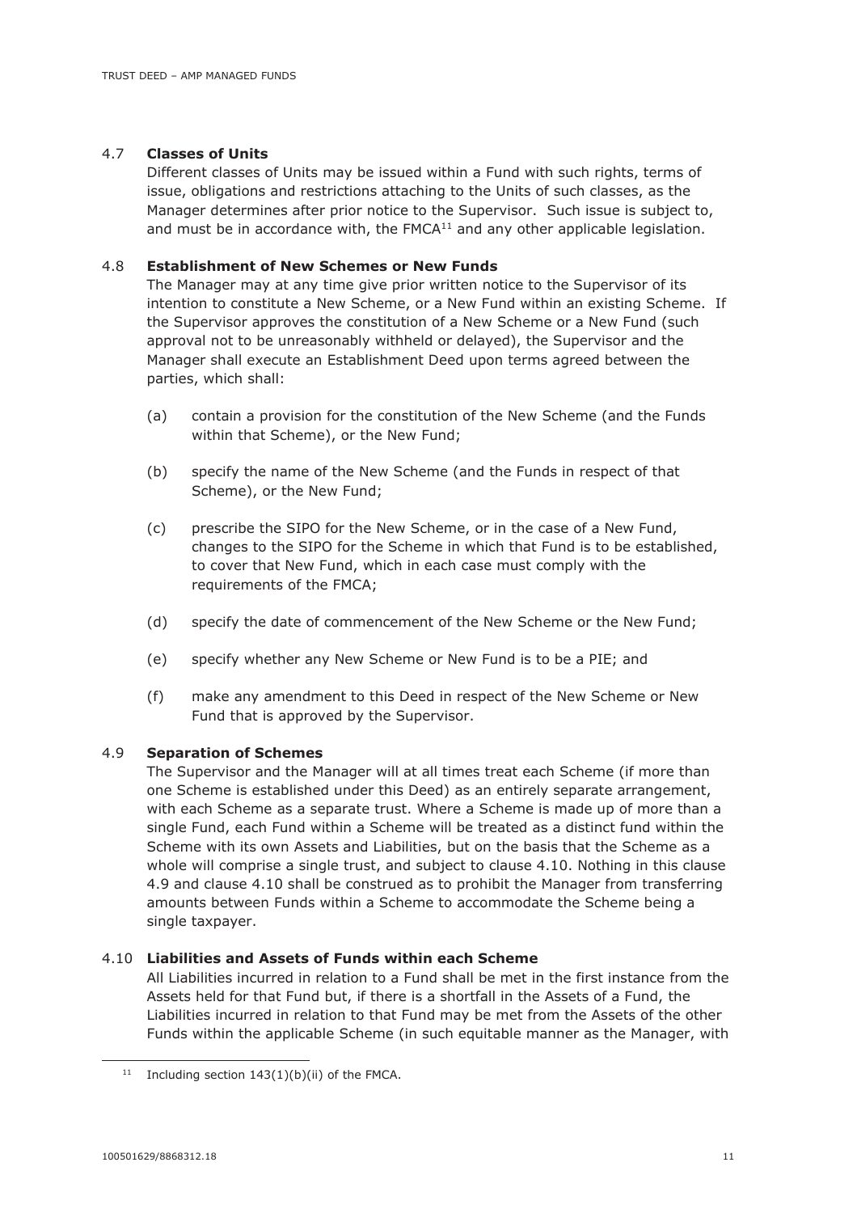### 4.7 **Classes of Units**

Different classes of Units may be issued within a Fund with such rights, terms of issue, obligations and restrictions attaching to the Units of such classes, as the Manager determines after prior notice to the Supervisor. Such issue is subject to, and must be in accordance with, the FMCA[11] and any other applicable legislation.

### 4.8 **Establishment of New Schemes or New Funds**

The Manager may at any time give prior written notice to the Supervisor of its intention to constitute a New Scheme, or a New Fund within an existing Scheme. If the Supervisor approves the constitution of a New Scheme or a New Fund (such approval not to be unreasonably withheld or delayed), the Supervisor and the Manager shall execute an Establishment Deed upon terms agreed between the parties, which shall:

(a) contain a provision for the constitution of the New Scheme (and the Funds within that Scheme), or the New Fund;

(b) specify the name of the New Scheme (and the Funds in respect of that Scheme), or the New Fund;

(c) prescribe the SIPO for the New Scheme, or in the case of a New Fund, changes to the SIPO for the Scheme in which that Fund is to be established, to cover that New Fund, which in each case must comply with the requirements of the FMCA;

(d) specify the date of commencement of the New Scheme or the New Fund;

(e) specify whether any New Scheme or New Fund is to be a PIE; and

(f) make any amendment to this Deed in respect of the New Scheme or New Fund that is approved by the Supervisor.

### 4.9 **Separation of Schemes**

The Supervisor and the Manager will at all times treat each Scheme (if more than one Scheme is established under this Deed) as an entirely separate arrangement, with each Scheme as a separate trust. Where a Scheme is made up of more than a single Fund, each Fund within a Scheme will be treated as a distinct fund within the Scheme with its own Assets and Liabilities, but on the basis that the Scheme as a whole will comprise a single trust, and subject to clause 4.10. Nothing in this clause 4.9 and clause 4.10 shall be construed as to prohibit the Manager from transferring amounts between Funds within a Scheme to accommodate the Scheme being a single taxpayer.

### 4.10 **Liabilities and Assets of Funds within each Scheme**

All Liabilities incurred in relation to a Fund shall be met in the first instance from the Assets held for that Fund but, if there is a shortfall in the Assets of a Fund, the Liabilities incurred in relation to that Fund may be met from the Assets of the other Funds within the applicable Scheme (in such equitable manner as the Manager, with

---

[11] Including section 143(1)(b)(ii) of the FMCA.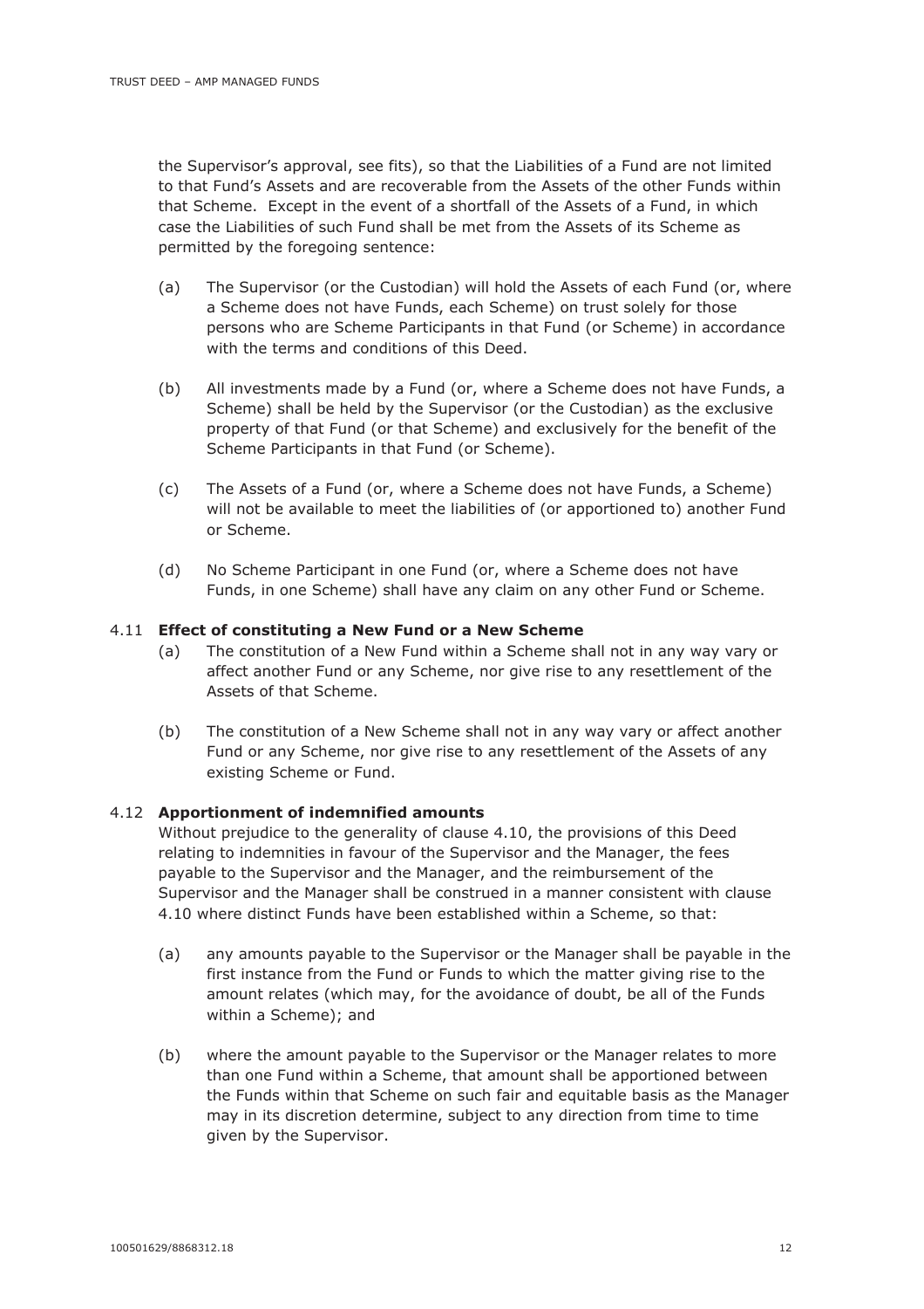the Supervisor's approval, see fits), so that the Liabilities of a Fund are not limited to that Fund's Assets and are recoverable from the Assets of the other Funds within that Scheme. Except in the event of a shortfall of the Assets of a Fund, in which case the Liabilities of such Fund shall be met from the Assets of its Scheme as permitted by the foregoing sentence:

(a) The Supervisor (or the Custodian) will hold the Assets of each Fund (or, where a Scheme does not have Funds, each Scheme) on trust solely for those persons who are Scheme Participants in that Fund (or Scheme) in accordance with the terms and conditions of this Deed.

(b) All investments made by a Fund (or, where a Scheme does not have Funds, a Scheme) shall be held by the Supervisor (or the Custodian) as the exclusive property of that Fund (or that Scheme) and exclusively for the benefit of the Scheme Participants in that Fund (or Scheme).

(c) The Assets of a Fund (or, where a Scheme does not have Funds, a Scheme) will not be available to meet the liabilities of (or apportioned to) another Fund or Scheme.

(d) No Scheme Participant in one Fund (or, where a Scheme does not have Funds, in one Scheme) shall have any claim on any other Fund or Scheme.

### 4.11 Effect of constituting a New Fund or a New Scheme

(a) The constitution of a New Fund within a Scheme shall not in any way vary or affect another Fund or any Scheme, nor give rise to any resettlement of the Assets of that Scheme.

(b) The constitution of a New Scheme shall not in any way vary or affect another Fund or any Scheme, nor give rise to any resettlement of the Assets of any existing Scheme or Fund.

### 4.12 Apportionment of indemnified amounts

Without prejudice to the generality of clause 4.10, the provisions of this Deed relating to indemnities in favour of the Supervisor and the Manager, the fees payable to the Supervisor and the Manager, and the reimbursement of the Supervisor and the Manager shall be construed in a manner consistent with clause 4.10 where distinct Funds have been established within a Scheme, so that:

(a) any amounts payable to the Supervisor or the Manager shall be payable in the first instance from the Fund or Funds to which the matter giving rise to the amount relates (which may, for the avoidance of doubt, be all of the Funds within a Scheme); and

(b) where the amount payable to the Supervisor or the Manager relates to more than one Fund within a Scheme, that amount shall be apportioned between the Funds within that Scheme on such fair and equitable basis as the Manager may in its discretion determine, subject to any direction from time to time given by the Supervisor.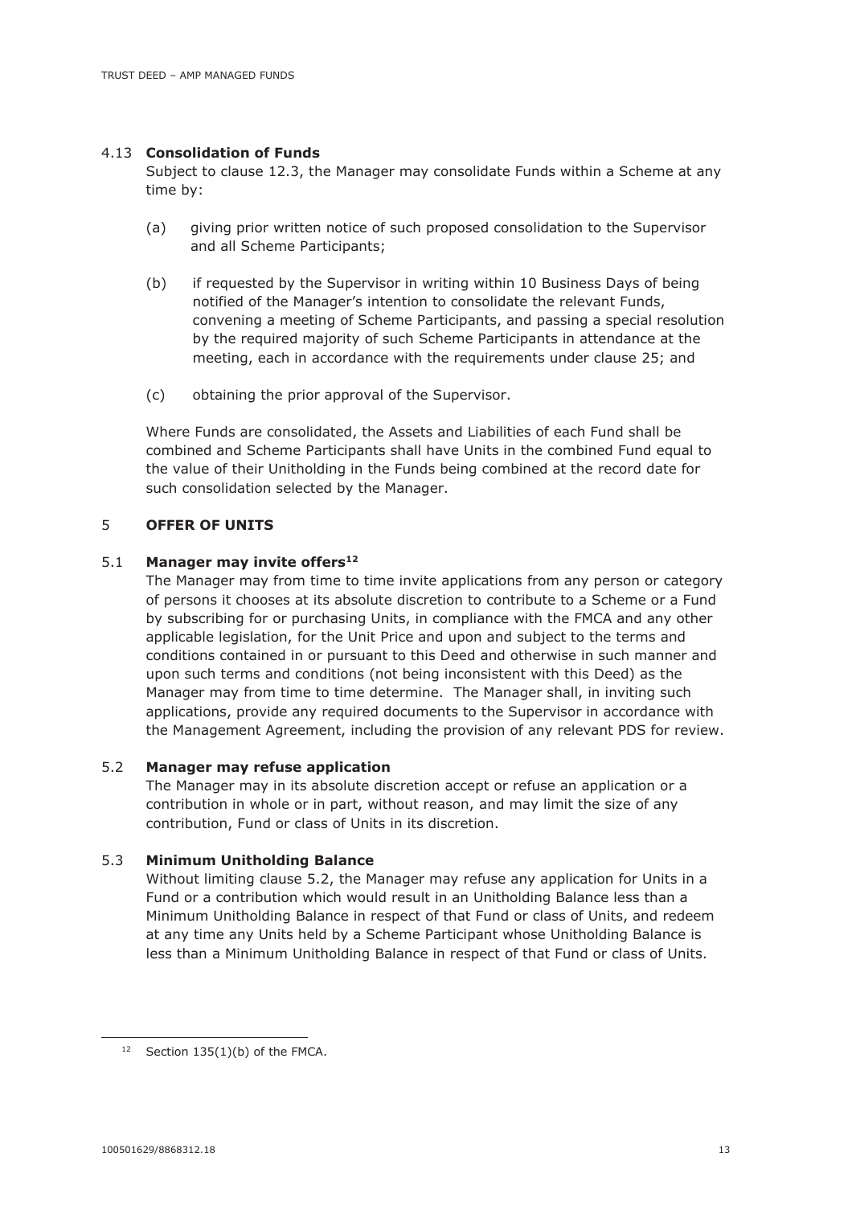### 4.13 **Consolidation of Funds**

Subject to clause 12.3, the Manager may consolidate Funds within a Scheme at any time by:

(a) giving prior written notice of such proposed consolidation to the Supervisor and all Scheme Participants;

(b) if requested by the Supervisor in writing within 10 Business Days of being notified of the Manager's intention to consolidate the relevant Funds, convening a meeting of Scheme Participants, and passing a special resolution by the required majority of such Scheme Participants in attendance at the meeting, each in accordance with the requirements under clause 25; and

(c) obtaining the prior approval of the Supervisor.

Where Funds are consolidated, the Assets and Liabilities of each Fund shall be combined and Scheme Participants shall have Units in the combined Fund equal to the value of their Unitholding in the Funds being combined at the record date for such consolidation selected by the Manager.

## 5 **OFFER OF UNITS**

### 5.1 **Manager may invite offers[12]**

The Manager may from time to time invite applications from any person or category of persons it chooses at its absolute discretion to contribute to a Scheme or a Fund by subscribing for or purchasing Units, in compliance with the FMCA and any other applicable legislation, for the Unit Price and upon and subject to the terms and conditions contained in or pursuant to this Deed and otherwise in such manner and upon such terms and conditions (not being inconsistent with this Deed) as the Manager may from time to time determine. The Manager shall, in inviting such applications, provide any required documents to the Supervisor in accordance with the Management Agreement, including the provision of any relevant PDS for review.

### 5.2 **Manager may refuse application**

The Manager may in its absolute discretion accept or refuse an application or a contribution in whole or in part, without reason, and may limit the size of any contribution, Fund or class of Units in its discretion.

### 5.3 **Minimum Unitholding Balance**

Without limiting clause 5.2, the Manager may refuse any application for Units in a Fund or a contribution which would result in an Unitholding Balance less than a Minimum Unitholding Balance in respect of that Fund or class of Units, and redeem at any time any Units held by a Scheme Participant whose Unitholding Balance is less than a Minimum Unitholding Balance in respect of that Fund or class of Units.

[12] Section 135(1)(b) of the FMCA.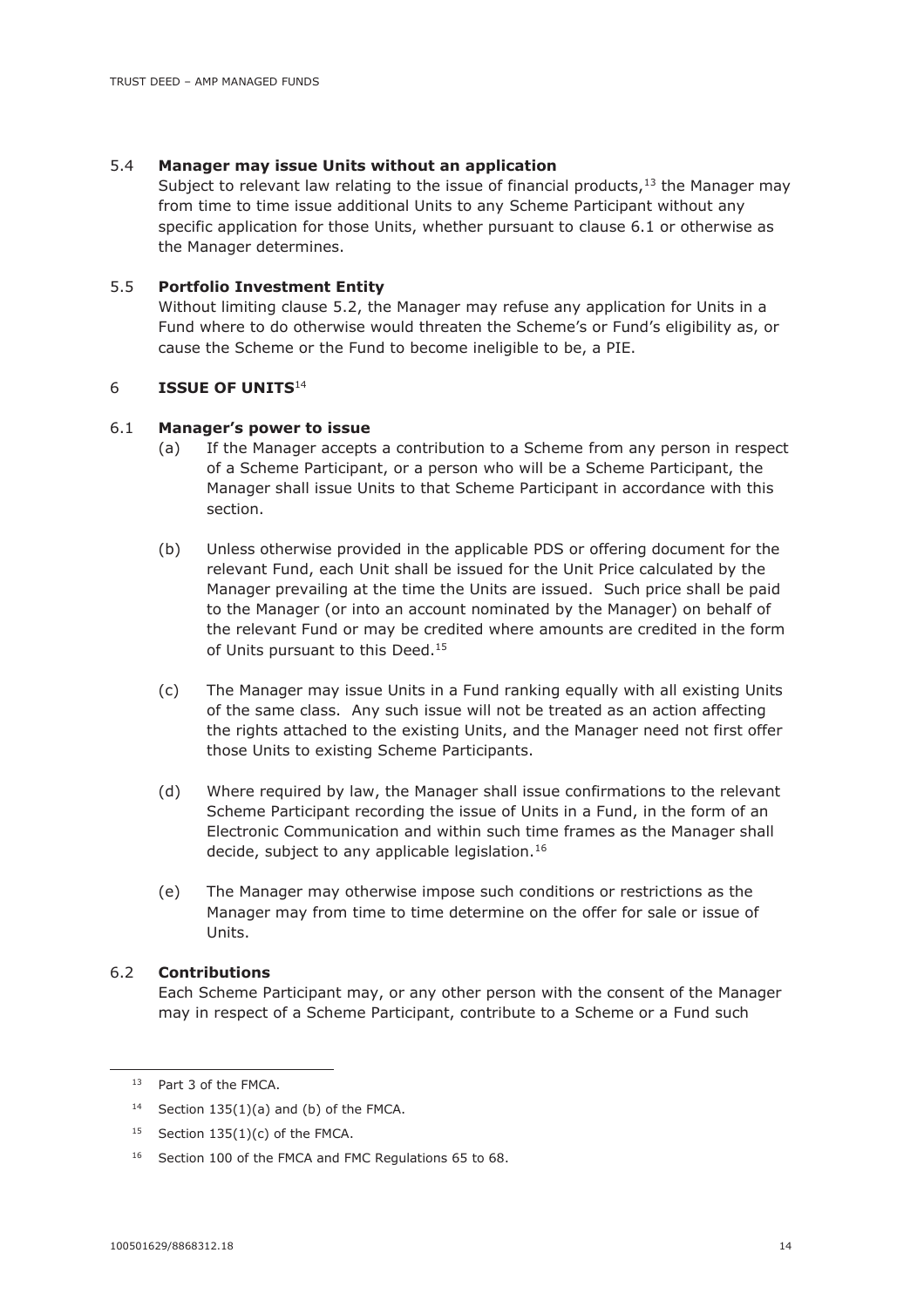### 5.4 **Manager may issue Units without an application**

Subject to relevant law relating to the issue of financial products,[13] the Manager may from time to time issue additional Units to any Scheme Participant without any specific application for those Units, whether pursuant to clause 6.1 or otherwise as the Manager determines.

### 5.5 **Portfolio Investment Entity**

Without limiting clause 5.2, the Manager may refuse any application for Units in a Fund where to do otherwise would threaten the Scheme's or Fund's eligibility as, or cause the Scheme or the Fund to become ineligible to be, a PIE.

## 6 **ISSUE OF UNITS**[14]

### 6.1 **Manager's power to issue**

(a) If the Manager accepts a contribution to a Scheme from any person in respect of a Scheme Participant, or a person who will be a Scheme Participant, the Manager shall issue Units to that Scheme Participant in accordance with this section.

(b) Unless otherwise provided in the applicable PDS or offering document for the relevant Fund, each Unit shall be issued for the Unit Price calculated by the Manager prevailing at the time the Units are issued. Such price shall be paid to the Manager (or into an account nominated by the Manager) on behalf of the relevant Fund or may be credited where amounts are credited in the form of Units pursuant to this Deed.[15]

(c) The Manager may issue Units in a Fund ranking equally with all existing Units of the same class. Any such issue will not be treated as an action affecting the rights attached to the existing Units, and the Manager need not first offer those Units to existing Scheme Participants.

(d) Where required by law, the Manager shall issue confirmations to the relevant Scheme Participant recording the issue of Units in a Fund, in the form of an Electronic Communication and within such time frames as the Manager shall decide, subject to any applicable legislation.[16]

(e) The Manager may otherwise impose such conditions or restrictions as the Manager may from time to time determine on the offer for sale or issue of Units.

### 6.2 **Contributions**

Each Scheme Participant may, or any other person with the consent of the Manager may in respect of a Scheme Participant, contribute to a Scheme or a Fund such

---

[13] Part 3 of the FMCA.

[14] Section 135(1)(a) and (b) of the FMCA.

[15] Section 135(1)(c) of the FMCA.

[16] Section 100 of the FMCA and FMC Regulations 65 to 68.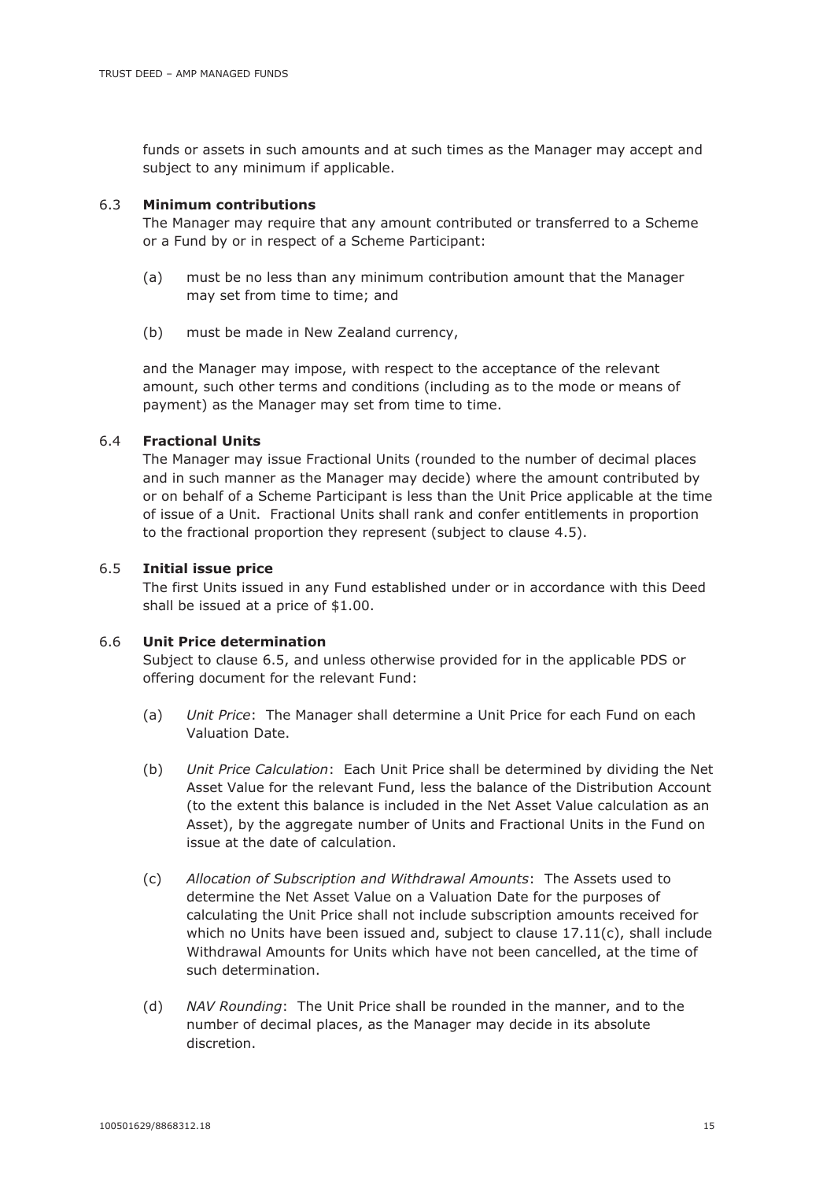funds or assets in such amounts and at such times as the Manager may accept and subject to any minimum if applicable.

### 6.3 **Minimum contributions**

The Manager may require that any amount contributed or transferred to a Scheme or a Fund by or in respect of a Scheme Participant:

(a) must be no less than any minimum contribution amount that the Manager may set from time to time; and

(b) must be made in New Zealand currency,

and the Manager may impose, with respect to the acceptance of the relevant amount, such other terms and conditions (including as to the mode or means of payment) as the Manager may set from time to time.

### 6.4 **Fractional Units**

The Manager may issue Fractional Units (rounded to the number of decimal places and in such manner as the Manager may decide) where the amount contributed by or on behalf of a Scheme Participant is less than the Unit Price applicable at the time of issue of a Unit. Fractional Units shall rank and confer entitlements in proportion to the fractional proportion they represent (subject to clause 4.5).

### 6.5 **Initial issue price**

The first Units issued in any Fund established under or in accordance with this Deed shall be issued at a price of $1.00.

### 6.6 **Unit Price determination**

Subject to clause 6.5, and unless otherwise provided for in the applicable PDS or offering document for the relevant Fund:

(a) *Unit Price*: The Manager shall determine a Unit Price for each Fund on each Valuation Date.

(b) *Unit Price Calculation*: Each Unit Price shall be determined by dividing the Net Asset Value for the relevant Fund, less the balance of the Distribution Account (to the extent this balance is included in the Net Asset Value calculation as an Asset), by the aggregate number of Units and Fractional Units in the Fund on issue at the date of calculation.

(c) *Allocation of Subscription and Withdrawal Amounts*: The Assets used to determine the Net Asset Value on a Valuation Date for the purposes of calculating the Unit Price shall not include subscription amounts received for which no Units have been issued and, subject to clause 17.11(c), shall include Withdrawal Amounts for Units which have not been cancelled, at the time of such determination.

(d) *NAV Rounding*: The Unit Price shall be rounded in the manner, and to the number of decimal places, as the Manager may decide in its absolute discretion.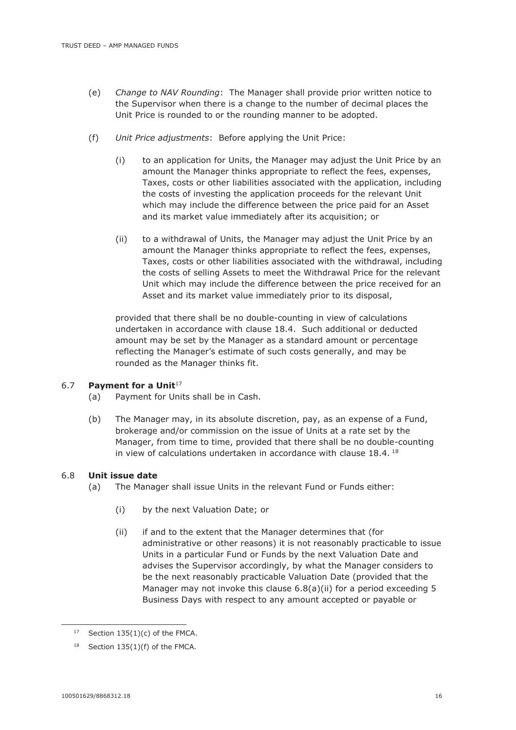(e) *Change to NAV Rounding*: The Manager shall provide prior written notice to the Supervisor when there is a change to the number of decimal places the Unit Price is rounded to or the rounding manner to be adopted.

(f) *Unit Price adjustments*: Before applying the Unit Price:

(i) to an application for Units, the Manager may adjust the Unit Price by an amount the Manager thinks appropriate to reflect the fees, expenses, Taxes, costs or other liabilities associated with the application, including the costs of investing the application proceeds for the relevant Unit which may include the difference between the price paid for an Asset and its market value immediately after its acquisition; or

(ii) to a withdrawal of Units, the Manager may adjust the Unit Price by an amount the Manager thinks appropriate to reflect the fees, expenses, Taxes, costs or other liabilities associated with the withdrawal, including the costs of selling Assets to meet the Withdrawal Price for the relevant Unit which may include the difference between the price received for an Asset and its market value immediately prior to its disposal,

provided that there shall be no double-counting in view of calculations undertaken in accordance with clause 18.4. Such additional or deducted amount may be set by the Manager as a standard amount or percentage reflecting the Manager's estimate of such costs generally, and may be rounded as the Manager thinks fit.

### 6.7 Payment for a Unit[17]

(a) Payment for Units shall be in Cash.

(b) The Manager may, in its absolute discretion, pay, as an expense of a Fund, brokerage and/or commission on the issue of Units at a rate set by the Manager, from time to time, provided that there shall be no double-counting in view of calculations undertaken in accordance with clause 18.4.[18]

### 6.8 Unit issue date

(a) The Manager shall issue Units in the relevant Fund or Funds either:

(i) by the next Valuation Date; or

(ii) if and to the extent that the Manager determines that (for administrative or other reasons) it is not reasonably practicable to issue Units in a particular Fund or Funds by the next Valuation Date and advises the Supervisor accordingly, by what the Manager considers to be the next reasonably practicable Valuation Date (provided that the Manager may not invoke this clause 6.8(a)(ii) for a period exceeding 5 Business Days with respect to any amount accepted or payable or

---

[17] Section 135(1)(c) of the FMCA.

[18] Section 135(1)(f) of the FMCA.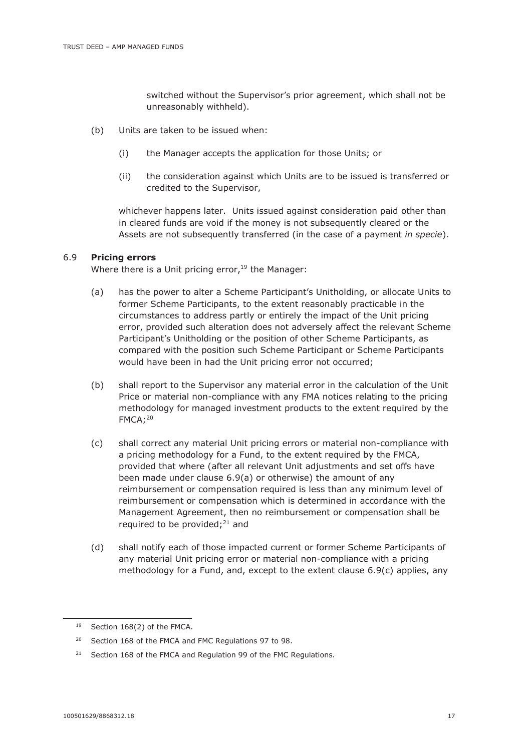switched without the Supervisor's prior agreement, which shall not be unreasonably withheld).

(b) Units are taken to be issued when:

(i) the Manager accepts the application for those Units; or

(ii) the consideration against which Units are to be issued is transferred or credited to the Supervisor,

whichever happens later. Units issued against consideration paid other than in cleared funds are void if the money is not subsequently cleared or the Assets are not subsequently transferred (in the case of a payment *in specie*).

6.9 **Pricing errors**

Where there is a Unit pricing error,[19] the Manager:

(a) has the power to alter a Scheme Participant's Unitholding, or allocate Units to former Scheme Participants, to the extent reasonably practicable in the circumstances to address partly or entirely the impact of the Unit pricing error, provided such alteration does not adversely affect the relevant Scheme Participant's Unitholding or the position of other Scheme Participants, as compared with the position such Scheme Participant or Scheme Participants would have been in had the Unit pricing error not occurred;

(b) shall report to the Supervisor any material error in the calculation of the Unit Price or material non-compliance with any FMA notices relating to the pricing methodology for managed investment products to the extent required by the FMCA;[20]

(c) shall correct any material Unit pricing errors or material non-compliance with a pricing methodology for a Fund, to the extent required by the FMCA, provided that where (after all relevant Unit adjustments and set offs have been made under clause 6.9(a) or otherwise) the amount of any reimbursement or compensation required is less than any minimum level of reimbursement or compensation which is determined in accordance with the Management Agreement, then no reimbursement or compensation shall be required to be provided;[21] and

(d) shall notify each of those impacted current or former Scheme Participants of any material Unit pricing error or material non-compliance with a pricing methodology for a Fund, and, except to the extent clause 6.9(c) applies, any

[19] Section 168(2) of the FMCA.

[20] Section 168 of the FMCA and FMC Regulations 97 to 98.

[21] Section 168 of the FMCA and Regulation 99 of the FMC Regulations.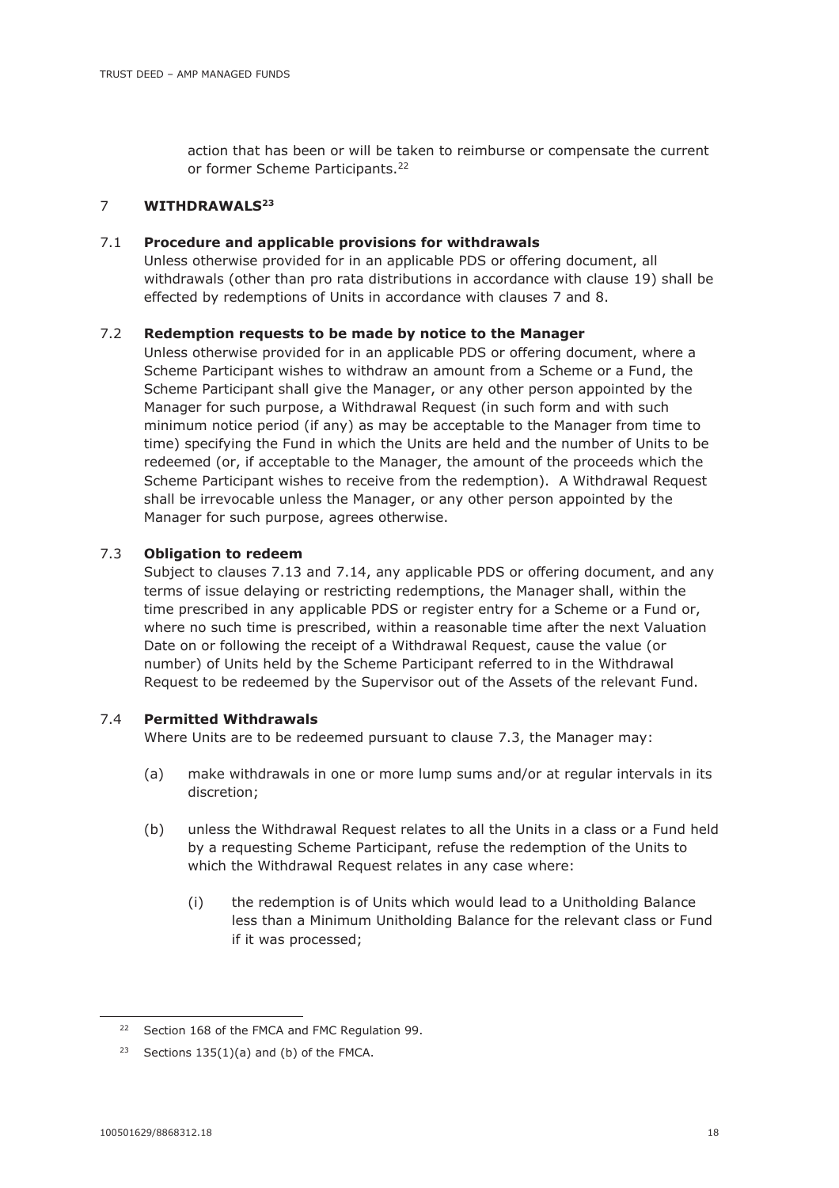action that has been or will be taken to reimburse or compensate the current or former Scheme Participants.[22]

## 7 WITHDRAWALS[23]

### 7.1 Procedure and applicable provisions for withdrawals

Unless otherwise provided for in an applicable PDS or offering document, all withdrawals (other than pro rata distributions in accordance with clause 19) shall be effected by redemptions of Units in accordance with clauses 7 and 8.

### 7.2 Redemption requests to be made by notice to the Manager

Unless otherwise provided for in an applicable PDS or offering document, where a Scheme Participant wishes to withdraw an amount from a Scheme or a Fund, the Scheme Participant shall give the Manager, or any other person appointed by the Manager for such purpose, a Withdrawal Request (in such form and with such minimum notice period (if any) as may be acceptable to the Manager from time to time) specifying the Fund in which the Units are held and the number of Units to be redeemed (or, if acceptable to the Manager, the amount of the proceeds which the Scheme Participant wishes to receive from the redemption). A Withdrawal Request shall be irrevocable unless the Manager, or any other person appointed by the Manager for such purpose, agrees otherwise.

### 7.3 Obligation to redeem

Subject to clauses 7.13 and 7.14, any applicable PDS or offering document, and any terms of issue delaying or restricting redemptions, the Manager shall, within the time prescribed in any applicable PDS or register entry for a Scheme or a Fund or, where no such time is prescribed, within a reasonable time after the next Valuation Date on or following the receipt of a Withdrawal Request, cause the value (or number) of Units held by the Scheme Participant referred to in the Withdrawal Request to be redeemed by the Supervisor out of the Assets of the relevant Fund.

### 7.4 Permitted Withdrawals

Where Units are to be redeemed pursuant to clause 7.3, the Manager may:

(a) make withdrawals in one or more lump sums and/or at regular intervals in its discretion;

(b) unless the Withdrawal Request relates to all the Units in a class or a Fund held by a requesting Scheme Participant, refuse the redemption of the Units to which the Withdrawal Request relates in any case where:

  (i) the redemption is of Units which would lead to a Unitholding Balance less than a Minimum Unitholding Balance for the relevant class or Fund if it was processed;

---

[22] Section 168 of the FMCA and FMC Regulation 99.

[23] Sections 135(1)(a) and (b) of the FMCA.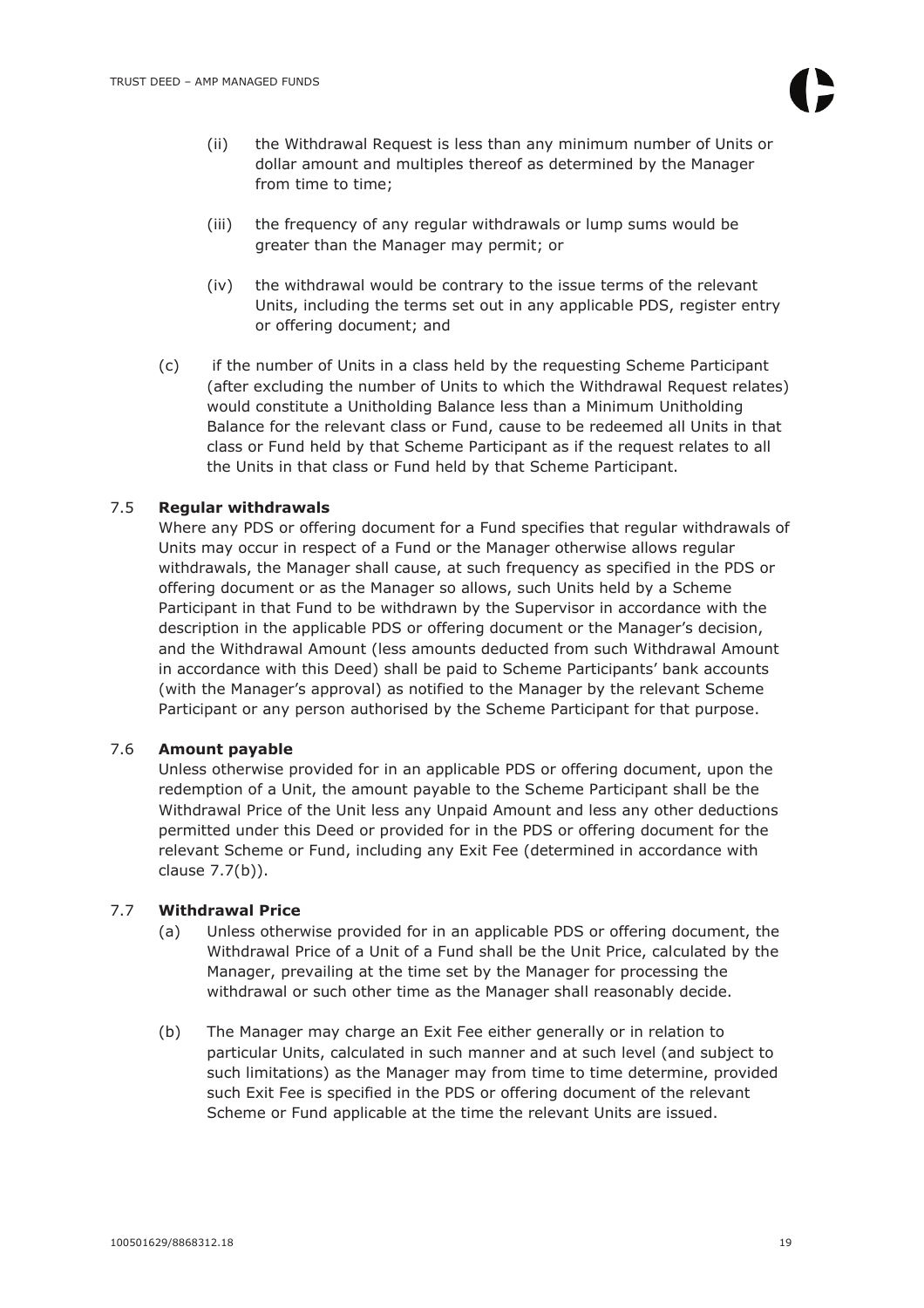(ii) the Withdrawal Request is less than any minimum number of Units or dollar amount and multiples thereof as determined by the Manager from time to time;

(iii) the frequency of any regular withdrawals or lump sums would be greater than the Manager may permit; or

(iv) the withdrawal would be contrary to the issue terms of the relevant Units, including the terms set out in any applicable PDS, register entry or offering document; and

(c) if the number of Units in a class held by the requesting Scheme Participant (after excluding the number of Units to which the Withdrawal Request relates) would constitute a Unitholding Balance less than a Minimum Unitholding Balance for the relevant class or Fund, cause to be redeemed all Units in that class or Fund held by that Scheme Participant as if the request relates to all the Units in that class or Fund held by that Scheme Participant.

### 7.5 Regular withdrawals

Where any PDS or offering document for a Fund specifies that regular withdrawals of Units may occur in respect of a Fund or the Manager otherwise allows regular withdrawals, the Manager shall cause, at such frequency as specified in the PDS or offering document or as the Manager so allows, such Units held by a Scheme Participant in that Fund to be withdrawn by the Supervisor in accordance with the description in the applicable PDS or offering document or the Manager's decision, and the Withdrawal Amount (less amounts deducted from such Withdrawal Amount in accordance with this Deed) shall be paid to Scheme Participants' bank accounts (with the Manager's approval) as notified to the Manager by the relevant Scheme Participant or any person authorised by the Scheme Participant for that purpose.

### 7.6 Amount payable

Unless otherwise provided for in an applicable PDS or offering document, upon the redemption of a Unit, the amount payable to the Scheme Participant shall be the Withdrawal Price of the Unit less any Unpaid Amount and less any other deductions permitted under this Deed or provided for in the PDS or offering document for the relevant Scheme or Fund, including any Exit Fee (determined in accordance with clause 7.7(b)).

### 7.7 Withdrawal Price

(a) Unless otherwise provided for in an applicable PDS or offering document, the Withdrawal Price of a Unit of a Fund shall be the Unit Price, calculated by the Manager, prevailing at the time set by the Manager for processing the withdrawal or such other time as the Manager shall reasonably decide.

(b) The Manager may charge an Exit Fee either generally or in relation to particular Units, calculated in such manner and at such level (and subject to such limitations) as the Manager may from time to time determine, provided such Exit Fee is specified in the PDS or offering document of the relevant Scheme or Fund applicable at the time the relevant Units are issued.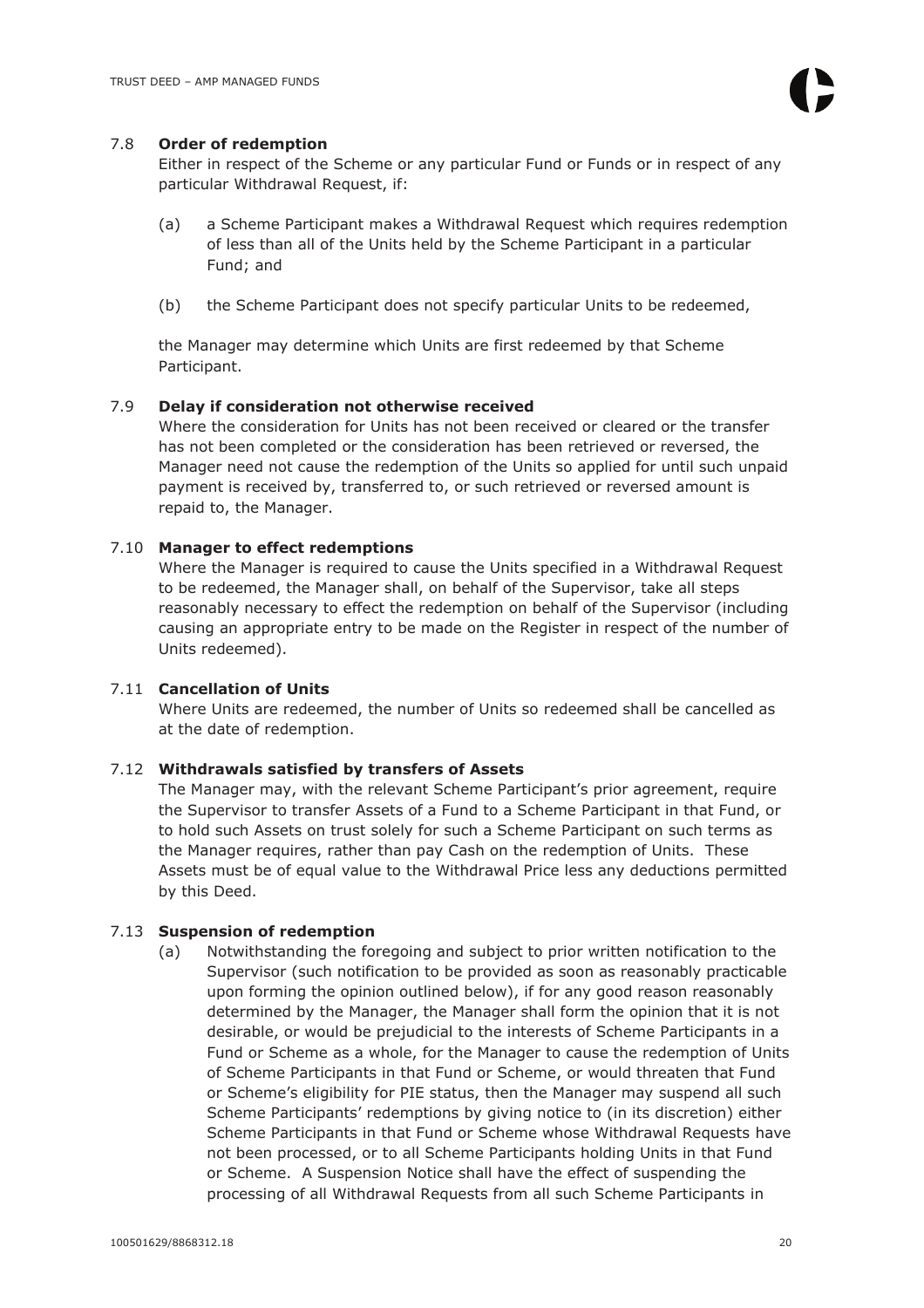### 7.8 **Order of redemption**

Either in respect of the Scheme or any particular Fund or Funds or in respect of any particular Withdrawal Request, if:

(a) a Scheme Participant makes a Withdrawal Request which requires redemption of less than all of the Units held by the Scheme Participant in a particular Fund; and

(b) the Scheme Participant does not specify particular Units to be redeemed,

the Manager may determine which Units are first redeemed by that Scheme Participant.

### 7.9 **Delay if consideration not otherwise received**

Where the consideration for Units has not been received or cleared or the transfer has not been completed or the consideration has been retrieved or reversed, the Manager need not cause the redemption of the Units so applied for until such unpaid payment is received by, transferred to, or such retrieved or reversed amount is repaid to, the Manager.

### 7.10 **Manager to effect redemptions**

Where the Manager is required to cause the Units specified in a Withdrawal Request to be redeemed, the Manager shall, on behalf of the Supervisor, take all steps reasonably necessary to effect the redemption on behalf of the Supervisor (including causing an appropriate entry to be made on the Register in respect of the number of Units redeemed).

### 7.11 **Cancellation of Units**

Where Units are redeemed, the number of Units so redeemed shall be cancelled as at the date of redemption.

### 7.12 **Withdrawals satisfied by transfers of Assets**

The Manager may, with the relevant Scheme Participant's prior agreement, require the Supervisor to transfer Assets of a Fund to a Scheme Participant in that Fund, or to hold such Assets on trust solely for such a Scheme Participant on such terms as the Manager requires, rather than pay Cash on the redemption of Units. These Assets must be of equal value to the Withdrawal Price less any deductions permitted by this Deed.

### 7.13 **Suspension of redemption**

(a) Notwithstanding the foregoing and subject to prior written notification to the Supervisor (such notification to be provided as soon as reasonably practicable upon forming the opinion outlined below), if for any good reason reasonably determined by the Manager, the Manager shall form the opinion that it is not desirable, or would be prejudicial to the interests of Scheme Participants in a Fund or Scheme as a whole, for the Manager to cause the redemption of Units of Scheme Participants in that Fund or Scheme, or would threaten that Fund or Scheme's eligibility for PIE status, then the Manager may suspend all such Scheme Participants' redemptions by giving notice to (in its discretion) either Scheme Participants in that Fund or Scheme whose Withdrawal Requests have not been processed, or to all Scheme Participants holding Units in that Fund or Scheme. A Suspension Notice shall have the effect of suspending the processing of all Withdrawal Requests from all such Scheme Participants in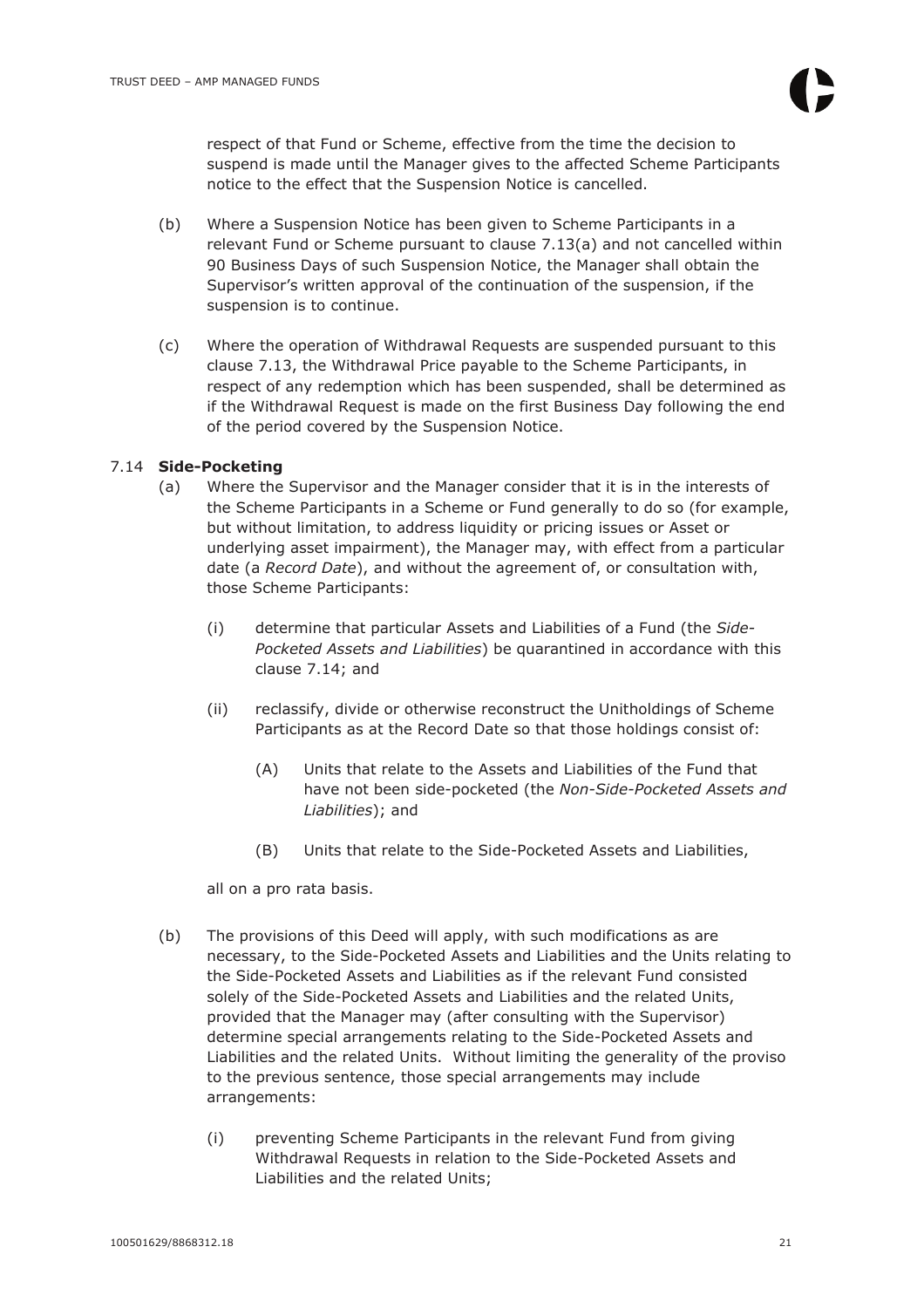respect of that Fund or Scheme, effective from the time the decision to suspend is made until the Manager gives to the affected Scheme Participants notice to the effect that the Suspension Notice is cancelled.

(b) Where a Suspension Notice has been given to Scheme Participants in a relevant Fund or Scheme pursuant to clause 7.13(a) and not cancelled within 90 Business Days of such Suspension Notice, the Manager shall obtain the Supervisor's written approval of the continuation of the suspension, if the suspension is to continue.

(c) Where the operation of Withdrawal Requests are suspended pursuant to this clause 7.13, the Withdrawal Price payable to the Scheme Participants, in respect of any redemption which has been suspended, shall be determined as if the Withdrawal Request is made on the first Business Day following the end of the period covered by the Suspension Notice.

7.14 **Side-Pocketing**

(a) Where the Supervisor and the Manager consider that it is in the interests of the Scheme Participants in a Scheme or Fund generally to do so (for example, but without limitation, to address liquidity or pricing issues or Asset or underlying asset impairment), the Manager may, with effect from a particular date (a *Record Date*), and without the agreement of, or consultation with, those Scheme Participants:

(i) determine that particular Assets and Liabilities of a Fund (the *Side-Pocketed Assets and Liabilities*) be quarantined in accordance with this clause 7.14; and

(ii) reclassify, divide or otherwise reconstruct the Unitholdings of Scheme Participants as at the Record Date so that those holdings consist of:

(A) Units that relate to the Assets and Liabilities of the Fund that have not been side-pocketed (the *Non-Side-Pocketed Assets and Liabilities*); and

(B) Units that relate to the Side-Pocketed Assets and Liabilities,

all on a pro rata basis.

(b) The provisions of this Deed will apply, with such modifications as are necessary, to the Side-Pocketed Assets and Liabilities and the Units relating to the Side-Pocketed Assets and Liabilities as if the relevant Fund consisted solely of the Side-Pocketed Assets and Liabilities and the related Units, provided that the Manager may (after consulting with the Supervisor) determine special arrangements relating to the Side-Pocketed Assets and Liabilities and the related Units. Without limiting the generality of the proviso to the previous sentence, those special arrangements may include arrangements:

(i) preventing Scheme Participants in the relevant Fund from giving Withdrawal Requests in relation to the Side-Pocketed Assets and Liabilities and the related Units;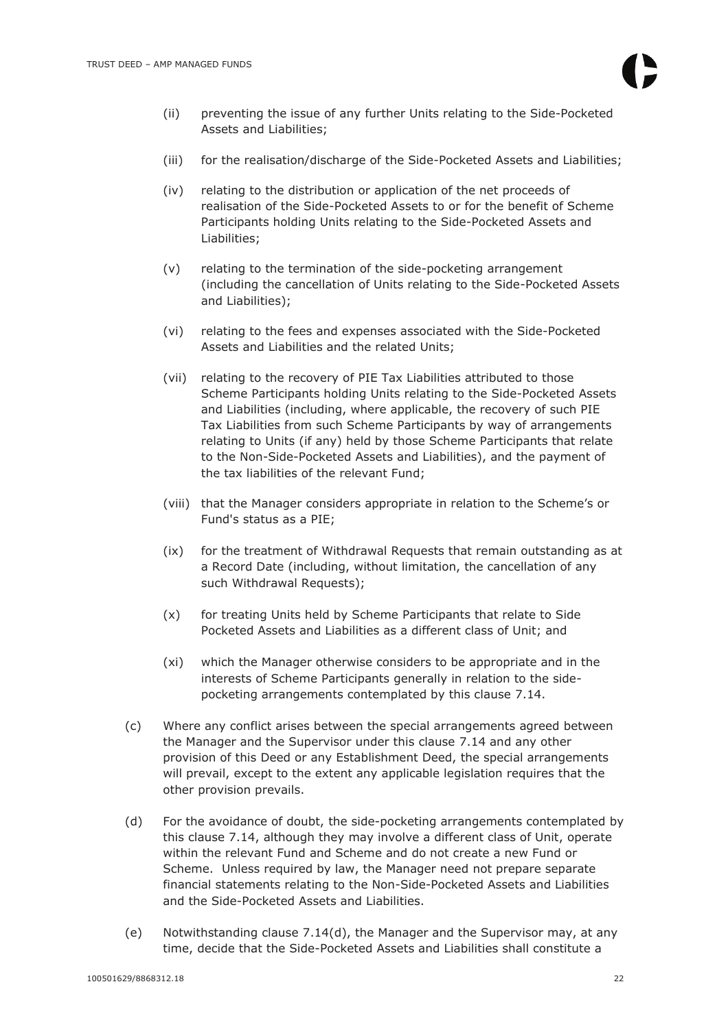(ii) preventing the issue of any further Units relating to the Side-Pocketed Assets and Liabilities;

(iii) for the realisation/discharge of the Side-Pocketed Assets and Liabilities;

(iv) relating to the distribution or application of the net proceeds of realisation of the Side-Pocketed Assets to or for the benefit of Scheme Participants holding Units relating to the Side-Pocketed Assets and Liabilities;

(v) relating to the termination of the side-pocketing arrangement (including the cancellation of Units relating to the Side-Pocketed Assets and Liabilities);

(vi) relating to the fees and expenses associated with the Side-Pocketed Assets and Liabilities and the related Units;

(vii) relating to the recovery of PIE Tax Liabilities attributed to those Scheme Participants holding Units relating to the Side-Pocketed Assets and Liabilities (including, where applicable, the recovery of such PIE Tax Liabilities from such Scheme Participants by way of arrangements relating to Units (if any) held by those Scheme Participants that relate to the Non-Side-Pocketed Assets and Liabilities), and the payment of the tax liabilities of the relevant Fund;

(viii) that the Manager considers appropriate in relation to the Scheme's or Fund's status as a PIE;

(ix) for the treatment of Withdrawal Requests that remain outstanding as at a Record Date (including, without limitation, the cancellation of any such Withdrawal Requests);

(x) for treating Units held by Scheme Participants that relate to Side Pocketed Assets and Liabilities as a different class of Unit; and

(xi) which the Manager otherwise considers to be appropriate and in the interests of Scheme Participants generally in relation to the side-pocketing arrangements contemplated by this clause 7.14.

(c) Where any conflict arises between the special arrangements agreed between the Manager and the Supervisor under this clause 7.14 and any other provision of this Deed or any Establishment Deed, the special arrangements will prevail, except to the extent any applicable legislation requires that the other provision prevails.

(d) For the avoidance of doubt, the side-pocketing arrangements contemplated by this clause 7.14, although they may involve a different class of Unit, operate within the relevant Fund and Scheme and do not create a new Fund or Scheme. Unless required by law, the Manager need not prepare separate financial statements relating to the Non-Side-Pocketed Assets and Liabilities and the Side-Pocketed Assets and Liabilities.

(e) Notwithstanding clause 7.14(d), the Manager and the Supervisor may, at any time, decide that the Side-Pocketed Assets and Liabilities shall constitute a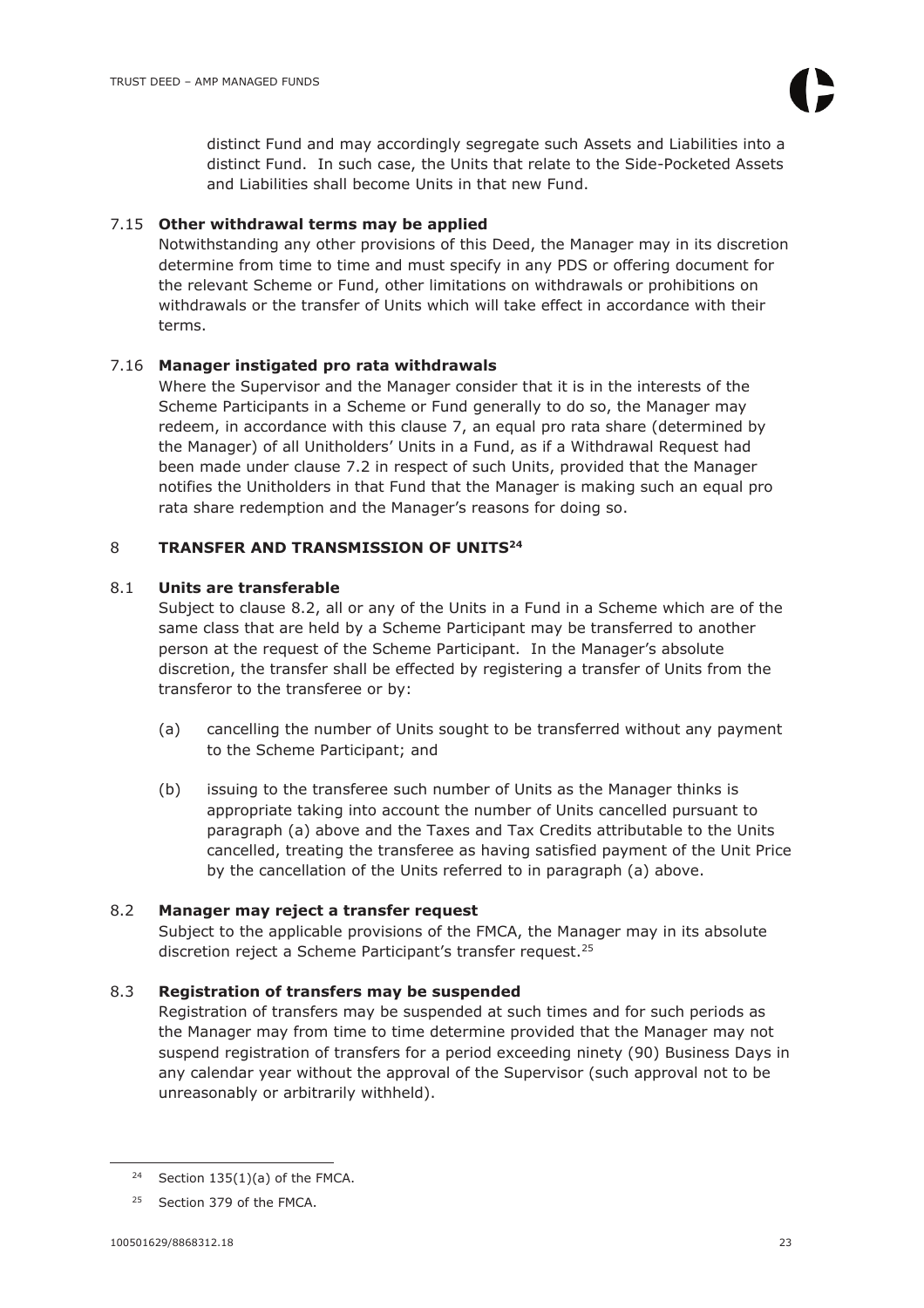distinct Fund and may accordingly segregate such Assets and Liabilities into a distinct Fund. In such case, the Units that relate to the Side-Pocketed Assets and Liabilities shall become Units in that new Fund.

7.15 **Other withdrawal terms may be applied**

Notwithstanding any other provisions of this Deed, the Manager may in its discretion determine from time to time and must specify in any PDS or offering document for the relevant Scheme or Fund, other limitations on withdrawals or prohibitions on withdrawals or the transfer of Units which will take effect in accordance with their terms.

7.16 **Manager instigated pro rata withdrawals**

Where the Supervisor and the Manager consider that it is in the interests of the Scheme Participants in a Scheme or Fund generally to do so, the Manager may redeem, in accordance with this clause 7, an equal pro rata share (determined by the Manager) of all Unitholders' Units in a Fund, as if a Withdrawal Request had been made under clause 7.2 in respect of such Units, provided that the Manager notifies the Unitholders in that Fund that the Manager is making such an equal pro rata share redemption and the Manager's reasons for doing so.

## 8 TRANSFER AND TRANSMISSION OF UNITS[24]

8.1 **Units are transferable**

Subject to clause 8.2, all or any of the Units in a Fund in a Scheme which are of the same class that are held by a Scheme Participant may be transferred to another person at the request of the Scheme Participant. In the Manager's absolute discretion, the transfer shall be effected by registering a transfer of Units from the transferor to the transferee or by:

(a) cancelling the number of Units sought to be transferred without any payment to the Scheme Participant; and

(b) issuing to the transferee such number of Units as the Manager thinks is appropriate taking into account the number of Units cancelled pursuant to paragraph (a) above and the Taxes and Tax Credits attributable to the Units cancelled, treating the transferee as having satisfied payment of the Unit Price by the cancellation of the Units referred to in paragraph (a) above.

8.2 **Manager may reject a transfer request**

Subject to the applicable provisions of the FMCA, the Manager may in its absolute discretion reject a Scheme Participant's transfer request.[25]

8.3 **Registration of transfers may be suspended**

Registration of transfers may be suspended at such times and for such periods as the Manager may from time to time determine provided that the Manager may not suspend registration of transfers for a period exceeding ninety (90) Business Days in any calendar year without the approval of the Supervisor (such approval not to be unreasonably or arbitrarily withheld).

[24] Section 135(1)(a) of the FMCA.

[25] Section 379 of the FMCA.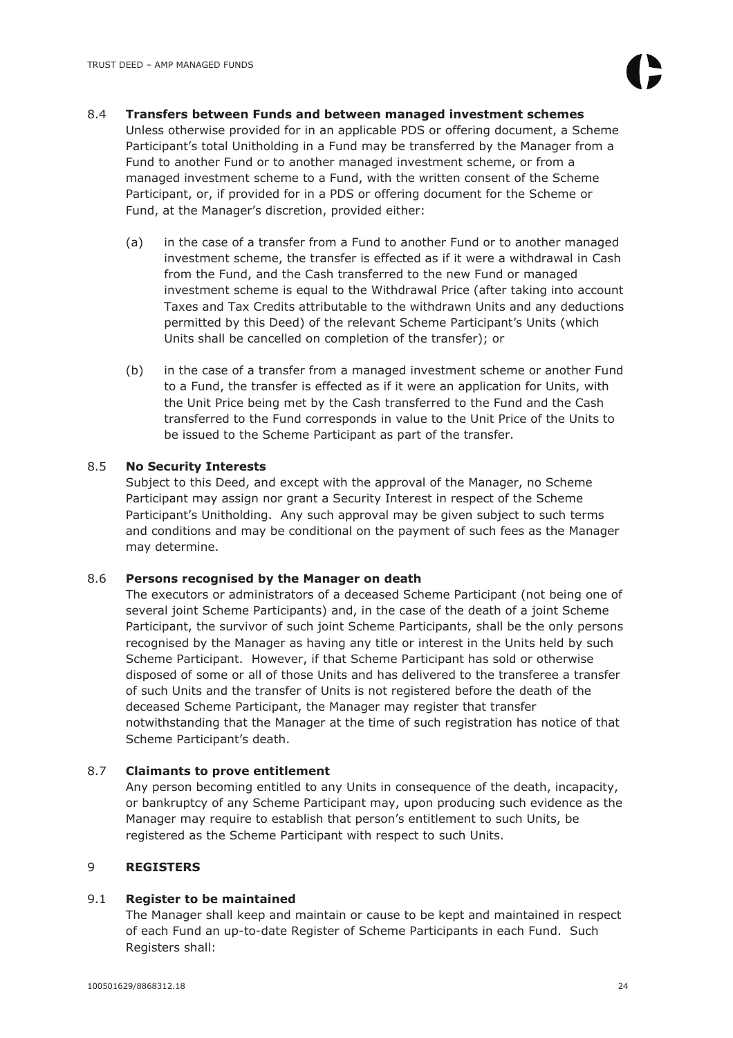### 8.4 Transfers between Funds and between managed investment schemes

Unless otherwise provided for in an applicable PDS or offering document, a Scheme Participant's total Unitholding in a Fund may be transferred by the Manager from a Fund to another Fund or to another managed investment scheme, or from a managed investment scheme to a Fund, with the written consent of the Scheme Participant, or, if provided for in a PDS or offering document for the Scheme or Fund, at the Manager's discretion, provided either:

(a) in the case of a transfer from a Fund to another Fund or to another managed investment scheme, the transfer is effected as if it were a withdrawal in Cash from the Fund, and the Cash transferred to the new Fund or managed investment scheme is equal to the Withdrawal Price (after taking into account Taxes and Tax Credits attributable to the withdrawn Units and any deductions permitted by this Deed) of the relevant Scheme Participant's Units (which Units shall be cancelled on completion of the transfer); or

(b) in the case of a transfer from a managed investment scheme or another Fund to a Fund, the transfer is effected as if it were an application for Units, with the Unit Price being met by the Cash transferred to the Fund and the Cash transferred to the Fund corresponds in value to the Unit Price of the Units to be issued to the Scheme Participant as part of the transfer.

### 8.5 No Security Interests

Subject to this Deed, and except with the approval of the Manager, no Scheme Participant may assign nor grant a Security Interest in respect of the Scheme Participant's Unitholding. Any such approval may be given subject to such terms and conditions and may be conditional on the payment of such fees as the Manager may determine.

### 8.6 Persons recognised by the Manager on death

The executors or administrators of a deceased Scheme Participant (not being one of several joint Scheme Participants) and, in the case of the death of a joint Scheme Participant, the survivor of such joint Scheme Participants, shall be the only persons recognised by the Manager as having any title or interest in the Units held by such Scheme Participant. However, if that Scheme Participant has sold or otherwise disposed of some or all of those Units and has delivered to the transferee a transfer of such Units and the transfer of Units is not registered before the death of the deceased Scheme Participant, the Manager may register that transfer notwithstanding that the Manager at the time of such registration has notice of that Scheme Participant's death.

### 8.7 Claimants to prove entitlement

Any person becoming entitled to any Units in consequence of the death, incapacity, or bankruptcy of any Scheme Participant may, upon producing such evidence as the Manager may require to establish that person's entitlement to such Units, be registered as the Scheme Participant with respect to such Units.

## 9 REGISTERS

### 9.1 Register to be maintained

The Manager shall keep and maintain or cause to be kept and maintained in respect of each Fund an up-to-date Register of Scheme Participants in each Fund. Such Registers shall: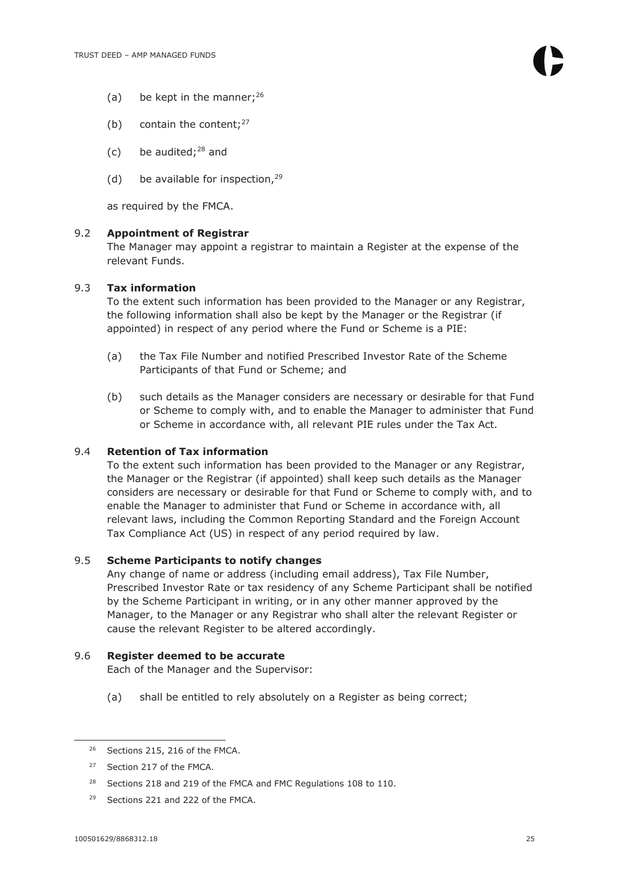(a) be kept in the manner;[26]

(b) contain the content;[27]

(c) be audited;[28] and

(d) be available for inspection,[29]

as required by the FMCA.

### 9.2 Appointment of Registrar

The Manager may appoint a registrar to maintain a Register at the expense of the relevant Funds.

### 9.3 Tax information

To the extent such information has been provided to the Manager or any Registrar, the following information shall also be kept by the Manager or the Registrar (if appointed) in respect of any period where the Fund or Scheme is a PIE:

(a) the Tax File Number and notified Prescribed Investor Rate of the Scheme Participants of that Fund or Scheme; and

(b) such details as the Manager considers are necessary or desirable for that Fund or Scheme to comply with, and to enable the Manager to administer that Fund or Scheme in accordance with, all relevant PIE rules under the Tax Act.

### 9.4 Retention of Tax information

To the extent such information has been provided to the Manager or any Registrar, the Manager or the Registrar (if appointed) shall keep such details as the Manager considers are necessary or desirable for that Fund or Scheme to comply with, and to enable the Manager to administer that Fund or Scheme in accordance with, all relevant laws, including the Common Reporting Standard and the Foreign Account Tax Compliance Act (US) in respect of any period required by law.

### 9.5 Scheme Participants to notify changes

Any change of name or address (including email address), Tax File Number, Prescribed Investor Rate or tax residency of any Scheme Participant shall be notified by the Scheme Participant in writing, or in any other manner approved by the Manager, to the Manager or any Registrar who shall alter the relevant Register or cause the relevant Register to be altered accordingly.

### 9.6 Register deemed to be accurate

Each of the Manager and the Supervisor:

(a) shall be entitled to rely absolutely on a Register as being correct;

---

[26] Sections 215, 216 of the FMCA.

[27] Section 217 of the FMCA.

[28] Sections 218 and 219 of the FMCA and FMC Regulations 108 to 110.

[29] Sections 221 and 222 of the FMCA.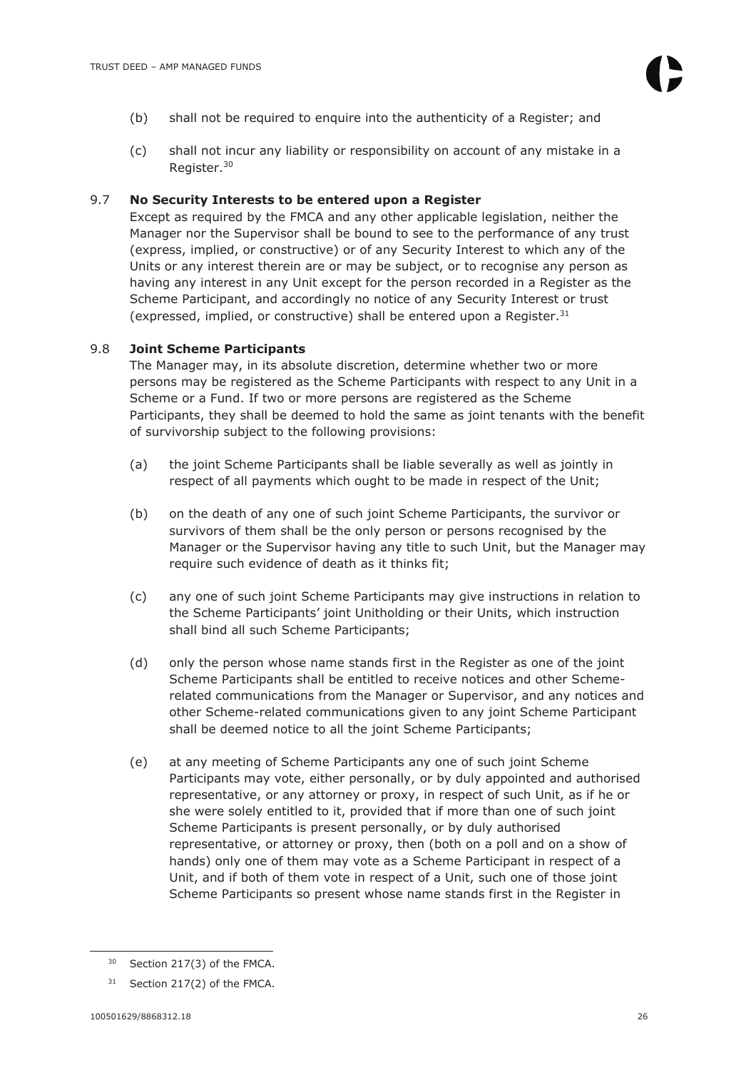(b) shall not be required to enquire into the authenticity of a Register; and

(c) shall not incur any liability or responsibility on account of any mistake in a Register.[30]

### 9.7 No Security Interests to be entered upon a Register

Except as required by the FMCA and any other applicable legislation, neither the Manager nor the Supervisor shall be bound to see to the performance of any trust (express, implied, or constructive) or of any Security Interest to which any of the Units or any interest therein are or may be subject, or to recognise any person as having any interest in any Unit except for the person recorded in a Register as the Scheme Participant, and accordingly no notice of any Security Interest or trust (expressed, implied, or constructive) shall be entered upon a Register.[31]

### 9.8 Joint Scheme Participants

The Manager may, in its absolute discretion, determine whether two or more persons may be registered as the Scheme Participants with respect to any Unit in a Scheme or a Fund. If two or more persons are registered as the Scheme Participants, they shall be deemed to hold the same as joint tenants with the benefit of survivorship subject to the following provisions:

(a) the joint Scheme Participants shall be liable severally as well as jointly in respect of all payments which ought to be made in respect of the Unit;

(b) on the death of any one of such joint Scheme Participants, the survivor or survivors of them shall be the only person or persons recognised by the Manager or the Supervisor having any title to such Unit, but the Manager may require such evidence of death as it thinks fit;

(c) any one of such joint Scheme Participants may give instructions in relation to the Scheme Participants' joint Unitholding or their Units, which instruction shall bind all such Scheme Participants;

(d) only the person whose name stands first in the Register as one of the joint Scheme Participants shall be entitled to receive notices and other Scheme-related communications from the Manager or Supervisor, and any notices and other Scheme-related communications given to any joint Scheme Participant shall be deemed notice to all the joint Scheme Participants;

(e) at any meeting of Scheme Participants any one of such joint Scheme Participants may vote, either personally, or by duly appointed and authorised representative, or any attorney or proxy, in respect of such Unit, as if he or she were solely entitled to it, provided that if more than one of such joint Scheme Participants is present personally, or by duly authorised representative, or attorney or proxy, then (both on a poll and on a show of hands) only one of them may vote as a Scheme Participant in respect of a Unit, and if both of them vote in respect of a Unit, such one of those joint Scheme Participants so present whose name stands first in the Register in

---

[30] Section 217(3) of the FMCA.

[31] Section 217(2) of the FMCA.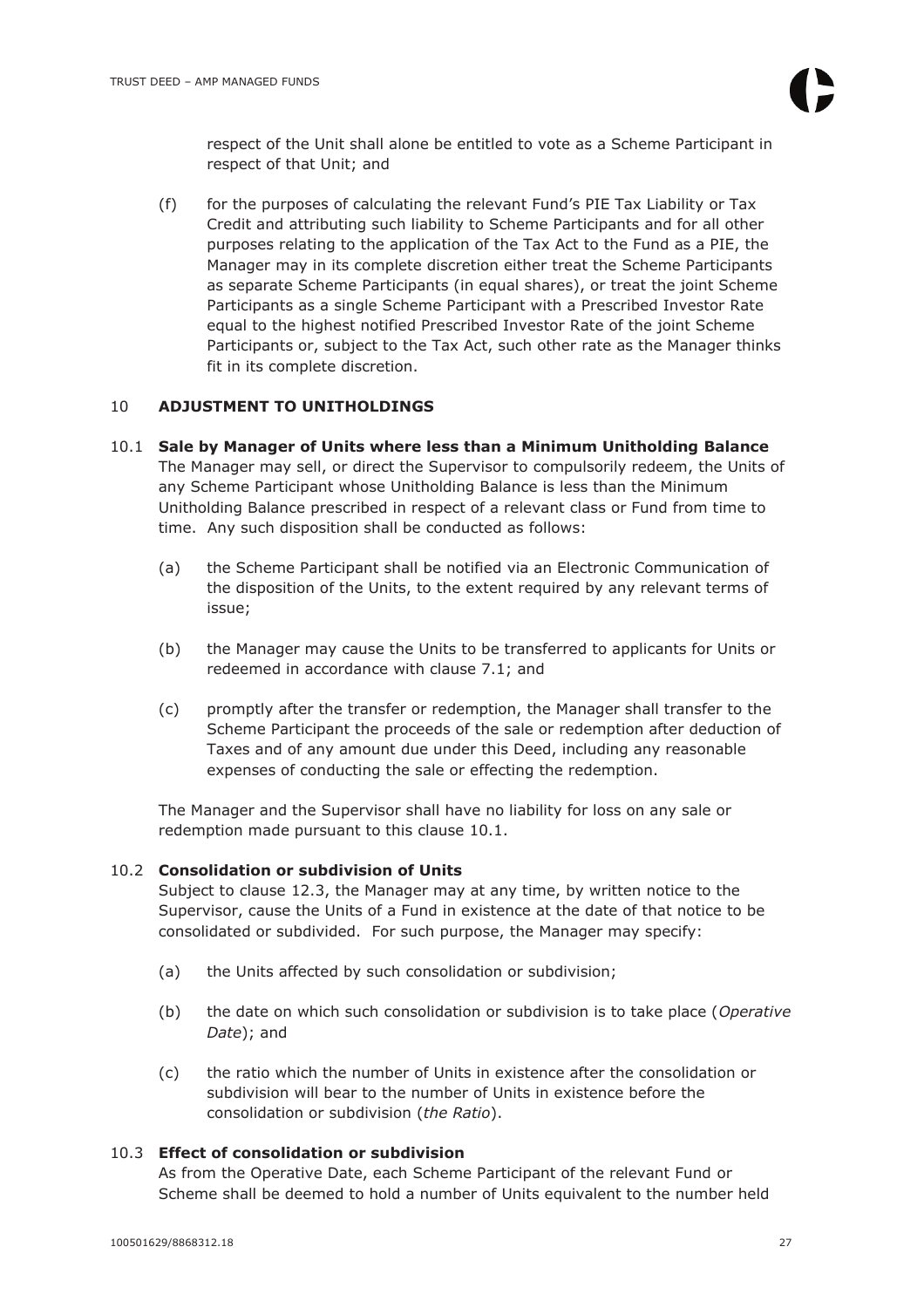respect of the Unit shall alone be entitled to vote as a Scheme Participant in respect of that Unit; and

(f) for the purposes of calculating the relevant Fund's PIE Tax Liability or Tax Credit and attributing such liability to Scheme Participants and for all other purposes relating to the application of the Tax Act to the Fund as a PIE, the Manager may in its complete discretion either treat the Scheme Participants as separate Scheme Participants (in equal shares), or treat the joint Scheme Participants as a single Scheme Participant with a Prescribed Investor Rate equal to the highest notified Prescribed Investor Rate of the joint Scheme Participants or, subject to the Tax Act, such other rate as the Manager thinks fit in its complete discretion.

## 10 ADJUSTMENT TO UNITHOLDINGS

### 10.1 Sale by Manager of Units where less than a Minimum Unitholding Balance

The Manager may sell, or direct the Supervisor to compulsorily redeem, the Units of any Scheme Participant whose Unitholding Balance is less than the Minimum Unitholding Balance prescribed in respect of a relevant class or Fund from time to time. Any such disposition shall be conducted as follows:

(a) the Scheme Participant shall be notified via an Electronic Communication of the disposition of the Units, to the extent required by any relevant terms of issue;

(b) the Manager may cause the Units to be transferred to applicants for Units or redeemed in accordance with clause 7.1; and

(c) promptly after the transfer or redemption, the Manager shall transfer to the Scheme Participant the proceeds of the sale or redemption after deduction of Taxes and of any amount due under this Deed, including any reasonable expenses of conducting the sale or effecting the redemption.

The Manager and the Supervisor shall have no liability for loss on any sale or redemption made pursuant to this clause 10.1.

### 10.2 Consolidation or subdivision of Units

Subject to clause 12.3, the Manager may at any time, by written notice to the Supervisor, cause the Units of a Fund in existence at the date of that notice to be consolidated or subdivided. For such purpose, the Manager may specify:

(a) the Units affected by such consolidation or subdivision;

(b) the date on which such consolidation or subdivision is to take place (*Operative Date*); and

(c) the ratio which the number of Units in existence after the consolidation or subdivision will bear to the number of Units in existence before the consolidation or subdivision (*the Ratio*).

### 10.3 Effect of consolidation or subdivision

As from the Operative Date, each Scheme Participant of the relevant Fund or Scheme shall be deemed to hold a number of Units equivalent to the number held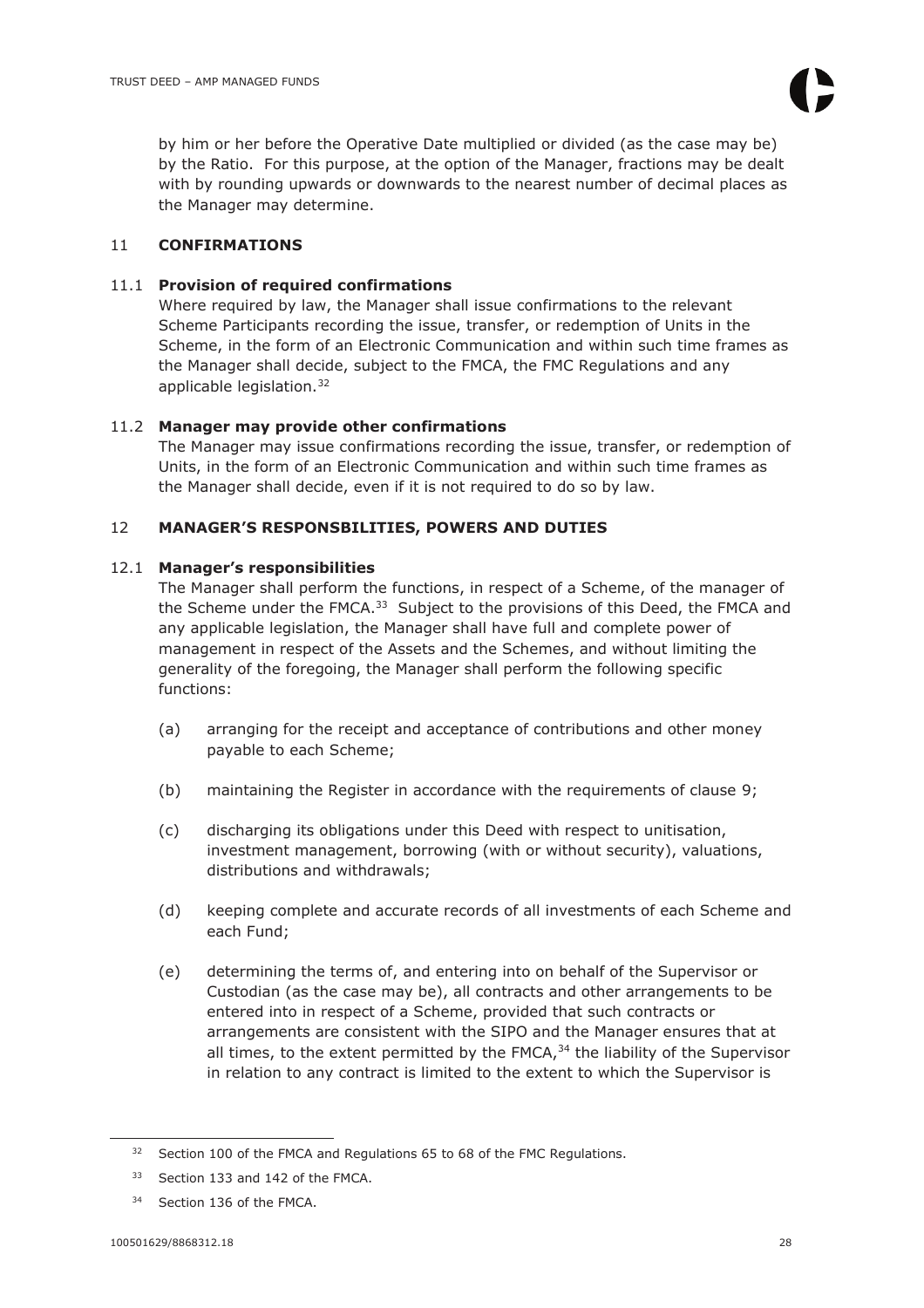by him or her before the Operative Date multiplied or divided (as the case may be) by the Ratio. For this purpose, at the option of the Manager, fractions may be dealt with by rounding upwards or downwards to the nearest number of decimal places as the Manager may determine.

## 11 CONFIRMATIONS

### 11.1 Provision of required confirmations

Where required by law, the Manager shall issue confirmations to the relevant Scheme Participants recording the issue, transfer, or redemption of Units in the Scheme, in the form of an Electronic Communication and within such time frames as the Manager shall decide, subject to the FMCA, the FMC Regulations and any applicable legislation.[32]

### 11.2 Manager may provide other confirmations

The Manager may issue confirmations recording the issue, transfer, or redemption of Units, in the form of an Electronic Communication and within such time frames as the Manager shall decide, even if it is not required to do so by law.

## 12 MANAGER'S RESPONSBILITIES, POWERS AND DUTIES

### 12.1 Manager's responsibilities

The Manager shall perform the functions, in respect of a Scheme, of the manager of the Scheme under the FMCA.[33] Subject to the provisions of this Deed, the FMCA and any applicable legislation, the Manager shall have full and complete power of management in respect of the Assets and the Schemes, and without limiting the generality of the foregoing, the Manager shall perform the following specific functions:

(a) arranging for the receipt and acceptance of contributions and other money payable to each Scheme;

(b) maintaining the Register in accordance with the requirements of clause 9;

(c) discharging its obligations under this Deed with respect to unitisation, investment management, borrowing (with or without security), valuations, distributions and withdrawals;

(d) keeping complete and accurate records of all investments of each Scheme and each Fund;

(e) determining the terms of, and entering into on behalf of the Supervisor or Custodian (as the case may be), all contracts and other arrangements to be entered into in respect of a Scheme, provided that such contracts or arrangements are consistent with the SIPO and the Manager ensures that at all times, to the extent permitted by the FMCA,[34] the liability of the Supervisor in relation to any contract is limited to the extent to which the Supervisor is

---

[32] Section 100 of the FMCA and Regulations 65 to 68 of the FMC Regulations.

[33] Section 133 and 142 of the FMCA.

[34] Section 136 of the FMCA.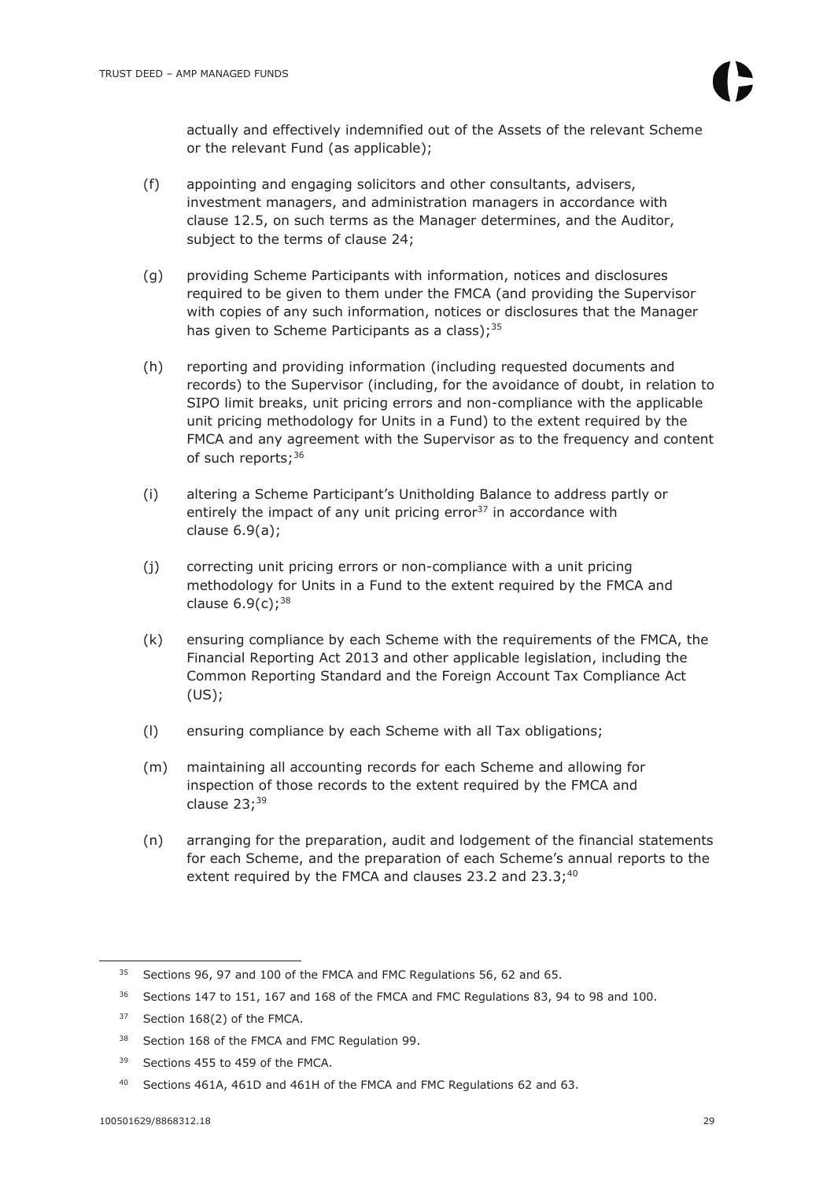actually and effectively indemnified out of the Assets of the relevant Scheme or the relevant Fund (as applicable);

(f) appointing and engaging solicitors and other consultants, advisers, investment managers, and administration managers in accordance with clause 12.5, on such terms as the Manager determines, and the Auditor, subject to the terms of clause 24;

(g) providing Scheme Participants with information, notices and disclosures required to be given to them under the FMCA (and providing the Supervisor with copies of any such information, notices or disclosures that the Manager has given to Scheme Participants as a class);[35]

(h) reporting and providing information (including requested documents and records) to the Supervisor (including, for the avoidance of doubt, in relation to SIPO limit breaks, unit pricing errors and non-compliance with the applicable unit pricing methodology for Units in a Fund) to the extent required by the FMCA and any agreement with the Supervisor as to the frequency and content of such reports;[36]

(i) altering a Scheme Participant's Unitholding Balance to address partly or entirely the impact of any unit pricing error[37] in accordance with clause 6.9(a);

(j) correcting unit pricing errors or non-compliance with a unit pricing methodology for Units in a Fund to the extent required by the FMCA and clause 6.9(c);[38]

(k) ensuring compliance by each Scheme with the requirements of the FMCA, the Financial Reporting Act 2013 and other applicable legislation, including the Common Reporting Standard and the Foreign Account Tax Compliance Act (US);

(l) ensuring compliance by each Scheme with all Tax obligations;

(m) maintaining all accounting records for each Scheme and allowing for inspection of those records to the extent required by the FMCA and clause 23;[39]

(n) arranging for the preparation, audit and lodgement of the financial statements for each Scheme, and the preparation of each Scheme's annual reports to the extent required by the FMCA and clauses 23.2 and 23.3;[40]

---

[35] Sections 96, 97 and 100 of the FMCA and FMC Regulations 56, 62 and 65.

[36] Sections 147 to 151, 167 and 168 of the FMCA and FMC Regulations 83, 94 to 98 and 100.

[37] Section 168(2) of the FMCA.

[38] Section 168 of the FMCA and FMC Regulation 99.

[39] Sections 455 to 459 of the FMCA.

[40] Sections 461A, 461D and 461H of the FMCA and FMC Regulations 62 and 63.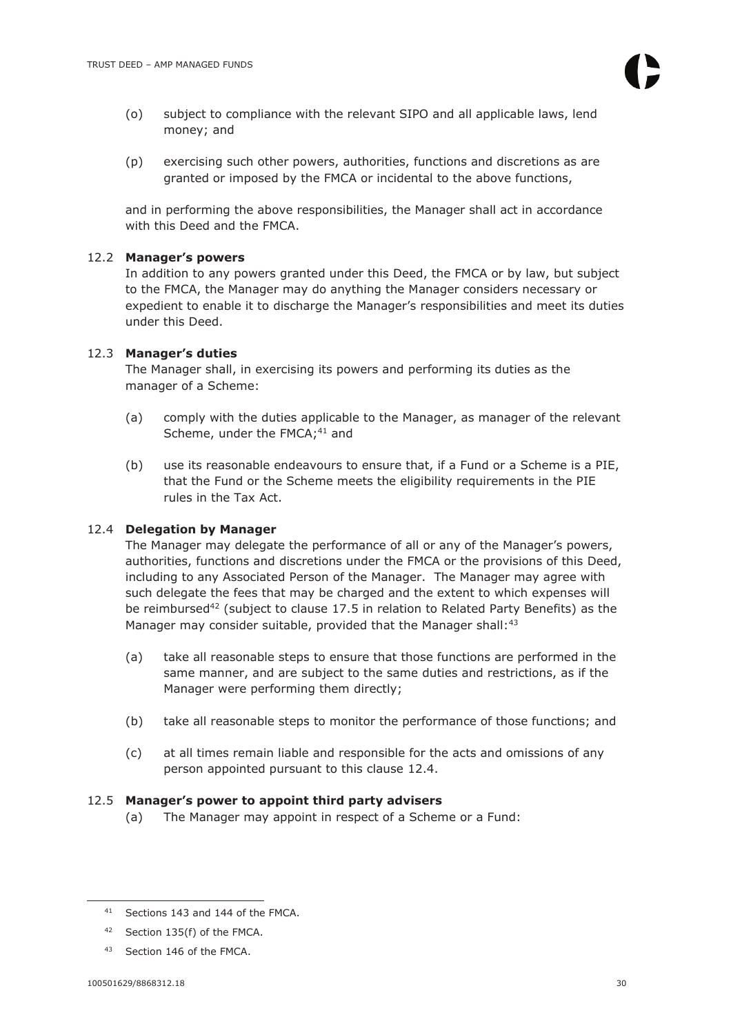(o) subject to compliance with the relevant SIPO and all applicable laws, lend money; and

(p) exercising such other powers, authorities, functions and discretions as are granted or imposed by the FMCA or incidental to the above functions,

and in performing the above responsibilities, the Manager shall act in accordance with this Deed and the FMCA.

12.2 **Manager's powers**

In addition to any powers granted under this Deed, the FMCA or by law, but subject to the FMCA, the Manager may do anything the Manager considers necessary or expedient to enable it to discharge the Manager's responsibilities and meet its duties under this Deed.

12.3 **Manager's duties**

The Manager shall, in exercising its powers and performing its duties as the manager of a Scheme:

(a) comply with the duties applicable to the Manager, as manager of the relevant Scheme, under the FMCA;[41] and

(b) use its reasonable endeavours to ensure that, if a Fund or a Scheme is a PIE, that the Fund or the Scheme meets the eligibility requirements in the PIE rules in the Tax Act.

12.4 **Delegation by Manager**

The Manager may delegate the performance of all or any of the Manager's powers, authorities, functions and discretions under the FMCA or the provisions of this Deed, including to any Associated Person of the Manager. The Manager may agree with such delegate the fees that may be charged and the extent to which expenses will be reimbursed[42] (subject to clause 17.5 in relation to Related Party Benefits) as the Manager may consider suitable, provided that the Manager shall:[43]

(a) take all reasonable steps to ensure that those functions are performed in the same manner, and are subject to the same duties and restrictions, as if the Manager were performing them directly;

(b) take all reasonable steps to monitor the performance of those functions; and

(c) at all times remain liable and responsible for the acts and omissions of any person appointed pursuant to this clause 12.4.

12.5 **Manager's power to appoint third party advisers**

(a) The Manager may appoint in respect of a Scheme or a Fund:

---

[41] Sections 143 and 144 of the FMCA.

[42] Section 135(f) of the FMCA.

[43] Section 146 of the FMCA.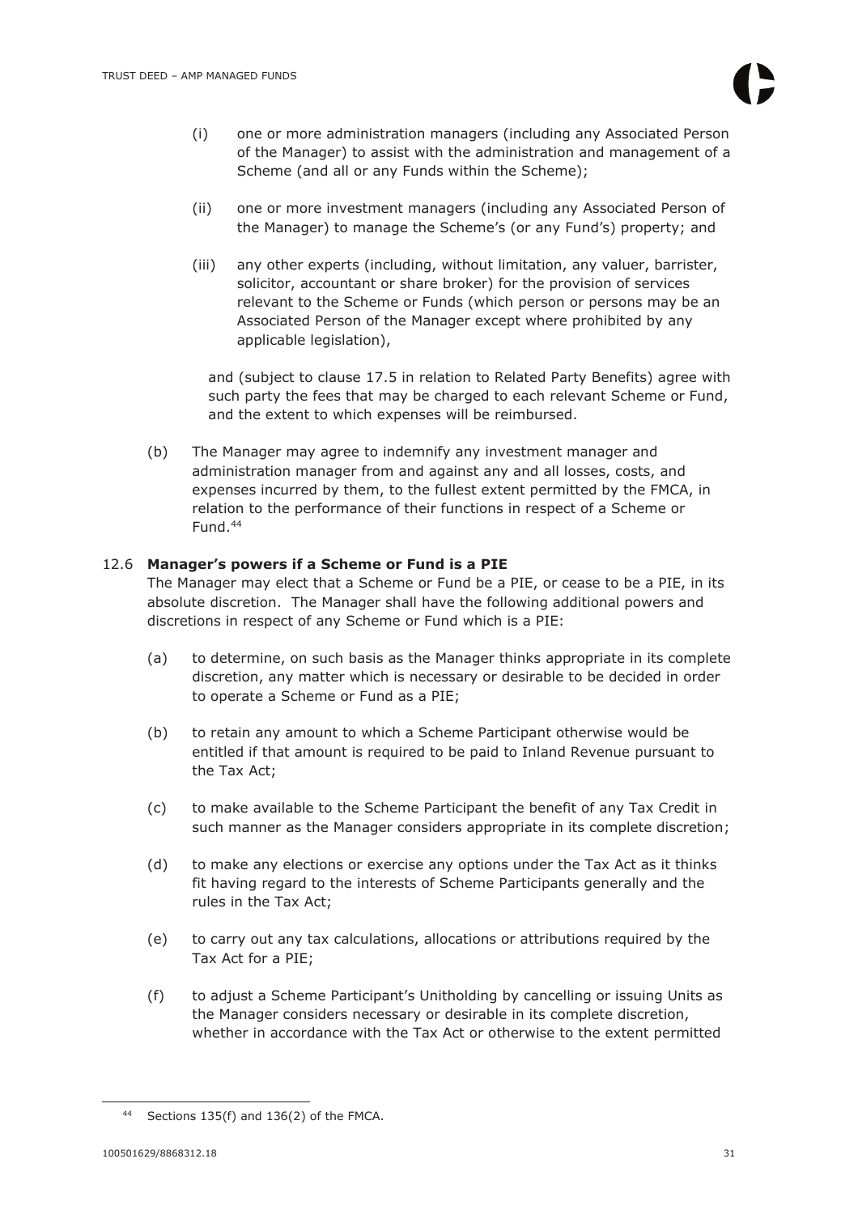(i) one or more administration managers (including any Associated Person of the Manager) to assist with the administration and management of a Scheme (and all or any Funds within the Scheme);

(ii) one or more investment managers (including any Associated Person of the Manager) to manage the Scheme's (or any Fund's) property; and

(iii) any other experts (including, without limitation, any valuer, barrister, solicitor, accountant or share broker) for the provision of services relevant to the Scheme or Funds (which person or persons may be an Associated Person of the Manager except where prohibited by any applicable legislation),

and (subject to clause 17.5 in relation to Related Party Benefits) agree with such party the fees that may be charged to each relevant Scheme or Fund, and the extent to which expenses will be reimbursed.

(b) The Manager may agree to indemnify any investment manager and administration manager from and against any and all losses, costs, and expenses incurred by them, to the fullest extent permitted by the FMCA, in relation to the performance of their functions in respect of a Scheme or Fund.[44]

### 12.6 Manager's powers if a Scheme or Fund is a PIE

The Manager may elect that a Scheme or Fund be a PIE, or cease to be a PIE, in its absolute discretion. The Manager shall have the following additional powers and discretions in respect of any Scheme or Fund which is a PIE:

(a) to determine, on such basis as the Manager thinks appropriate in its complete discretion, any matter which is necessary or desirable to be decided in order to operate a Scheme or Fund as a PIE;

(b) to retain any amount to which a Scheme Participant otherwise would be entitled if that amount is required to be paid to Inland Revenue pursuant to the Tax Act;

(c) to make available to the Scheme Participant the benefit of any Tax Credit in such manner as the Manager considers appropriate in its complete discretion;

(d) to make any elections or exercise any options under the Tax Act as it thinks fit having regard to the interests of Scheme Participants generally and the rules in the Tax Act;

(e) to carry out any tax calculations, allocations or attributions required by the Tax Act for a PIE;

(f) to adjust a Scheme Participant's Unitholding by cancelling or issuing Units as the Manager considers necessary or desirable in its complete discretion, whether in accordance with the Tax Act or otherwise to the extent permitted

[44] Sections 135(f) and 136(2) of the FMCA.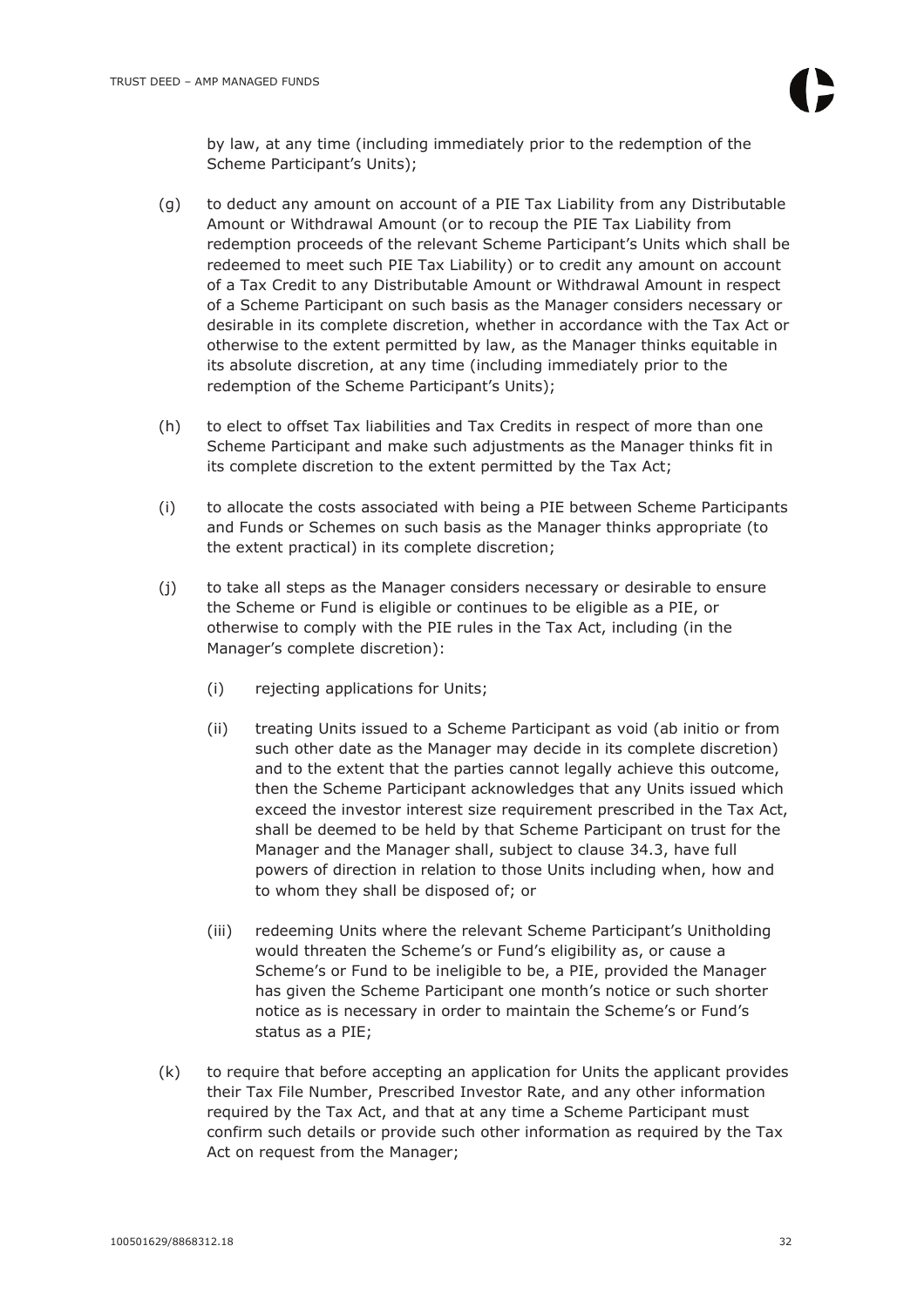by law, at any time (including immediately prior to the redemption of the Scheme Participant's Units);

(g) to deduct any amount on account of a PIE Tax Liability from any Distributable Amount or Withdrawal Amount (or to recoup the PIE Tax Liability from redemption proceeds of the relevant Scheme Participant's Units which shall be redeemed to meet such PIE Tax Liability) or to credit any amount on account of a Tax Credit to any Distributable Amount or Withdrawal Amount in respect of a Scheme Participant on such basis as the Manager considers necessary or desirable in its complete discretion, whether in accordance with the Tax Act or otherwise to the extent permitted by law, as the Manager thinks equitable in its absolute discretion, at any time (including immediately prior to the redemption of the Scheme Participant's Units);

(h) to elect to offset Tax liabilities and Tax Credits in respect of more than one Scheme Participant and make such adjustments as the Manager thinks fit in its complete discretion to the extent permitted by the Tax Act;

(i) to allocate the costs associated with being a PIE between Scheme Participants and Funds or Schemes on such basis as the Manager thinks appropriate (to the extent practical) in its complete discretion;

(j) to take all steps as the Manager considers necessary or desirable to ensure the Scheme or Fund is eligible or continues to be eligible as a PIE, or otherwise to comply with the PIE rules in the Tax Act, including (in the Manager's complete discretion):

   (i) rejecting applications for Units;

   (ii) treating Units issued to a Scheme Participant as void (ab initio or from such other date as the Manager may decide in its complete discretion) and to the extent that the parties cannot legally achieve this outcome, then the Scheme Participant acknowledges that any Units issued which exceed the investor interest size requirement prescribed in the Tax Act, shall be deemed to be held by that Scheme Participant on trust for the Manager and the Manager shall, subject to clause 34.3, have full powers of direction in relation to those Units including when, how and to whom they shall be disposed of; or

   (iii) redeeming Units where the relevant Scheme Participant's Unitholding would threaten the Scheme's or Fund's eligibility as, or cause a Scheme's or Fund to be ineligible to be, a PIE, provided the Manager has given the Scheme Participant one month's notice or such shorter notice as is necessary in order to maintain the Scheme's or Fund's status as a PIE;

(k) to require that before accepting an application for Units the applicant provides their Tax File Number, Prescribed Investor Rate, and any other information required by the Tax Act, and that at any time a Scheme Participant must confirm such details or provide such other information as required by the Tax Act on request from the Manager;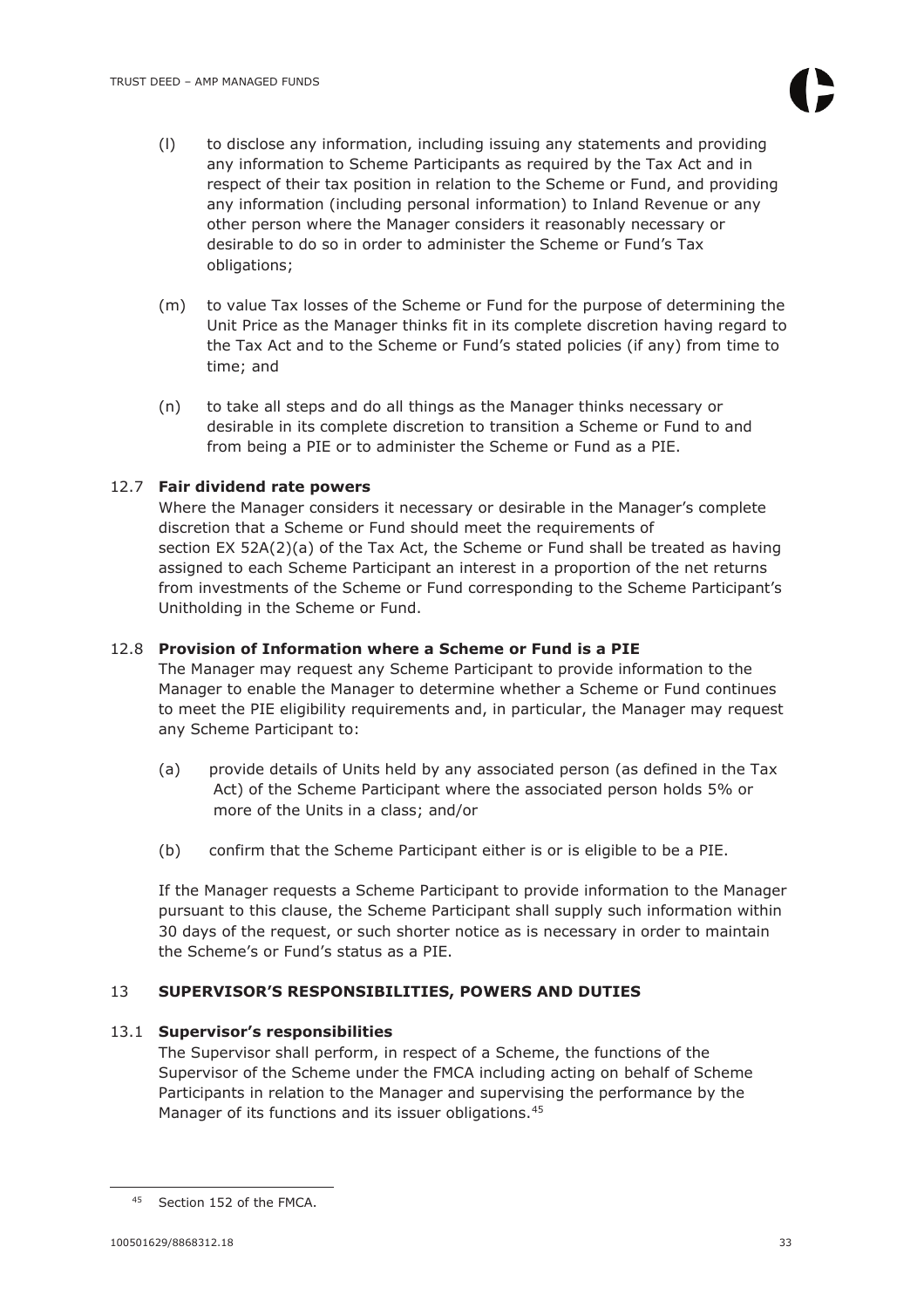(l) to disclose any information, including issuing any statements and providing any information to Scheme Participants as required by the Tax Act and in respect of their tax position in relation to the Scheme or Fund, and providing any information (including personal information) to Inland Revenue or any other person where the Manager considers it reasonably necessary or desirable to do so in order to administer the Scheme or Fund's Tax obligations;

(m) to value Tax losses of the Scheme or Fund for the purpose of determining the Unit Price as the Manager thinks fit in its complete discretion having regard to the Tax Act and to the Scheme or Fund's stated policies (if any) from time to time; and

(n) to take all steps and do all things as the Manager thinks necessary or desirable in its complete discretion to transition a Scheme or Fund to and from being a PIE or to administer the Scheme or Fund as a PIE.

### 12.7 Fair dividend rate powers

Where the Manager considers it necessary or desirable in the Manager's complete discretion that a Scheme or Fund should meet the requirements of section EX 52A(2)(a) of the Tax Act, the Scheme or Fund shall be treated as having assigned to each Scheme Participant an interest in a proportion of the net returns from investments of the Scheme or Fund corresponding to the Scheme Participant's Unitholding in the Scheme or Fund.

### 12.8 Provision of Information where a Scheme or Fund is a PIE

The Manager may request any Scheme Participant to provide information to the Manager to enable the Manager to determine whether a Scheme or Fund continues to meet the PIE eligibility requirements and, in particular, the Manager may request any Scheme Participant to:

(a) provide details of Units held by any associated person (as defined in the Tax Act) of the Scheme Participant where the associated person holds 5% or more of the Units in a class; and/or

(b) confirm that the Scheme Participant either is or is eligible to be a PIE.

If the Manager requests a Scheme Participant to provide information to the Manager pursuant to this clause, the Scheme Participant shall supply such information within 30 days of the request, or such shorter notice as is necessary in order to maintain the Scheme's or Fund's status as a PIE.

## 13 SUPERVISOR'S RESPONSIBILITIES, POWERS AND DUTIES

### 13.1 Supervisor's responsibilities

The Supervisor shall perform, in respect of a Scheme, the functions of the Supervisor of the Scheme under the FMCA including acting on behalf of Scheme Participants in relation to the Manager and supervising the performance by the Manager of its functions and its issuer obligations.[45]

[45] Section 152 of the FMCA.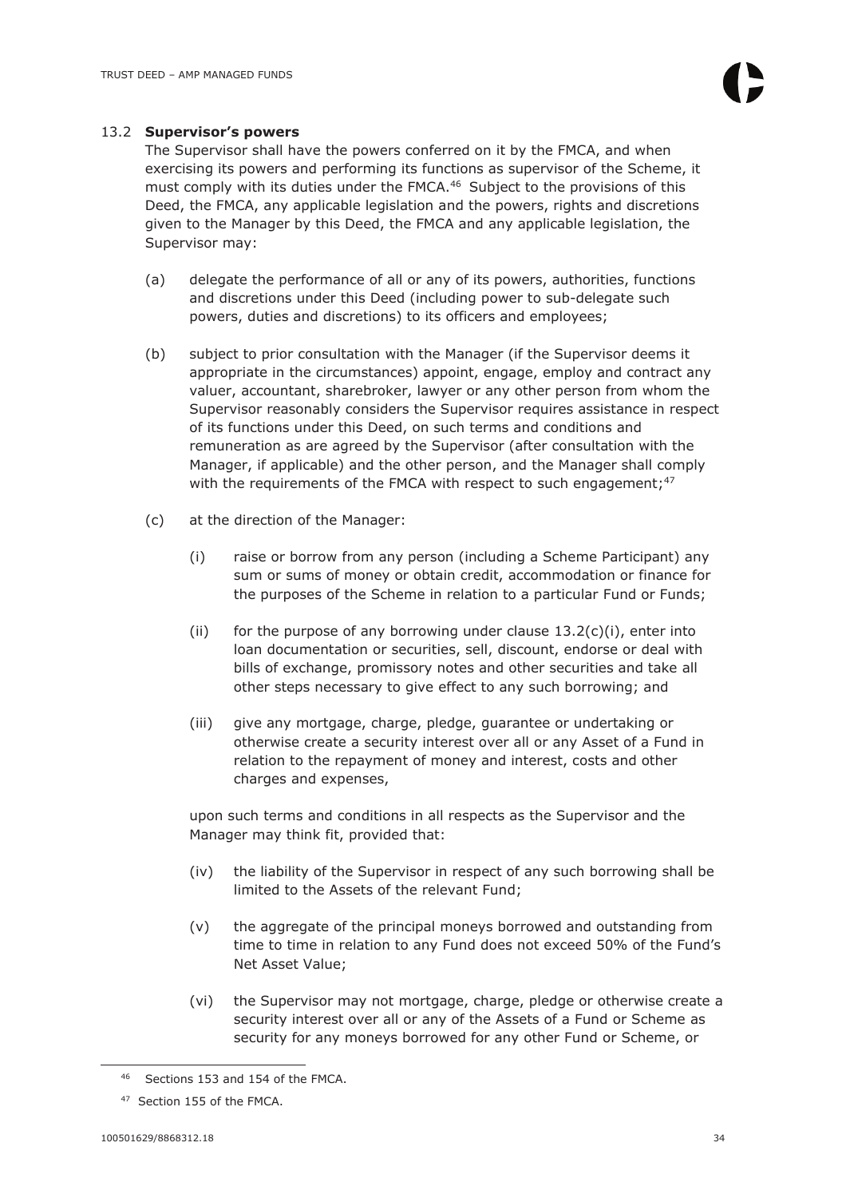### 13.2 **Supervisor's powers**

The Supervisor shall have the powers conferred on it by the FMCA, and when exercising its powers and performing its functions as supervisor of the Scheme, it must comply with its duties under the FMCA.[46] Subject to the provisions of this Deed, the FMCA, any applicable legislation and the powers, rights and discretions given to the Manager by this Deed, the FMCA and any applicable legislation, the Supervisor may:

(a) delegate the performance of all or any of its powers, authorities, functions and discretions under this Deed (including power to sub-delegate such powers, duties and discretions) to its officers and employees;

(b) subject to prior consultation with the Manager (if the Supervisor deems it appropriate in the circumstances) appoint, engage, employ and contract any valuer, accountant, sharebroker, lawyer or any other person from whom the Supervisor reasonably considers the Supervisor requires assistance in respect of its functions under this Deed, on such terms and conditions and remuneration as are agreed by the Supervisor (after consultation with the Manager, if applicable) and the other person, and the Manager shall comply with the requirements of the FMCA with respect to such engagement;[47]

(c) at the direction of the Manager:

   (i) raise or borrow from any person (including a Scheme Participant) any sum or sums of money or obtain credit, accommodation or finance for the purposes of the Scheme in relation to a particular Fund or Funds;

   (ii) for the purpose of any borrowing under clause 13.2(c)(i), enter into loan documentation or securities, sell, discount, endorse or deal with bills of exchange, promissory notes and other securities and take all other steps necessary to give effect to any such borrowing; and

   (iii) give any mortgage, charge, pledge, guarantee or undertaking or otherwise create a security interest over all or any Asset of a Fund in relation to the repayment of money and interest, costs and other charges and expenses,

   upon such terms and conditions in all respects as the Supervisor and the Manager may think fit, provided that:

   (iv) the liability of the Supervisor in respect of any such borrowing shall be limited to the Assets of the relevant Fund;

   (v) the aggregate of the principal moneys borrowed and outstanding from time to time in relation to any Fund does not exceed 50% of the Fund's Net Asset Value;

   (vi) the Supervisor may not mortgage, charge, pledge or otherwise create a security interest over all or any of the Assets of a Fund or Scheme as security for any moneys borrowed for any other Fund or Scheme, or

---

[46] Sections 153 and 154 of the FMCA.

[47] Section 155 of the FMCA.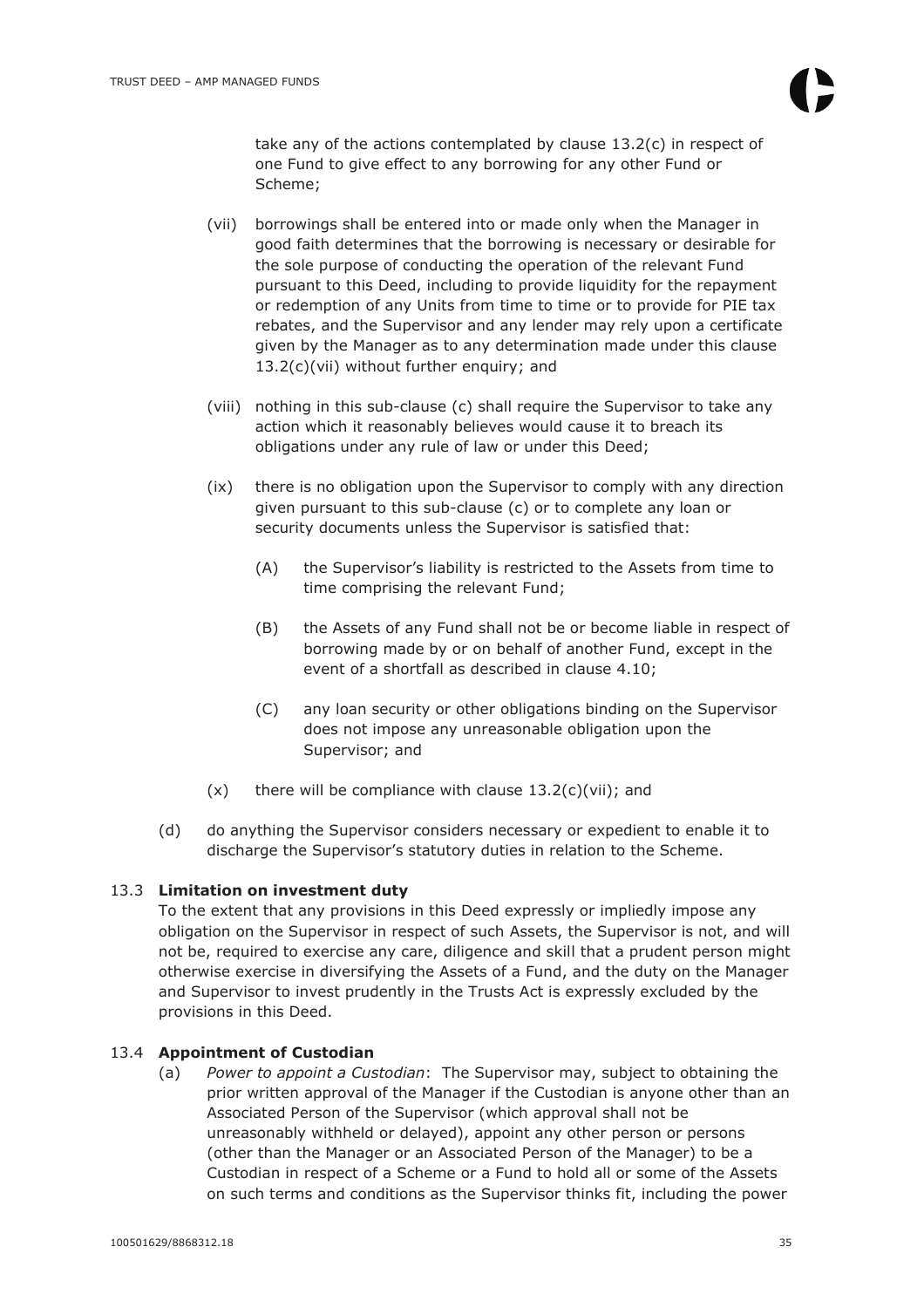take any of the actions contemplated by clause 13.2(c) in respect of one Fund to give effect to any borrowing for any other Fund or Scheme;

(vii) borrowings shall be entered into or made only when the Manager in good faith determines that the borrowing is necessary or desirable for the sole purpose of conducting the operation of the relevant Fund pursuant to this Deed, including to provide liquidity for the repayment or redemption of any Units from time to time or to provide for PIE tax rebates, and the Supervisor and any lender may rely upon a certificate given by the Manager as to any determination made under this clause 13.2(c)(vii) without further enquiry; and

(viii) nothing in this sub-clause (c) shall require the Supervisor to take any action which it reasonably believes would cause it to breach its obligations under any rule of law or under this Deed;

(ix) there is no obligation upon the Supervisor to comply with any direction given pursuant to this sub-clause (c) or to complete any loan or security documents unless the Supervisor is satisfied that:

(A) the Supervisor's liability is restricted to the Assets from time to time comprising the relevant Fund;

(B) the Assets of any Fund shall not be or become liable in respect of borrowing made by or on behalf of another Fund, except in the event of a shortfall as described in clause 4.10;

(C) any loan security or other obligations binding on the Supervisor does not impose any unreasonable obligation upon the Supervisor; and

(x) there will be compliance with clause 13.2(c)(vii); and

(d) do anything the Supervisor considers necessary or expedient to enable it to discharge the Supervisor's statutory duties in relation to the Scheme.

### 13.3 Limitation on investment duty

To the extent that any provisions in this Deed expressly or impliedly impose any obligation on the Supervisor in respect of such Assets, the Supervisor is not, and will not be, required to exercise any care, diligence and skill that a prudent person might otherwise exercise in diversifying the Assets of a Fund, and the duty on the Manager and Supervisor to invest prudently in the Trusts Act is expressly excluded by the provisions in this Deed.

### 13.4 Appointment of Custodian

(a) *Power to appoint a Custodian*: The Supervisor may, subject to obtaining the prior written approval of the Manager if the Custodian is anyone other than an Associated Person of the Supervisor (which approval shall not be unreasonably withheld or delayed), appoint any other person or persons (other than the Manager or an Associated Person of the Manager) to be a Custodian in respect of a Scheme or a Fund to hold all or some of the Assets on such terms and conditions as the Supervisor thinks fit, including the power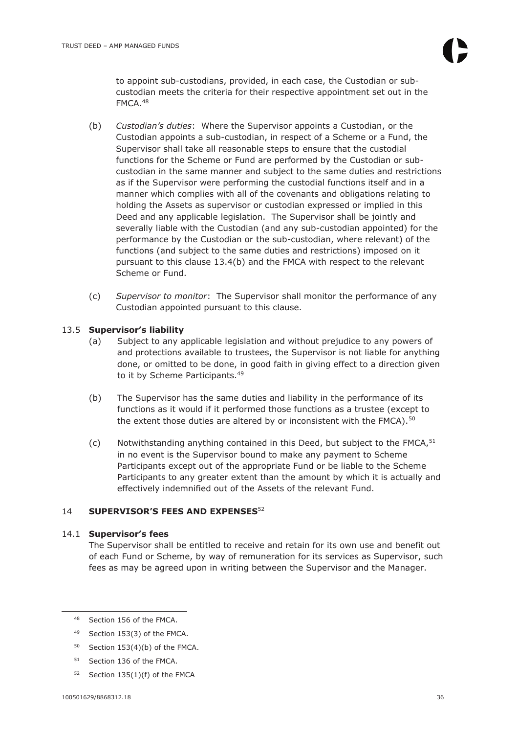to appoint sub-custodians, provided, in each case, the Custodian or sub-custodian meets the criteria for their respective appointment set out in the FMCA.[48]

(b) *Custodian's duties*: Where the Supervisor appoints a Custodian, or the Custodian appoints a sub-custodian, in respect of a Scheme or a Fund, the Supervisor shall take all reasonable steps to ensure that the custodial functions for the Scheme or Fund are performed by the Custodian or sub-custodian in the same manner and subject to the same duties and restrictions as if the Supervisor were performing the custodial functions itself and in a manner which complies with all of the covenants and obligations relating to holding the Assets as supervisor or custodian expressed or implied in this Deed and any applicable legislation. The Supervisor shall be jointly and severally liable with the Custodian (and any sub-custodian appointed) for the performance by the Custodian or the sub-custodian, where relevant) of the functions (and subject to the same duties and restrictions) imposed on it pursuant to this clause 13.4(b) and the FMCA with respect to the relevant Scheme or Fund.

(c) *Supervisor to monitor*: The Supervisor shall monitor the performance of any Custodian appointed pursuant to this clause.

### 13.5 Supervisor's liability

(a) Subject to any applicable legislation and without prejudice to any powers of and protections available to trustees, the Supervisor is not liable for anything done, or omitted to be done, in good faith in giving effect to a direction given to it by Scheme Participants.[49]

(b) The Supervisor has the same duties and liability in the performance of its functions as it would if it performed those functions as a trustee (except to the extent those duties are altered by or inconsistent with the FMCA).[50]

(c) Notwithstanding anything contained in this Deed, but subject to the FMCA,[51] in no event is the Supervisor bound to make any payment to Scheme Participants except out of the appropriate Fund or be liable to the Scheme Participants to any greater extent than the amount by which it is actually and effectively indemnified out of the Assets of the relevant Fund.

## 14 SUPERVISOR'S FEES AND EXPENSES[52]

### 14.1 Supervisor's fees

The Supervisor shall be entitled to receive and retain for its own use and benefit out of each Fund or Scheme, by way of remuneration for its services as Supervisor, such fees as may be agreed upon in writing between the Supervisor and the Manager.

---

[48] Section 156 of the FMCA.

[49] Section 153(3) of the FMCA.

[50] Section 153(4)(b) of the FMCA.

[51] Section 136 of the FMCA.

[52] Section 135(1)(f) of the FMCA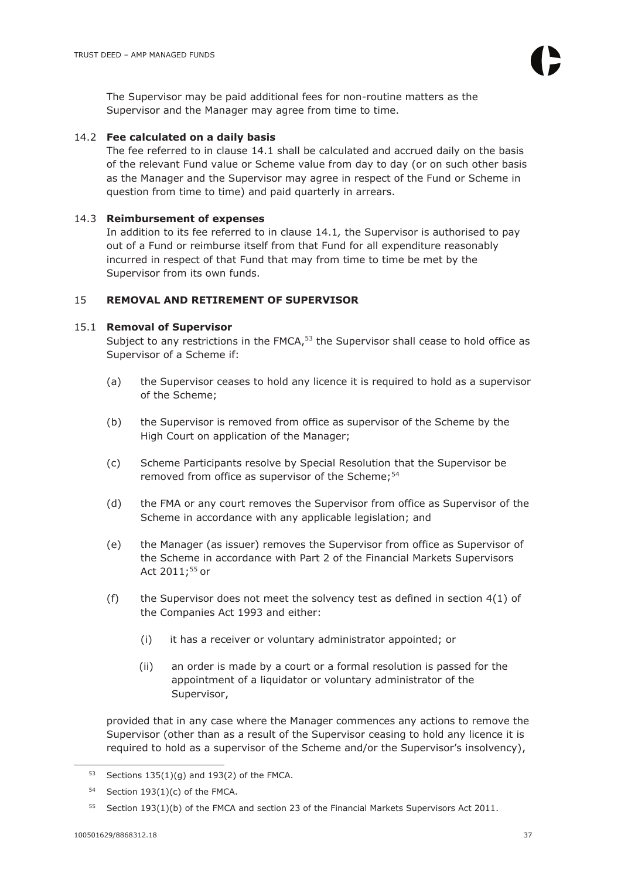The Supervisor may be paid additional fees for non-routine matters as the Supervisor and the Manager may agree from time to time.

14.2 **Fee calculated on a daily basis**

The fee referred to in clause 14.1 shall be calculated and accrued daily on the basis of the relevant Fund value or Scheme value from day to day (or on such other basis as the Manager and the Supervisor may agree in respect of the Fund or Scheme in question from time to time) and paid quarterly in arrears.

14.3 **Reimbursement of expenses**

In addition to its fee referred to in clause 14.1*,* the Supervisor is authorised to pay out of a Fund or reimburse itself from that Fund for all expenditure reasonably incurred in respect of that Fund that may from time to time be met by the Supervisor from its own funds.

## 15 REMOVAL AND RETIREMENT OF SUPERVISOR

15.1 **Removal of Supervisor**

Subject to any restrictions in the FMCA,[53] the Supervisor shall cease to hold office as Supervisor of a Scheme if:

(a) the Supervisor ceases to hold any licence it is required to hold as a supervisor of the Scheme;

(b) the Supervisor is removed from office as supervisor of the Scheme by the High Court on application of the Manager;

(c) Scheme Participants resolve by Special Resolution that the Supervisor be removed from office as supervisor of the Scheme;[54]

(d) the FMA or any court removes the Supervisor from office as Supervisor of the Scheme in accordance with any applicable legislation; and

(e) the Manager (as issuer) removes the Supervisor from office as Supervisor of the Scheme in accordance with Part 2 of the Financial Markets Supervisors Act 2011;[55] or

(f) the Supervisor does not meet the solvency test as defined in section 4(1) of the Companies Act 1993 and either:

(i) it has a receiver or voluntary administrator appointed; or

(ii) an order is made by a court or a formal resolution is passed for the appointment of a liquidator or voluntary administrator of the Supervisor,

provided that in any case where the Manager commences any actions to remove the Supervisor (other than as a result of the Supervisor ceasing to hold any licence it is required to hold as a supervisor of the Scheme and/or the Supervisor's insolvency),

---

[53] Sections 135(1)(g) and 193(2) of the FMCA.

[54] Section 193(1)(c) of the FMCA.

[55] Section 193(1)(b) of the FMCA and section 23 of the Financial Markets Supervisors Act 2011.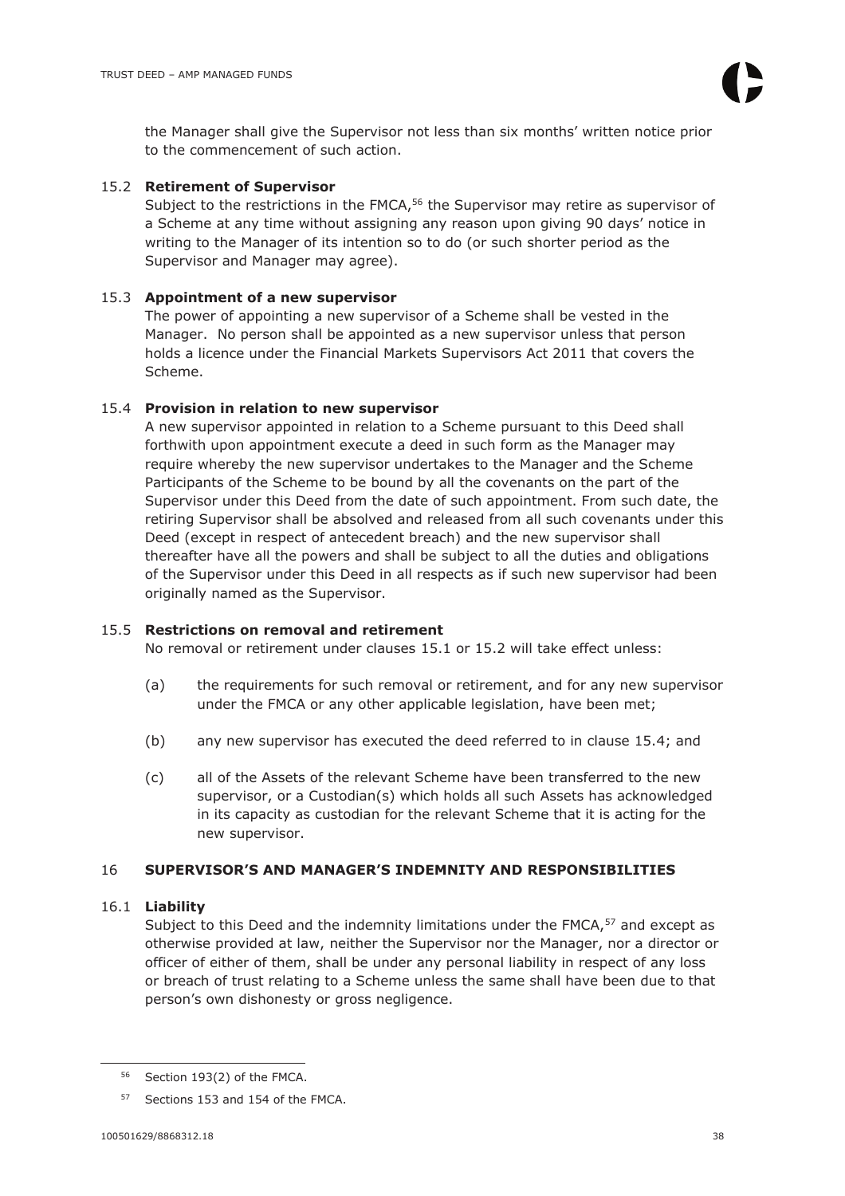the Manager shall give the Supervisor not less than six months' written notice prior to the commencement of such action.

### 15.2 Retirement of Supervisor

Subject to the restrictions in the FMCA,[56] the Supervisor may retire as supervisor of a Scheme at any time without assigning any reason upon giving 90 days' notice in writing to the Manager of its intention so to do (or such shorter period as the Supervisor and Manager may agree).

### 15.3 Appointment of a new supervisor

The power of appointing a new supervisor of a Scheme shall be vested in the Manager. No person shall be appointed as a new supervisor unless that person holds a licence under the Financial Markets Supervisors Act 2011 that covers the Scheme.

### 15.4 Provision in relation to new supervisor

A new supervisor appointed in relation to a Scheme pursuant to this Deed shall forthwith upon appointment execute a deed in such form as the Manager may require whereby the new supervisor undertakes to the Manager and the Scheme Participants of the Scheme to be bound by all the covenants on the part of the Supervisor under this Deed from the date of such appointment. From such date, the retiring Supervisor shall be absolved and released from all such covenants under this Deed (except in respect of antecedent breach) and the new supervisor shall thereafter have all the powers and shall be subject to all the duties and obligations of the Supervisor under this Deed in all respects as if such new supervisor had been originally named as the Supervisor.

### 15.5 Restrictions on removal and retirement

No removal or retirement under clauses 15.1 or 15.2 will take effect unless:

(a) the requirements for such removal or retirement, and for any new supervisor under the FMCA or any other applicable legislation, have been met;

(b) any new supervisor has executed the deed referred to in clause 15.4; and

(c) all of the Assets of the relevant Scheme have been transferred to the new supervisor, or a Custodian(s) which holds all such Assets has acknowledged in its capacity as custodian for the relevant Scheme that it is acting for the new supervisor.

## 16 SUPERVISOR'S AND MANAGER'S INDEMNITY AND RESPONSIBILITIES

### 16.1 Liability

Subject to this Deed and the indemnity limitations under the FMCA,[57] and except as otherwise provided at law, neither the Supervisor nor the Manager, nor a director or officer of either of them, shall be under any personal liability in respect of any loss or breach of trust relating to a Scheme unless the same shall have been due to that person's own dishonesty or gross negligence.

---

[56] Section 193(2) of the FMCA.

[57] Sections 153 and 154 of the FMCA.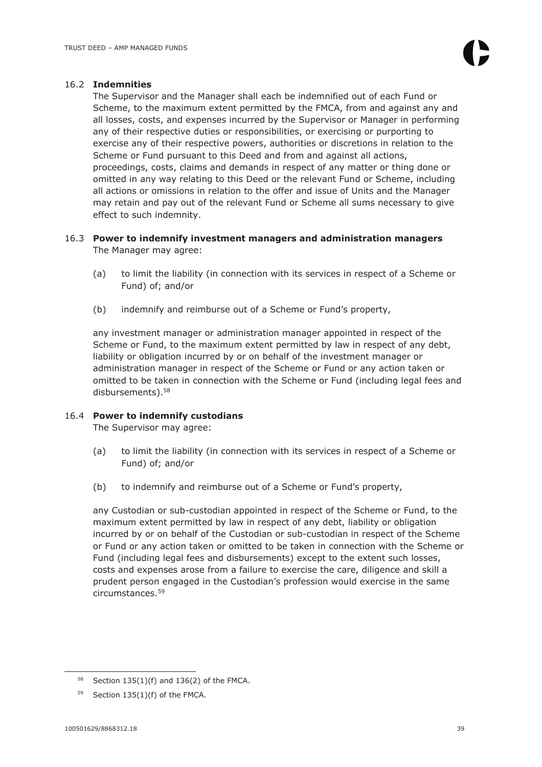### 16.2 **Indemnities**

The Supervisor and the Manager shall each be indemnified out of each Fund or Scheme, to the maximum extent permitted by the FMCA, from and against any and all losses, costs, and expenses incurred by the Supervisor or Manager in performing any of their respective duties or responsibilities, or exercising or purporting to exercise any of their respective powers, authorities or discretions in relation to the Scheme or Fund pursuant to this Deed and from and against all actions, proceedings, costs, claims and demands in respect of any matter or thing done or omitted in any way relating to this Deed or the relevant Fund or Scheme, including all actions or omissions in relation to the offer and issue of Units and the Manager may retain and pay out of the relevant Fund or Scheme all sums necessary to give effect to such indemnity.

### 16.3 **Power to indemnify investment managers and administration managers**

The Manager may agree:

(a) to limit the liability (in connection with its services in respect of a Scheme or Fund) of; and/or

(b) indemnify and reimburse out of a Scheme or Fund's property,

any investment manager or administration manager appointed in respect of the Scheme or Fund, to the maximum extent permitted by law in respect of any debt, liability or obligation incurred by or on behalf of the investment manager or administration manager in respect of the Scheme or Fund or any action taken or omitted to be taken in connection with the Scheme or Fund (including legal fees and disbursements).[58]

### 16.4 **Power to indemnify custodians**

The Supervisor may agree:

(a) to limit the liability (in connection with its services in respect of a Scheme or Fund) of; and/or

(b) to indemnify and reimburse out of a Scheme or Fund's property,

any Custodian or sub-custodian appointed in respect of the Scheme or Fund, to the maximum extent permitted by law in respect of any debt, liability or obligation incurred by or on behalf of the Custodian or sub-custodian in respect of the Scheme or Fund or any action taken or omitted to be taken in connection with the Scheme or Fund (including legal fees and disbursements) except to the extent such losses, costs and expenses arose from a failure to exercise the care, diligence and skill a prudent person engaged in the Custodian's profession would exercise in the same circumstances.[59]

---

[58] Section 135(1)(f) and 136(2) of the FMCA.

[59] Section 135(1)(f) of the FMCA.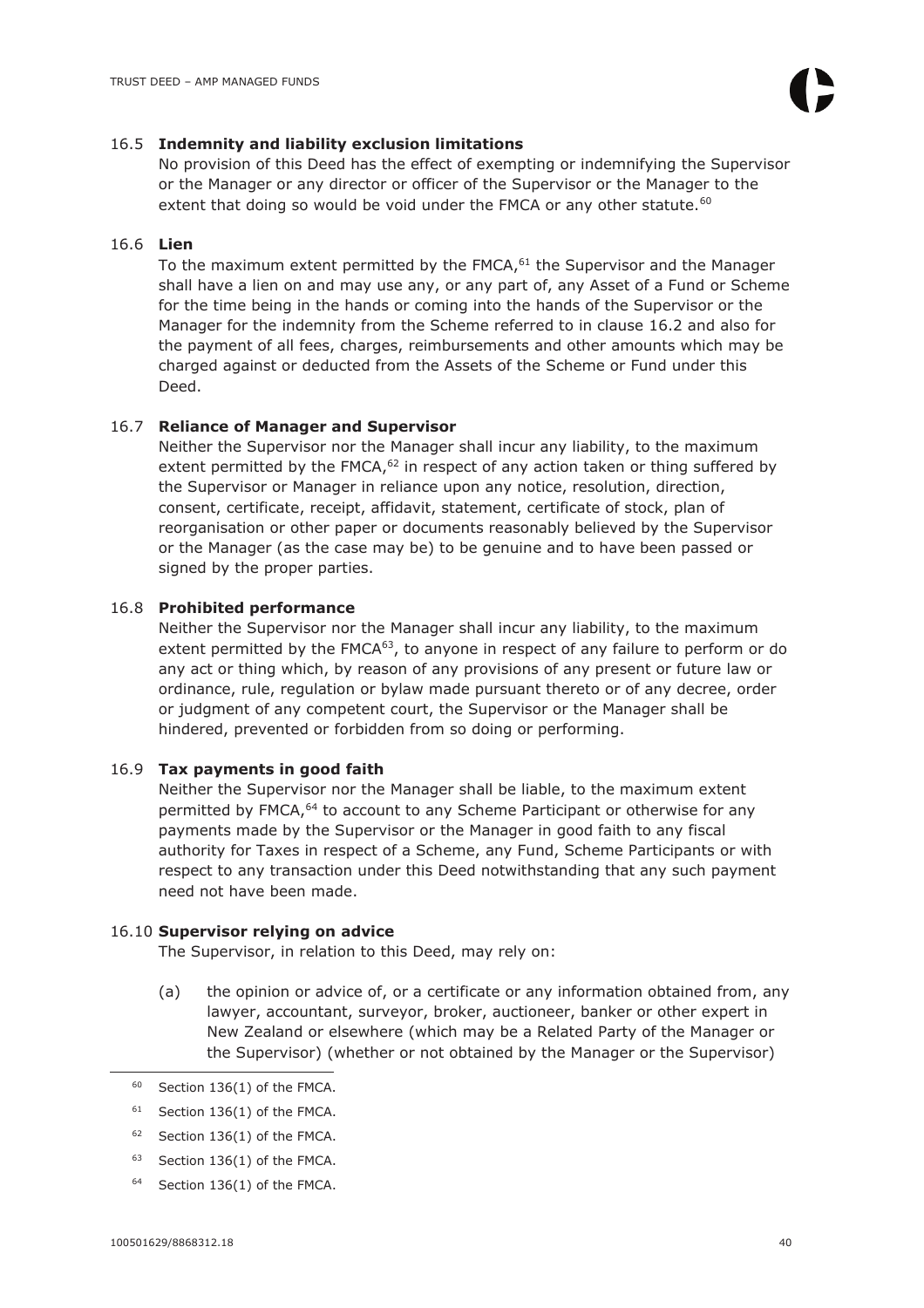### 16.5 **Indemnity and liability exclusion limitations**

No provision of this Deed has the effect of exempting or indemnifying the Supervisor or the Manager or any director or officer of the Supervisor or the Manager to the extent that doing so would be void under the FMCA or any other statute.[60]

### 16.6 **Lien**

To the maximum extent permitted by the FMCA,[61] the Supervisor and the Manager shall have a lien on and may use any, or any part of, any Asset of a Fund or Scheme for the time being in the hands or coming into the hands of the Supervisor or the Manager for the indemnity from the Scheme referred to in clause 16.2 and also for the payment of all fees, charges, reimbursements and other amounts which may be charged against or deducted from the Assets of the Scheme or Fund under this Deed.

### 16.7 **Reliance of Manager and Supervisor**

Neither the Supervisor nor the Manager shall incur any liability, to the maximum extent permitted by the FMCA,[62] in respect of any action taken or thing suffered by the Supervisor or Manager in reliance upon any notice, resolution, direction, consent, certificate, receipt, affidavit, statement, certificate of stock, plan of reorganisation or other paper or documents reasonably believed by the Supervisor or the Manager (as the case may be) to be genuine and to have been passed or signed by the proper parties.

### 16.8 **Prohibited performance**

Neither the Supervisor nor the Manager shall incur any liability, to the maximum extent permitted by the FMCA[63], to anyone in respect of any failure to perform or do any act or thing which, by reason of any provisions of any present or future law or ordinance, rule, regulation or bylaw made pursuant thereto or of any decree, order or judgment of any competent court, the Supervisor or the Manager shall be hindered, prevented or forbidden from so doing or performing.

### 16.9 **Tax payments in good faith**

Neither the Supervisor nor the Manager shall be liable, to the maximum extent permitted by FMCA,[64] to account to any Scheme Participant or otherwise for any payments made by the Supervisor or the Manager in good faith to any fiscal authority for Taxes in respect of a Scheme, any Fund, Scheme Participants or with respect to any transaction under this Deed notwithstanding that any such payment need not have been made.

### 16.10 **Supervisor relying on advice**

The Supervisor, in relation to this Deed, may rely on:

(a) the opinion or advice of, or a certificate or any information obtained from, any lawyer, accountant, surveyor, broker, auctioneer, banker or other expert in New Zealand or elsewhere (which may be a Related Party of the Manager or the Supervisor) (whether or not obtained by the Manager or the Supervisor)

---

[60] Section 136(1) of the FMCA.

[61] Section 136(1) of the FMCA.

[62] Section 136(1) of the FMCA.

[63] Section 136(1) of the FMCA.

[64] Section 136(1) of the FMCA.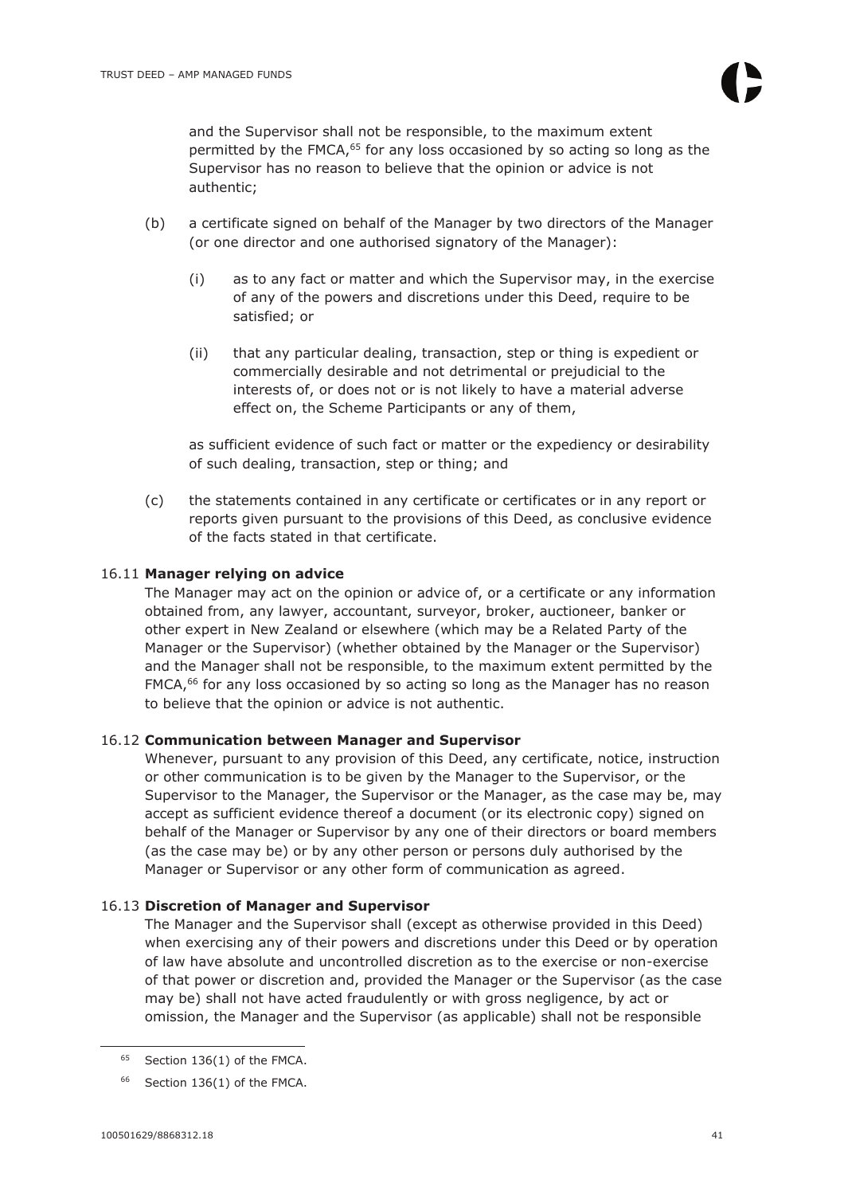and the Supervisor shall not be responsible, to the maximum extent permitted by the FMCA,[65] for any loss occasioned by so acting so long as the Supervisor has no reason to believe that the opinion or advice is not authentic;

(b) a certificate signed on behalf of the Manager by two directors of the Manager (or one director and one authorised signatory of the Manager):

   (i) as to any fact or matter and which the Supervisor may, in the exercise of any of the powers and discretions under this Deed, require to be satisfied; or

   (ii) that any particular dealing, transaction, step or thing is expedient or commercially desirable and not detrimental or prejudicial to the interests of, or does not or is not likely to have a material adverse effect on, the Scheme Participants or any of them,

   as sufficient evidence of such fact or matter or the expediency or desirability of such dealing, transaction, step or thing; and

(c) the statements contained in any certificate or certificates or in any report or reports given pursuant to the provisions of this Deed, as conclusive evidence of the facts stated in that certificate.

### 16.11 Manager relying on advice

The Manager may act on the opinion or advice of, or a certificate or any information obtained from, any lawyer, accountant, surveyor, broker, auctioneer, banker or other expert in New Zealand or elsewhere (which may be a Related Party of the Manager or the Supervisor) (whether obtained by the Manager or the Supervisor) and the Manager shall not be responsible, to the maximum extent permitted by the FMCA,[66] for any loss occasioned by so acting so long as the Manager has no reason to believe that the opinion or advice is not authentic.

### 16.12 Communication between Manager and Supervisor

Whenever, pursuant to any provision of this Deed, any certificate, notice, instruction or other communication is to be given by the Manager to the Supervisor, or the Supervisor to the Manager, the Supervisor or the Manager, as the case may be, may accept as sufficient evidence thereof a document (or its electronic copy) signed on behalf of the Manager or Supervisor by any one of their directors or board members (as the case may be) or by any other person or persons duly authorised by the Manager or Supervisor or any other form of communication as agreed.

### 16.13 Discretion of Manager and Supervisor

The Manager and the Supervisor shall (except as otherwise provided in this Deed) when exercising any of their powers and discretions under this Deed or by operation of law have absolute and uncontrolled discretion as to the exercise or non-exercise of that power or discretion and, provided the Manager or the Supervisor (as the case may be) shall not have acted fraudulently or with gross negligence, by act or omission, the Manager and the Supervisor (as applicable) shall not be responsible

---

[65] Section 136(1) of the FMCA.

[66] Section 136(1) of the FMCA.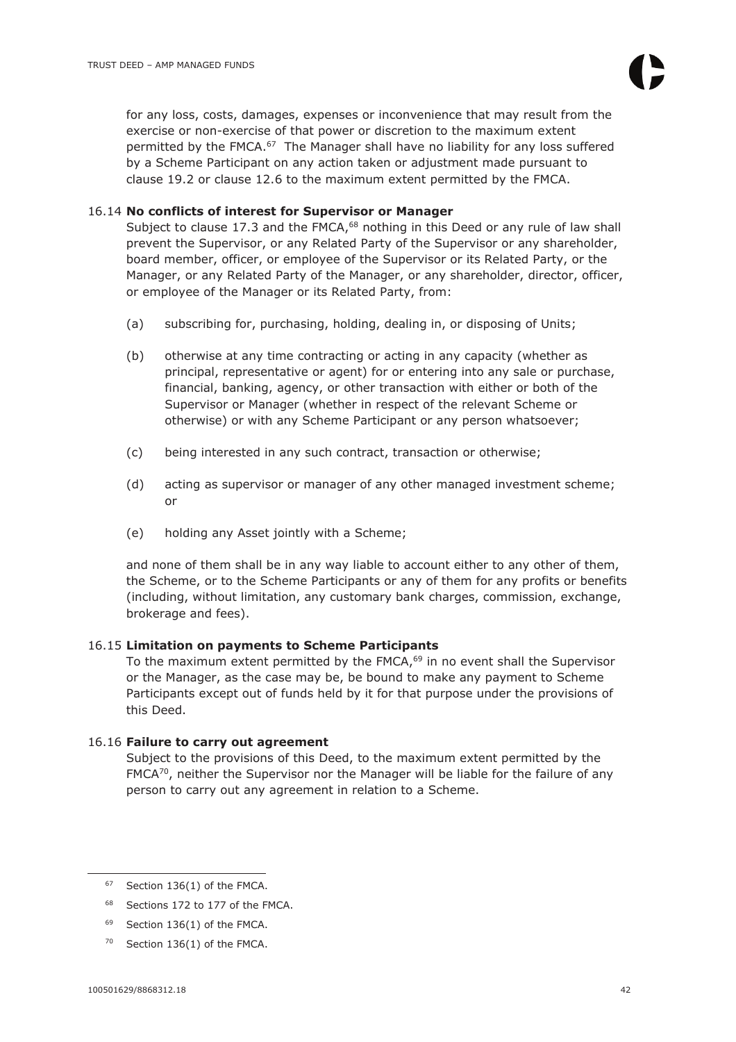for any loss, costs, damages, expenses or inconvenience that may result from the exercise or non-exercise of that power or discretion to the maximum extent permitted by the FMCA.[67] The Manager shall have no liability for any loss suffered by a Scheme Participant on any action taken or adjustment made pursuant to clause 19.2 or clause 12.6 to the maximum extent permitted by the FMCA.

16.14 **No conflicts of interest for Supervisor or Manager**

Subject to clause 17.3 and the FMCA,[68] nothing in this Deed or any rule of law shall prevent the Supervisor, or any Related Party of the Supervisor or any shareholder, board member, officer, or employee of the Supervisor or its Related Party, or the Manager, or any Related Party of the Manager, or any shareholder, director, officer, or employee of the Manager or its Related Party, from:

(a) subscribing for, purchasing, holding, dealing in, or disposing of Units;

(b) otherwise at any time contracting or acting in any capacity (whether as principal, representative or agent) for or entering into any sale or purchase, financial, banking, agency, or other transaction with either or both of the Supervisor or Manager (whether in respect of the relevant Scheme or otherwise) or with any Scheme Participant or any person whatsoever;

(c) being interested in any such contract, transaction or otherwise;

(d) acting as supervisor or manager of any other managed investment scheme; or

(e) holding any Asset jointly with a Scheme;

and none of them shall be in any way liable to account either to any other of them, the Scheme, or to the Scheme Participants or any of them for any profits or benefits (including, without limitation, any customary bank charges, commission, exchange, brokerage and fees).

16.15 **Limitation on payments to Scheme Participants**

To the maximum extent permitted by the FMCA,[69] in no event shall the Supervisor or the Manager, as the case may be, be bound to make any payment to Scheme Participants except out of funds held by it for that purpose under the provisions of this Deed.

16.16 **Failure to carry out agreement**

Subject to the provisions of this Deed, to the maximum extent permitted by the FMCA[70], neither the Supervisor nor the Manager will be liable for the failure of any person to carry out any agreement in relation to a Scheme.

---

[67] Section 136(1) of the FMCA.

[68] Sections 172 to 177 of the FMCA.

[69] Section 136(1) of the FMCA.

[70] Section 136(1) of the FMCA.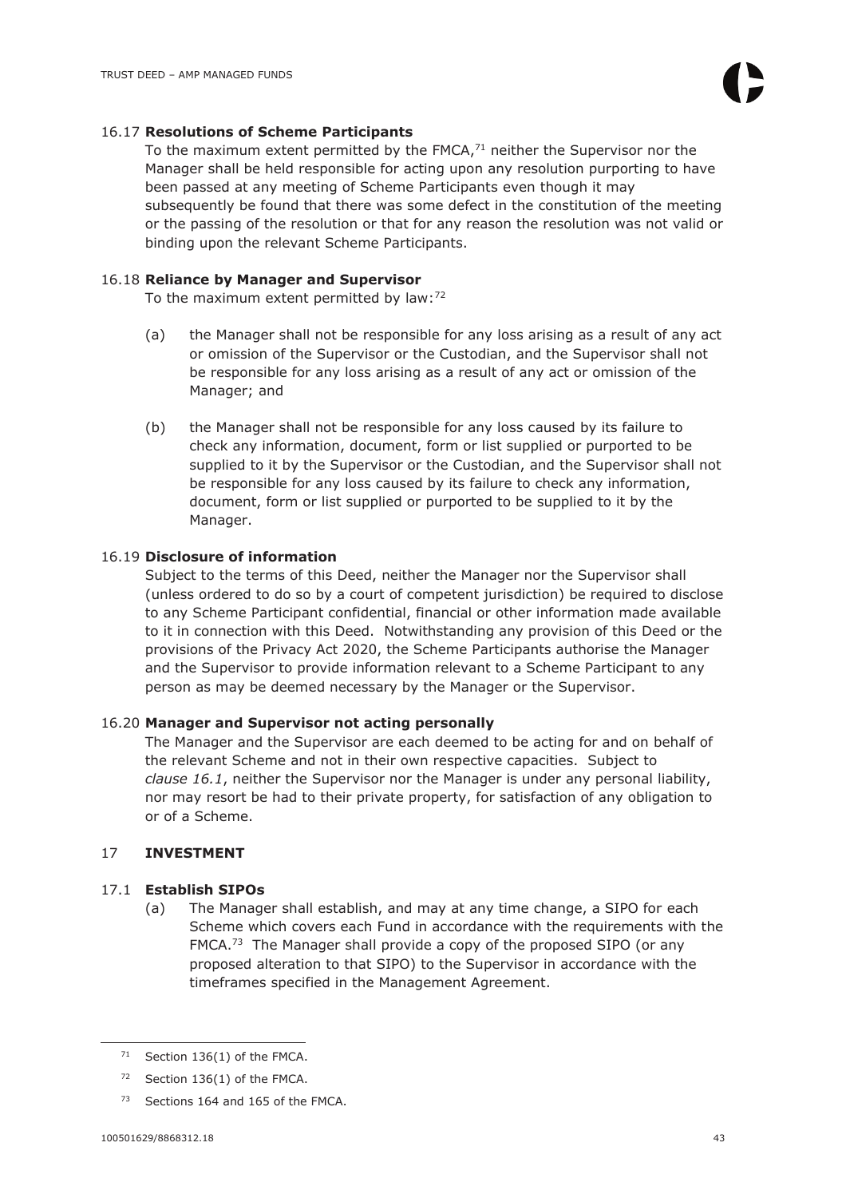### 16.17 **Resolutions of Scheme Participants**

To the maximum extent permitted by the FMCA,[71] neither the Supervisor nor the Manager shall be held responsible for acting upon any resolution purporting to have been passed at any meeting of Scheme Participants even though it may subsequently be found that there was some defect in the constitution of the meeting or the passing of the resolution or that for any reason the resolution was not valid or binding upon the relevant Scheme Participants.

### 16.18 **Reliance by Manager and Supervisor**

To the maximum extent permitted by law:[72]

(a) the Manager shall not be responsible for any loss arising as a result of any act or omission of the Supervisor or the Custodian, and the Supervisor shall not be responsible for any loss arising as a result of any act or omission of the Manager; and

(b) the Manager shall not be responsible for any loss caused by its failure to check any information, document, form or list supplied or purported to be supplied to it by the Supervisor or the Custodian, and the Supervisor shall not be responsible for any loss caused by its failure to check any information, document, form or list supplied or purported to be supplied to it by the Manager.

### 16.19 **Disclosure of information**

Subject to the terms of this Deed, neither the Manager nor the Supervisor shall (unless ordered to do so by a court of competent jurisdiction) be required to disclose to any Scheme Participant confidential, financial or other information made available to it in connection with this Deed. Notwithstanding any provision of this Deed or the provisions of the Privacy Act 2020, the Scheme Participants authorise the Manager and the Supervisor to provide information relevant to a Scheme Participant to any person as may be deemed necessary by the Manager or the Supervisor.

### 16.20 **Manager and Supervisor not acting personally**

The Manager and the Supervisor are each deemed to be acting for and on behalf of the relevant Scheme and not in their own respective capacities. Subject to *clause 16.1*, neither the Supervisor nor the Manager is under any personal liability, nor may resort be had to their private property, for satisfaction of any obligation to or of a Scheme.

## 17 **INVESTMENT**

### 17.1 **Establish SIPOs**

(a) The Manager shall establish, and may at any time change, a SIPO for each Scheme which covers each Fund in accordance with the requirements with the FMCA.[73] The Manager shall provide a copy of the proposed SIPO (or any proposed alteration to that SIPO) to the Supervisor in accordance with the timeframes specified in the Management Agreement.

---

[71] Section 136(1) of the FMCA.

[72] Section 136(1) of the FMCA.

[73] Sections 164 and 165 of the FMCA.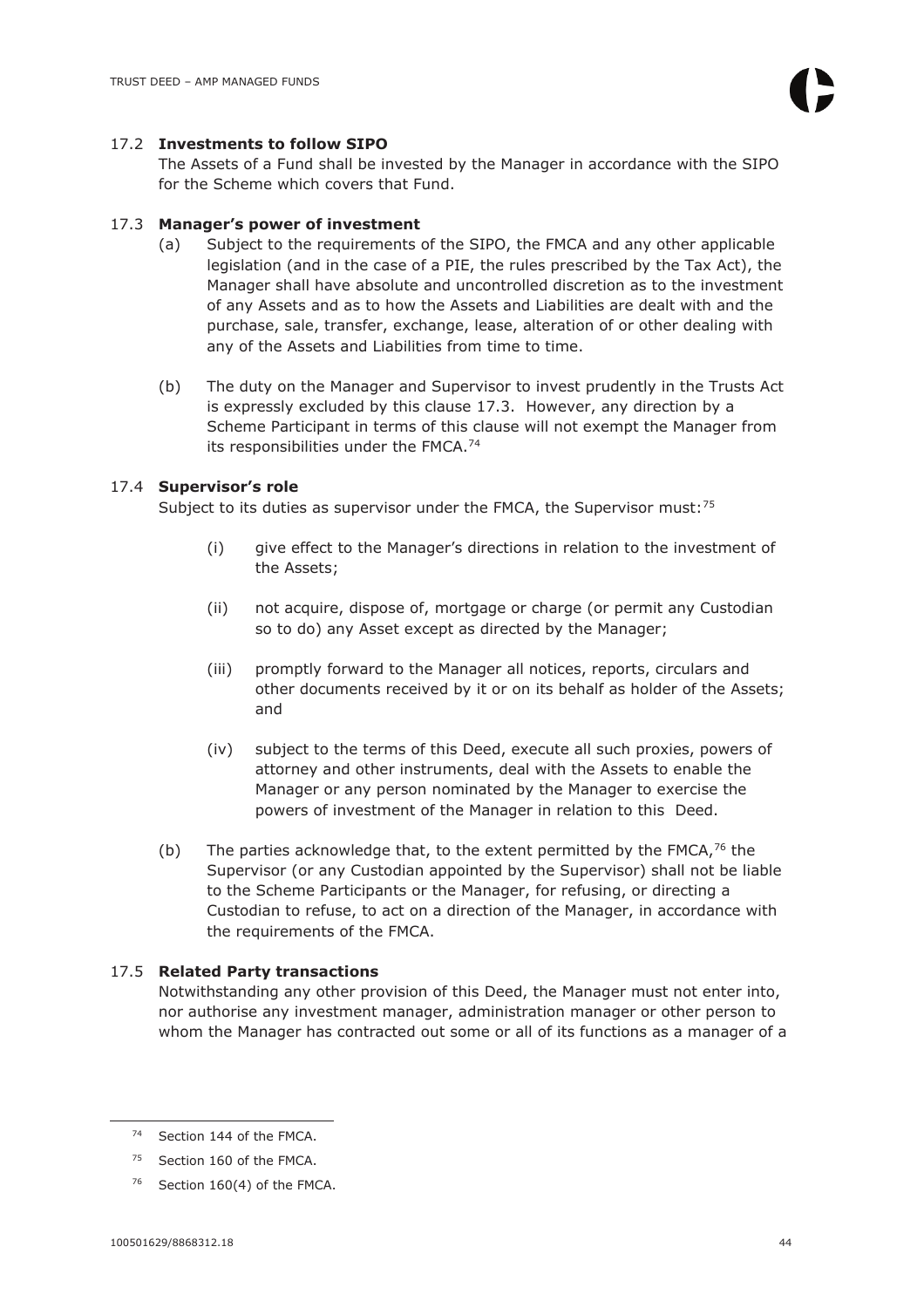### 17.2 **Investments to follow SIPO**

The Assets of a Fund shall be invested by the Manager in accordance with the SIPO for the Scheme which covers that Fund.

### 17.3 **Manager's power of investment**

(a) Subject to the requirements of the SIPO, the FMCA and any other applicable legislation (and in the case of a PIE, the rules prescribed by the Tax Act), the Manager shall have absolute and uncontrolled discretion as to the investment of any Assets and as to how the Assets and Liabilities are dealt with and the purchase, sale, transfer, exchange, lease, alteration of or other dealing with any of the Assets and Liabilities from time to time.

(b) The duty on the Manager and Supervisor to invest prudently in the Trusts Act is expressly excluded by this clause 17.3. However, any direction by a Scheme Participant in terms of this clause will not exempt the Manager from its responsibilities under the FMCA.[74]

### 17.4 **Supervisor's role**

Subject to its duties as supervisor under the FMCA, the Supervisor must:[75]

(i) give effect to the Manager's directions in relation to the investment of the Assets;

(ii) not acquire, dispose of, mortgage or charge (or permit any Custodian so to do) any Asset except as directed by the Manager;

(iii) promptly forward to the Manager all notices, reports, circulars and other documents received by it or on its behalf as holder of the Assets; and

(iv) subject to the terms of this Deed, execute all such proxies, powers of attorney and other instruments, deal with the Assets to enable the Manager or any person nominated by the Manager to exercise the powers of investment of the Manager in relation to this Deed.

(b) The parties acknowledge that, to the extent permitted by the FMCA,[76] the Supervisor (or any Custodian appointed by the Supervisor) shall not be liable to the Scheme Participants or the Manager, for refusing, or directing a Custodian to refuse, to act on a direction of the Manager, in accordance with the requirements of the FMCA.

### 17.5 **Related Party transactions**

Notwithstanding any other provision of this Deed, the Manager must not enter into, nor authorise any investment manager, administration manager or other person to whom the Manager has contracted out some or all of its functions as a manager of a

---

[74] Section 144 of the FMCA.

[75] Section 160 of the FMCA.

[76] Section 160(4) of the FMCA.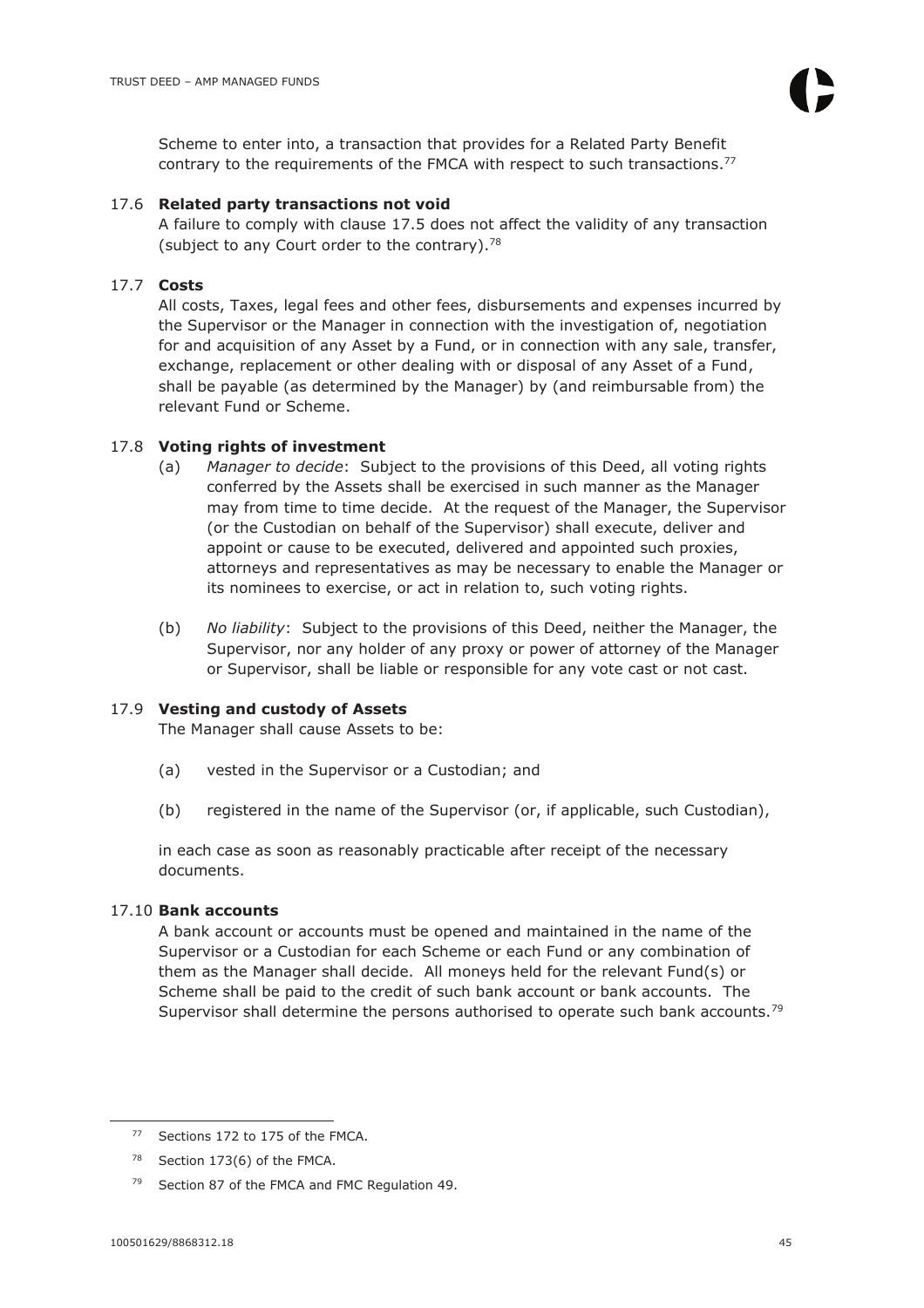Scheme to enter into, a transaction that provides for a Related Party Benefit contrary to the requirements of the FMCA with respect to such transactions.[77]

### 17.6 Related party transactions not void

A failure to comply with clause 17.5 does not affect the validity of any transaction (subject to any Court order to the contrary).[78]

### 17.7 Costs

All costs, Taxes, legal fees and other fees, disbursements and expenses incurred by the Supervisor or the Manager in connection with the investigation of, negotiation for and acquisition of any Asset by a Fund, or in connection with any sale, transfer, exchange, replacement or other dealing with or disposal of any Asset of a Fund, shall be payable (as determined by the Manager) by (and reimbursable from) the relevant Fund or Scheme.

### 17.8 Voting rights of investment

(a) *Manager to decide*: Subject to the provisions of this Deed, all voting rights conferred by the Assets shall be exercised in such manner as the Manager may from time to time decide. At the request of the Manager, the Supervisor (or the Custodian on behalf of the Supervisor) shall execute, deliver and appoint or cause to be executed, delivered and appointed such proxies, attorneys and representatives as may be necessary to enable the Manager or its nominees to exercise, or act in relation to, such voting rights.

(b) *No liability*: Subject to the provisions of this Deed, neither the Manager, the Supervisor, nor any holder of any proxy or power of attorney of the Manager or Supervisor, shall be liable or responsible for any vote cast or not cast.

### 17.9 Vesting and custody of Assets

The Manager shall cause Assets to be:

(a) vested in the Supervisor or a Custodian; and

(b) registered in the name of the Supervisor (or, if applicable, such Custodian),

in each case as soon as reasonably practicable after receipt of the necessary documents.

### 17.10 Bank accounts

A bank account or accounts must be opened and maintained in the name of the Supervisor or a Custodian for each Scheme or each Fund or any combination of them as the Manager shall decide. All moneys held for the relevant Fund(s) or Scheme shall be paid to the credit of such bank account or bank accounts. The Supervisor shall determine the persons authorised to operate such bank accounts.[79]

---

[77] Sections 172 to 175 of the FMCA.

[78] Section 173(6) of the FMCA.

[79] Section 87 of the FMCA and FMC Regulation 49.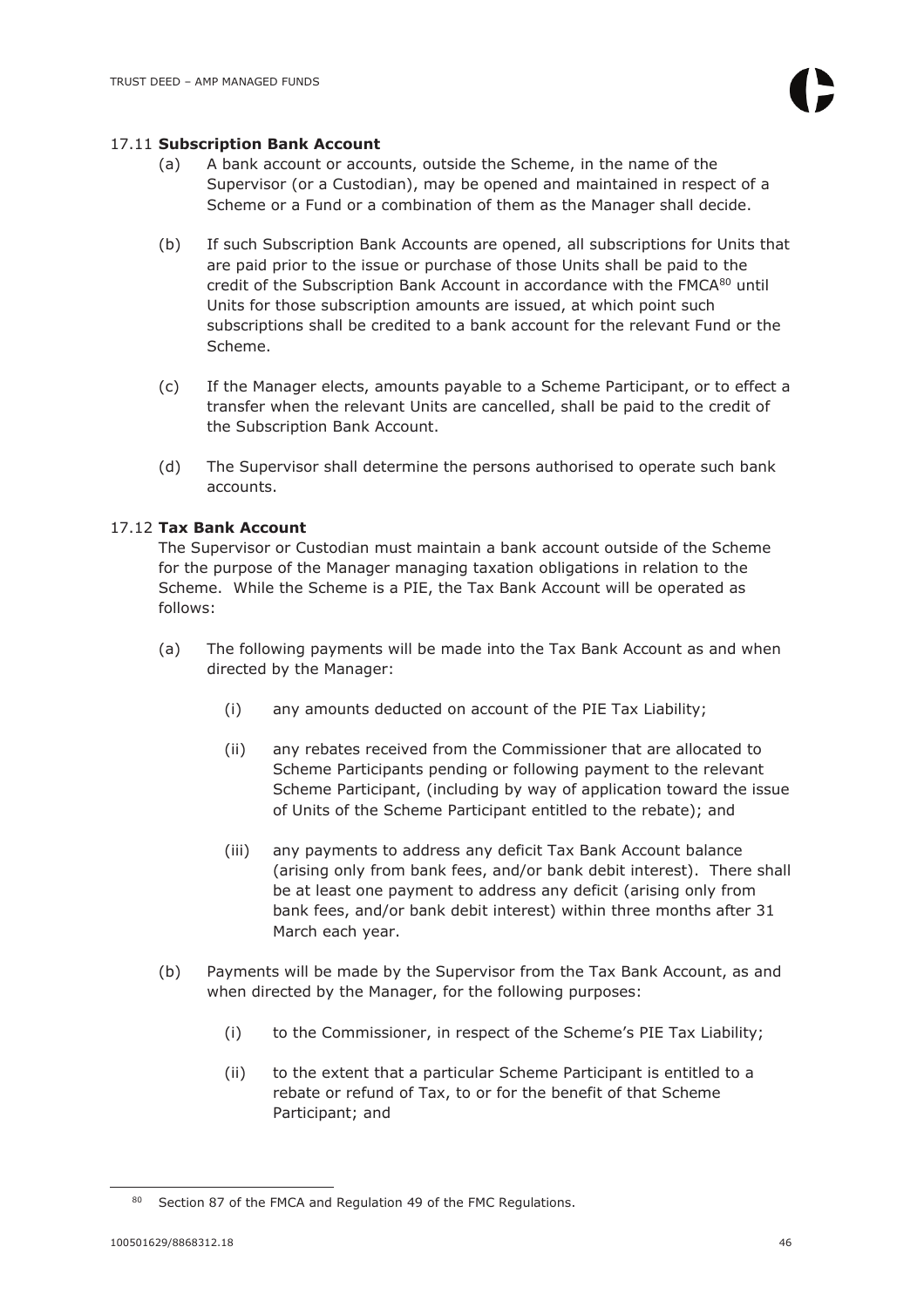### 17.11 **Subscription Bank Account**

(a) A bank account or accounts, outside the Scheme, in the name of the Supervisor (or a Custodian), may be opened and maintained in respect of a Scheme or a Fund or a combination of them as the Manager shall decide.

(b) If such Subscription Bank Accounts are opened, all subscriptions for Units that are paid prior to the issue or purchase of those Units shall be paid to the credit of the Subscription Bank Account in accordance with the FMCA[80] until Units for those subscription amounts are issued, at which point such subscriptions shall be credited to a bank account for the relevant Fund or the Scheme.

(c) If the Manager elects, amounts payable to a Scheme Participant, or to effect a transfer when the relevant Units are cancelled, shall be paid to the credit of the Subscription Bank Account.

(d) The Supervisor shall determine the persons authorised to operate such bank accounts.

### 17.12 **Tax Bank Account**

The Supervisor or Custodian must maintain a bank account outside of the Scheme for the purpose of the Manager managing taxation obligations in relation to the Scheme. While the Scheme is a PIE, the Tax Bank Account will be operated as follows:

(a) The following payments will be made into the Tax Bank Account as and when directed by the Manager:

(i) any amounts deducted on account of the PIE Tax Liability;

(ii) any rebates received from the Commissioner that are allocated to Scheme Participants pending or following payment to the relevant Scheme Participant, (including by way of application toward the issue of Units of the Scheme Participant entitled to the rebate); and

(iii) any payments to address any deficit Tax Bank Account balance (arising only from bank fees, and/or bank debit interest). There shall be at least one payment to address any deficit (arising only from bank fees, and/or bank debit interest) within three months after 31 March each year.

(b) Payments will be made by the Supervisor from the Tax Bank Account, as and when directed by the Manager, for the following purposes:

(i) to the Commissioner, in respect of the Scheme's PIE Tax Liability;

(ii) to the extent that a particular Scheme Participant is entitled to a rebate or refund of Tax, to or for the benefit of that Scheme Participant; and

[80] Section 87 of the FMCA and Regulation 49 of the FMC Regulations.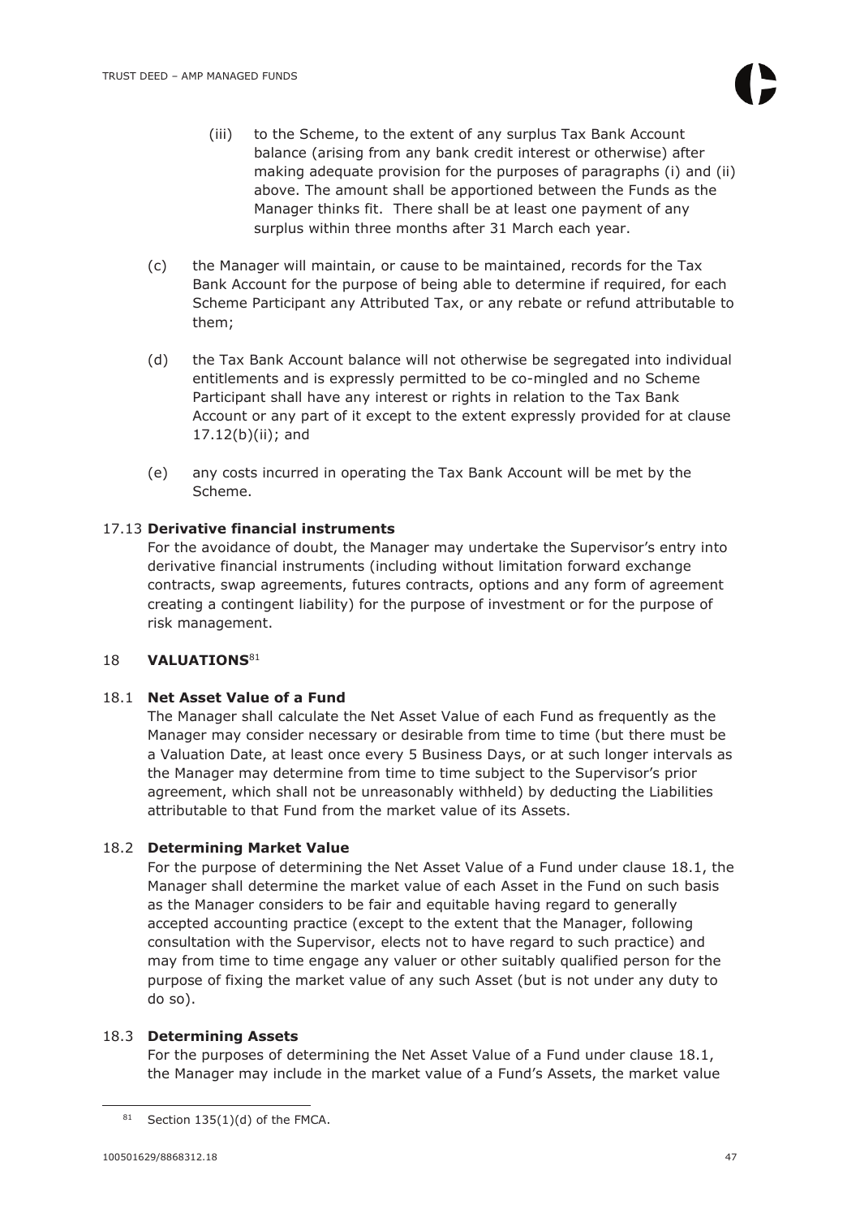(iii) to the Scheme, to the extent of any surplus Tax Bank Account balance (arising from any bank credit interest or otherwise) after making adequate provision for the purposes of paragraphs (i) and (ii) above. The amount shall be apportioned between the Funds as the Manager thinks fit. There shall be at least one payment of any surplus within three months after 31 March each year.

(c) the Manager will maintain, or cause to be maintained, records for the Tax Bank Account for the purpose of being able to determine if required, for each Scheme Participant any Attributed Tax, or any rebate or refund attributable to them;

(d) the Tax Bank Account balance will not otherwise be segregated into individual entitlements and is expressly permitted to be co-mingled and no Scheme Participant shall have any interest or rights in relation to the Tax Bank Account or any part of it except to the extent expressly provided for at clause 17.12(b)(ii); and

(e) any costs incurred in operating the Tax Bank Account will be met by the Scheme.

### 17.13 Derivative financial instruments

For the avoidance of doubt, the Manager may undertake the Supervisor's entry into derivative financial instruments (including without limitation forward exchange contracts, swap agreements, futures contracts, options and any form of agreement creating a contingent liability) for the purpose of investment or for the purpose of risk management.

## 18 VALUATIONS[81]

### 18.1 Net Asset Value of a Fund

The Manager shall calculate the Net Asset Value of each Fund as frequently as the Manager may consider necessary or desirable from time to time (but there must be a Valuation Date, at least once every 5 Business Days, or at such longer intervals as the Manager may determine from time to time subject to the Supervisor's prior agreement, which shall not be unreasonably withheld) by deducting the Liabilities attributable to that Fund from the market value of its Assets.

### 18.2 Determining Market Value

For the purpose of determining the Net Asset Value of a Fund under clause 18.1, the Manager shall determine the market value of each Asset in the Fund on such basis as the Manager considers to be fair and equitable having regard to generally accepted accounting practice (except to the extent that the Manager, following consultation with the Supervisor, elects not to have regard to such practice) and may from time to time engage any valuer or other suitably qualified person for the purpose of fixing the market value of any such Asset (but is not under any duty to do so).

### 18.3 Determining Assets

For the purposes of determining the Net Asset Value of a Fund under clause 18.1, the Manager may include in the market value of a Fund's Assets, the market value

[81] Section 135(1)(d) of the FMCA.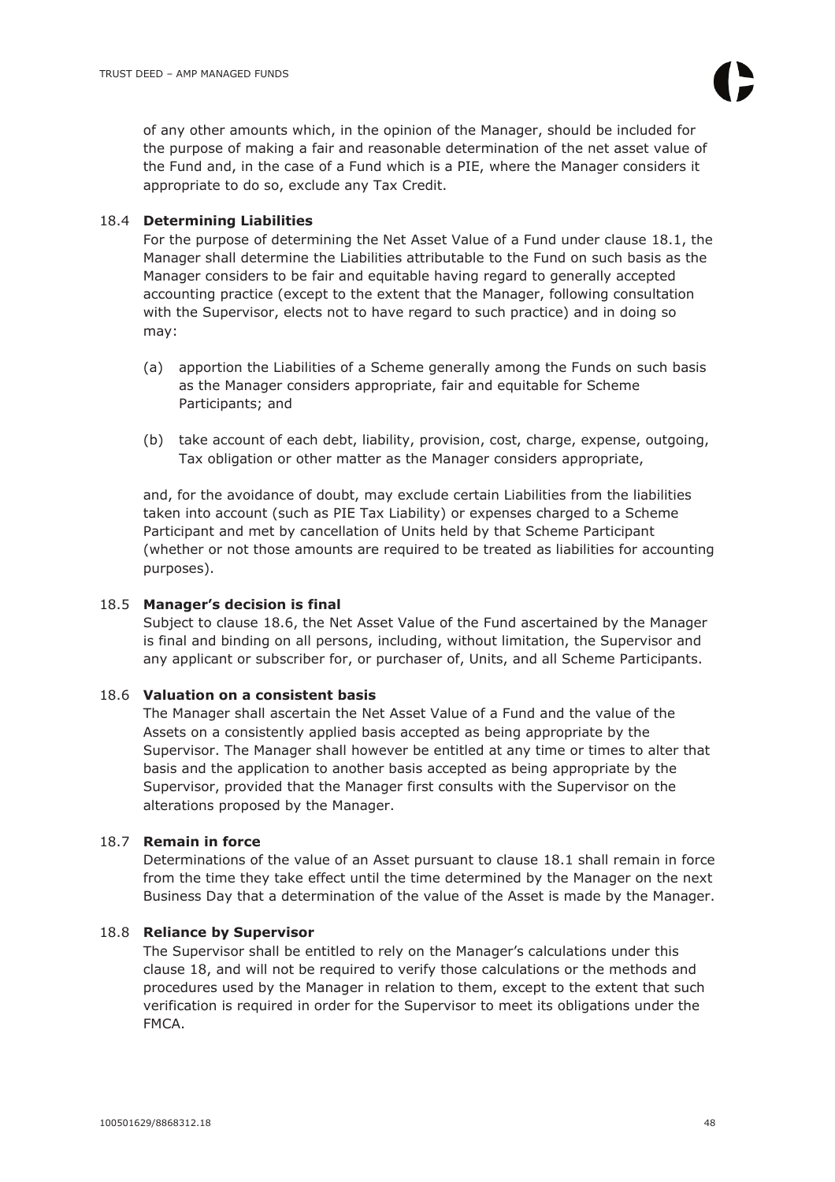of any other amounts which, in the opinion of the Manager, should be included for the purpose of making a fair and reasonable determination of the net asset value of the Fund and, in the case of a Fund which is a PIE, where the Manager considers it appropriate to do so, exclude any Tax Credit.

18.4 **Determining Liabilities**

For the purpose of determining the Net Asset Value of a Fund under clause 18.1, the Manager shall determine the Liabilities attributable to the Fund on such basis as the Manager considers to be fair and equitable having regard to generally accepted accounting practice (except to the extent that the Manager, following consultation with the Supervisor, elects not to have regard to such practice) and in doing so may:

(a) apportion the Liabilities of a Scheme generally among the Funds on such basis as the Manager considers appropriate, fair and equitable for Scheme Participants; and

(b) take account of each debt, liability, provision, cost, charge, expense, outgoing, Tax obligation or other matter as the Manager considers appropriate,

and, for the avoidance of doubt, may exclude certain Liabilities from the liabilities taken into account (such as PIE Tax Liability) or expenses charged to a Scheme Participant and met by cancellation of Units held by that Scheme Participant (whether or not those amounts are required to be treated as liabilities for accounting purposes).

18.5 **Manager's decision is final**

Subject to clause 18.6, the Net Asset Value of the Fund ascertained by the Manager is final and binding on all persons, including, without limitation, the Supervisor and any applicant or subscriber for, or purchaser of, Units, and all Scheme Participants.

18.6 **Valuation on a consistent basis**

The Manager shall ascertain the Net Asset Value of a Fund and the value of the Assets on a consistently applied basis accepted as being appropriate by the Supervisor. The Manager shall however be entitled at any time or times to alter that basis and the application to another basis accepted as being appropriate by the Supervisor, provided that the Manager first consults with the Supervisor on the alterations proposed by the Manager.

18.7 **Remain in force**

Determinations of the value of an Asset pursuant to clause 18.1 shall remain in force from the time they take effect until the time determined by the Manager on the next Business Day that a determination of the value of the Asset is made by the Manager.

18.8 **Reliance by Supervisor**

The Supervisor shall be entitled to rely on the Manager's calculations under this clause 18, and will not be required to verify those calculations or the methods and procedures used by the Manager in relation to them, except to the extent that such verification is required in order for the Supervisor to meet its obligations under the FMCA.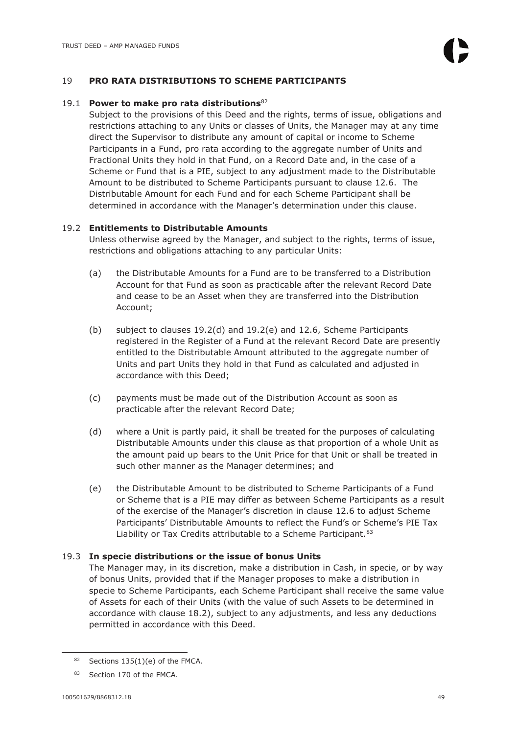## 19 PRO RATA DISTRIBUTIONS TO SCHEME PARTICIPANTS

### 19.1 Power to make pro rata distributions[82]

Subject to the provisions of this Deed and the rights, terms of issue, obligations and restrictions attaching to any Units or classes of Units, the Manager may at any time direct the Supervisor to distribute any amount of capital or income to Scheme Participants in a Fund, pro rata according to the aggregate number of Units and Fractional Units they hold in that Fund, on a Record Date and, in the case of a Scheme or Fund that is a PIE, subject to any adjustment made to the Distributable Amount to be distributed to Scheme Participants pursuant to clause 12.6. The Distributable Amount for each Fund and for each Scheme Participant shall be determined in accordance with the Manager's determination under this clause.

### 19.2 Entitlements to Distributable Amounts

Unless otherwise agreed by the Manager, and subject to the rights, terms of issue, restrictions and obligations attaching to any particular Units:

(a) the Distributable Amounts for a Fund are to be transferred to a Distribution Account for that Fund as soon as practicable after the relevant Record Date and cease to be an Asset when they are transferred into the Distribution Account;

(b) subject to clauses 19.2(d) and 19.2(e) and 12.6, Scheme Participants registered in the Register of a Fund at the relevant Record Date are presently entitled to the Distributable Amount attributed to the aggregate number of Units and part Units they hold in that Fund as calculated and adjusted in accordance with this Deed;

(c) payments must be made out of the Distribution Account as soon as practicable after the relevant Record Date;

(d) where a Unit is partly paid, it shall be treated for the purposes of calculating Distributable Amounts under this clause as that proportion of a whole Unit as the amount paid up bears to the Unit Price for that Unit or shall be treated in such other manner as the Manager determines; and

(e) the Distributable Amount to be distributed to Scheme Participants of a Fund or Scheme that is a PIE may differ as between Scheme Participants as a result of the exercise of the Manager's discretion in clause 12.6 to adjust Scheme Participants' Distributable Amounts to reflect the Fund's or Scheme's PIE Tax Liability or Tax Credits attributable to a Scheme Participant.[83]

### 19.3 In specie distributions or the issue of bonus Units

The Manager may, in its discretion, make a distribution in Cash, in specie, or by way of bonus Units, provided that if the Manager proposes to make a distribution in specie to Scheme Participants, each Scheme Participant shall receive the same value of Assets for each of their Units (with the value of such Assets to be determined in accordance with clause 18.2), subject to any adjustments, and less any deductions permitted in accordance with this Deed.

---

[82] Sections 135(1)(e) of the FMCA.

[83] Section 170 of the FMCA.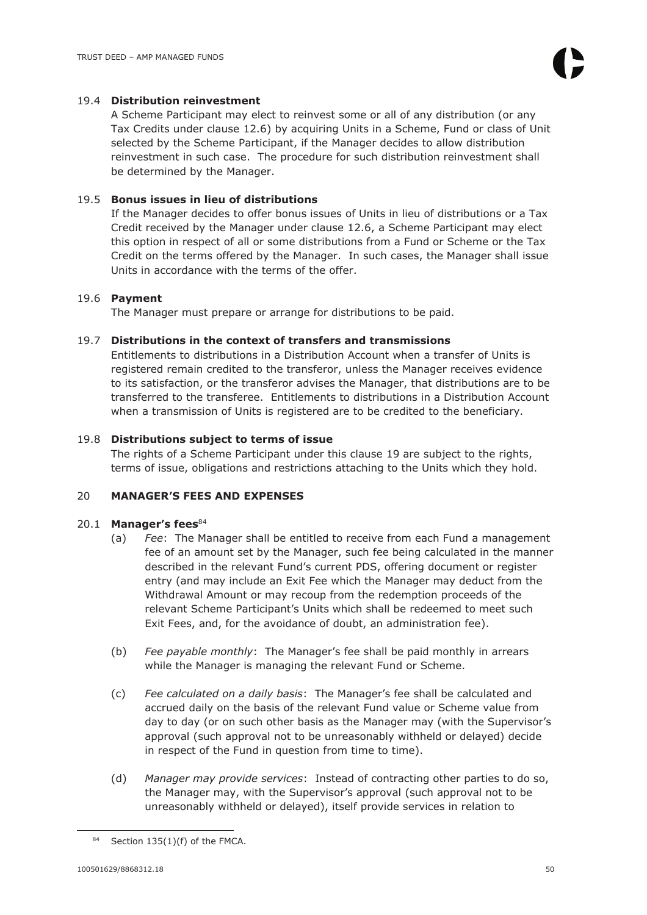19.4 **Distribution reinvestment**

A Scheme Participant may elect to reinvest some or all of any distribution (or any Tax Credits under clause 12.6) by acquiring Units in a Scheme, Fund or class of Unit selected by the Scheme Participant, if the Manager decides to allow distribution reinvestment in such case. The procedure for such distribution reinvestment shall be determined by the Manager.

19.5 **Bonus issues in lieu of distributions**

If the Manager decides to offer bonus issues of Units in lieu of distributions or a Tax Credit received by the Manager under clause 12.6, a Scheme Participant may elect this option in respect of all or some distributions from a Fund or Scheme or the Tax Credit on the terms offered by the Manager. In such cases, the Manager shall issue Units in accordance with the terms of the offer.

19.6 **Payment**

The Manager must prepare or arrange for distributions to be paid.

19.7 **Distributions in the context of transfers and transmissions**

Entitlements to distributions in a Distribution Account when a transfer of Units is registered remain credited to the transferor, unless the Manager receives evidence to its satisfaction, or the transferor advises the Manager, that distributions are to be transferred to the transferee. Entitlements to distributions in a Distribution Account when a transmission of Units is registered are to be credited to the beneficiary.

19.8 **Distributions subject to terms of issue**

The rights of a Scheme Participant under this clause 19 are subject to the rights, terms of issue, obligations and restrictions attaching to the Units which they hold.

## 20 MANAGER'S FEES AND EXPENSES

20.1 **Manager's fees**[84]

(a) *Fee*: The Manager shall be entitled to receive from each Fund a management fee of an amount set by the Manager, such fee being calculated in the manner described in the relevant Fund's current PDS, offering document or register entry (and may include an Exit Fee which the Manager may deduct from the Withdrawal Amount or may recoup from the redemption proceeds of the relevant Scheme Participant's Units which shall be redeemed to meet such Exit Fees, and, for the avoidance of doubt, an administration fee).

(b) *Fee payable monthly*: The Manager's fee shall be paid monthly in arrears while the Manager is managing the relevant Fund or Scheme.

(c) *Fee calculated on a daily basis*: The Manager's fee shall be calculated and accrued daily on the basis of the relevant Fund value or Scheme value from day to day (or on such other basis as the Manager may (with the Supervisor's approval (such approval not to be unreasonably withheld or delayed) decide in respect of the Fund in question from time to time).

(d) *Manager may provide services*: Instead of contracting other parties to do so, the Manager may, with the Supervisor's approval (such approval not to be unreasonably withheld or delayed), itself provide services in relation to

---

[84] Section 135(1)(f) of the FMCA.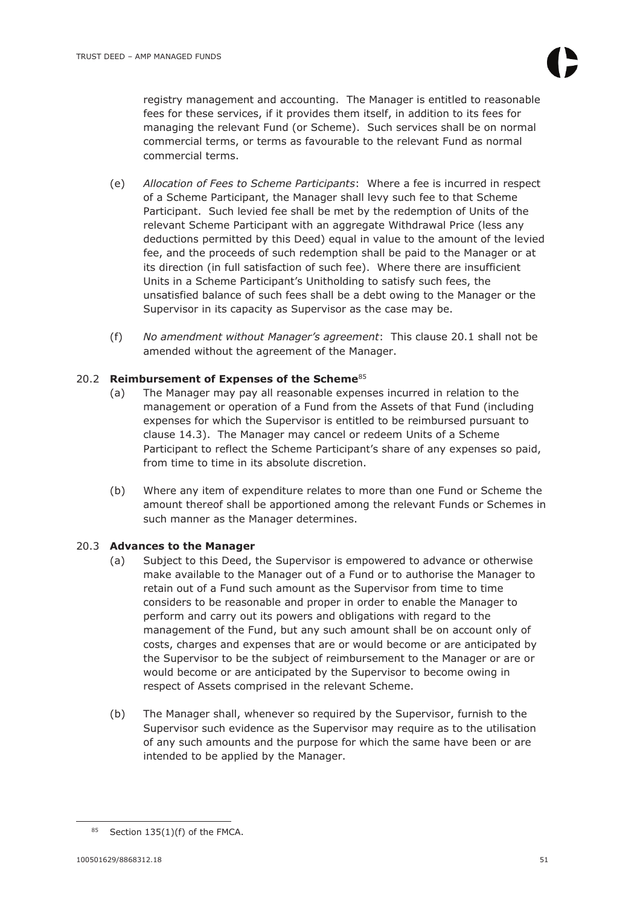registry management and accounting. The Manager is entitled to reasonable fees for these services, if it provides them itself, in addition to its fees for managing the relevant Fund (or Scheme). Such services shall be on normal commercial terms, or terms as favourable to the relevant Fund as normal commercial terms.

(e) *Allocation of Fees to Scheme Participants*: Where a fee is incurred in respect of a Scheme Participant, the Manager shall levy such fee to that Scheme Participant. Such levied fee shall be met by the redemption of Units of the relevant Scheme Participant with an aggregate Withdrawal Price (less any deductions permitted by this Deed) equal in value to the amount of the levied fee, and the proceeds of such redemption shall be paid to the Manager or at its direction (in full satisfaction of such fee). Where there are insufficient Units in a Scheme Participant's Unitholding to satisfy such fees, the unsatisfied balance of such fees shall be a debt owing to the Manager or the Supervisor in its capacity as Supervisor as the case may be.

(f) *No amendment without Manager's agreement*: This clause 20.1 shall not be amended without the agreement of the Manager.

### 20.2 Reimbursement of Expenses of the Scheme[85]

(a) The Manager may pay all reasonable expenses incurred in relation to the management or operation of a Fund from the Assets of that Fund (including expenses for which the Supervisor is entitled to be reimbursed pursuant to clause 14.3). The Manager may cancel or redeem Units of a Scheme Participant to reflect the Scheme Participant's share of any expenses so paid, from time to time in its absolute discretion.

(b) Where any item of expenditure relates to more than one Fund or Scheme the amount thereof shall be apportioned among the relevant Funds or Schemes in such manner as the Manager determines.

### 20.3 Advances to the Manager

(a) Subject to this Deed, the Supervisor is empowered to advance or otherwise make available to the Manager out of a Fund or to authorise the Manager to retain out of a Fund such amount as the Supervisor from time to time considers to be reasonable and proper in order to enable the Manager to perform and carry out its powers and obligations with regard to the management of the Fund, but any such amount shall be on account only of costs, charges and expenses that are or would become or are anticipated by the Supervisor to be the subject of reimbursement to the Manager or are or would become or are anticipated by the Supervisor to become owing in respect of Assets comprised in the relevant Scheme.

(b) The Manager shall, whenever so required by the Supervisor, furnish to the Supervisor such evidence as the Supervisor may require as to the utilisation of any such amounts and the purpose for which the same have been or are intended to be applied by the Manager.

---

[85] Section 135(1)(f) of the FMCA.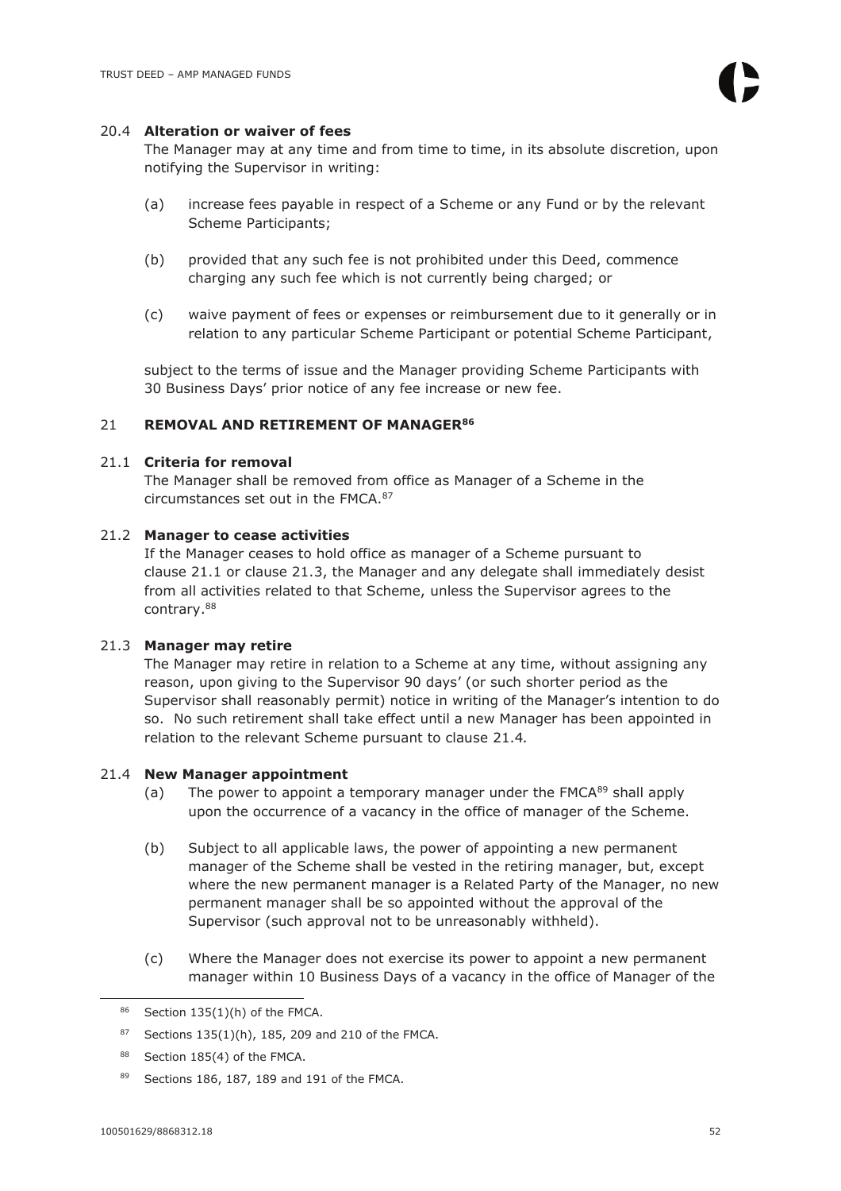### 20.4 **Alteration or waiver of fees**

The Manager may at any time and from time to time, in its absolute discretion, upon notifying the Supervisor in writing:

(a) increase fees payable in respect of a Scheme or any Fund or by the relevant Scheme Participants;

(b) provided that any such fee is not prohibited under this Deed, commence charging any such fee which is not currently being charged; or

(c) waive payment of fees or expenses or reimbursement due to it generally or in relation to any particular Scheme Participant or potential Scheme Participant,

subject to the terms of issue and the Manager providing Scheme Participants with 30 Business Days' prior notice of any fee increase or new fee.

## 21 **REMOVAL AND RETIREMENT OF MANAGER**[86]

### 21.1 **Criteria for removal**

The Manager shall be removed from office as Manager of a Scheme in the circumstances set out in the FMCA.[87]

### 21.2 **Manager to cease activities**

If the Manager ceases to hold office as manager of a Scheme pursuant to clause 21.1 or clause 21.3, the Manager and any delegate shall immediately desist from all activities related to that Scheme, unless the Supervisor agrees to the contrary.[88]

### 21.3 **Manager may retire**

The Manager may retire in relation to a Scheme at any time, without assigning any reason, upon giving to the Supervisor 90 days' (or such shorter period as the Supervisor shall reasonably permit) notice in writing of the Manager's intention to do so. No such retirement shall take effect until a new Manager has been appointed in relation to the relevant Scheme pursuant to clause 21.4*.*

### 21.4 **New Manager appointment**

(a) The power to appoint a temporary manager under the FMCA[89] shall apply upon the occurrence of a vacancy in the office of manager of the Scheme.

(b) Subject to all applicable laws, the power of appointing a new permanent manager of the Scheme shall be vested in the retiring manager, but, except where the new permanent manager is a Related Party of the Manager, no new permanent manager shall be so appointed without the approval of the Supervisor (such approval not to be unreasonably withheld).

(c) Where the Manager does not exercise its power to appoint a new permanent manager within 10 Business Days of a vacancy in the office of Manager of the

---

[86] Section 135(1)(h) of the FMCA.

[87] Sections 135(1)(h), 185, 209 and 210 of the FMCA.

[88] Section 185(4) of the FMCA.

[89] Sections 186, 187, 189 and 191 of the FMCA.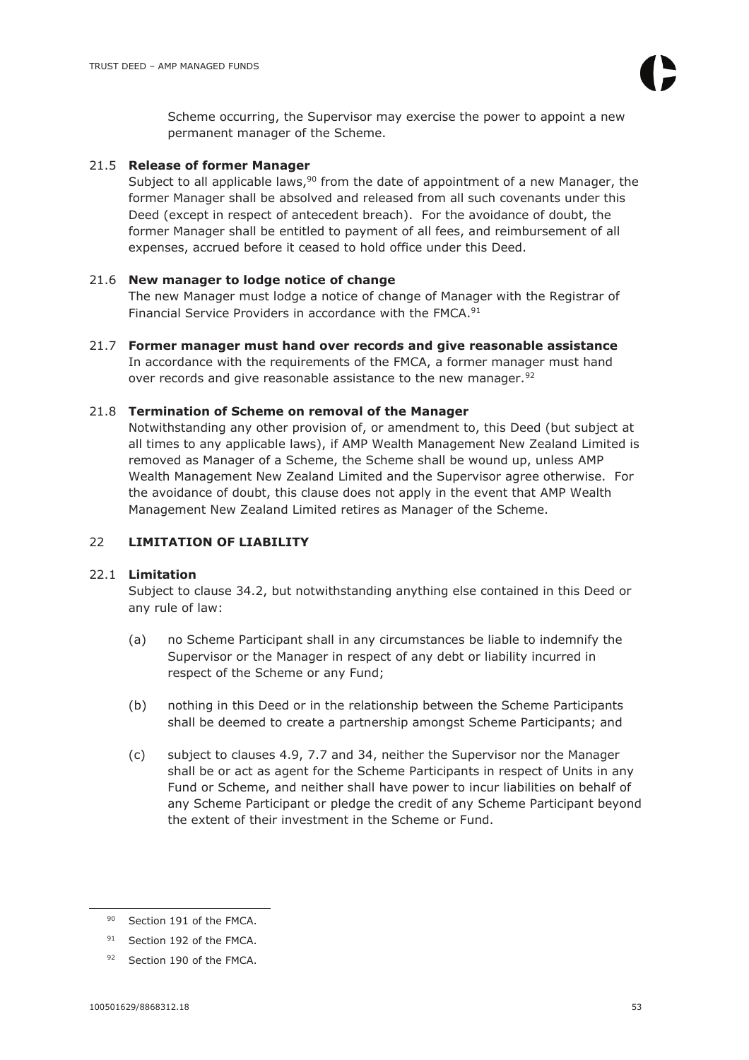Scheme occurring, the Supervisor may exercise the power to appoint a new permanent manager of the Scheme.

### 21.5 Release of former Manager

Subject to all applicable laws,[90] from the date of appointment of a new Manager, the former Manager shall be absolved and released from all such covenants under this Deed (except in respect of antecedent breach). For the avoidance of doubt, the former Manager shall be entitled to payment of all fees, and reimbursement of all expenses, accrued before it ceased to hold office under this Deed.

### 21.6 New manager to lodge notice of change

The new Manager must lodge a notice of change of Manager with the Registrar of Financial Service Providers in accordance with the FMCA.[91]

### 21.7 Former manager must hand over records and give reasonable assistance

In accordance with the requirements of the FMCA, a former manager must hand over records and give reasonable assistance to the new manager.[92]

### 21.8 Termination of Scheme on removal of the Manager

Notwithstanding any other provision of, or amendment to, this Deed (but subject at all times to any applicable laws), if AMP Wealth Management New Zealand Limited is removed as Manager of a Scheme, the Scheme shall be wound up, unless AMP Wealth Management New Zealand Limited and the Supervisor agree otherwise. For the avoidance of doubt, this clause does not apply in the event that AMP Wealth Management New Zealand Limited retires as Manager of the Scheme.

## 22 LIMITATION OF LIABILITY

### 22.1 Limitation

Subject to clause 34.2, but notwithstanding anything else contained in this Deed or any rule of law:

(a) no Scheme Participant shall in any circumstances be liable to indemnify the Supervisor or the Manager in respect of any debt or liability incurred in respect of the Scheme or any Fund;

(b) nothing in this Deed or in the relationship between the Scheme Participants shall be deemed to create a partnership amongst Scheme Participants; and

(c) subject to clauses 4.9, 7.7 and 34, neither the Supervisor nor the Manager shall be or act as agent for the Scheme Participants in respect of Units in any Fund or Scheme, and neither shall have power to incur liabilities on behalf of any Scheme Participant or pledge the credit of any Scheme Participant beyond the extent of their investment in the Scheme or Fund.

---

[90] Section 191 of the FMCA.

[91] Section 192 of the FMCA.

[92] Section 190 of the FMCA.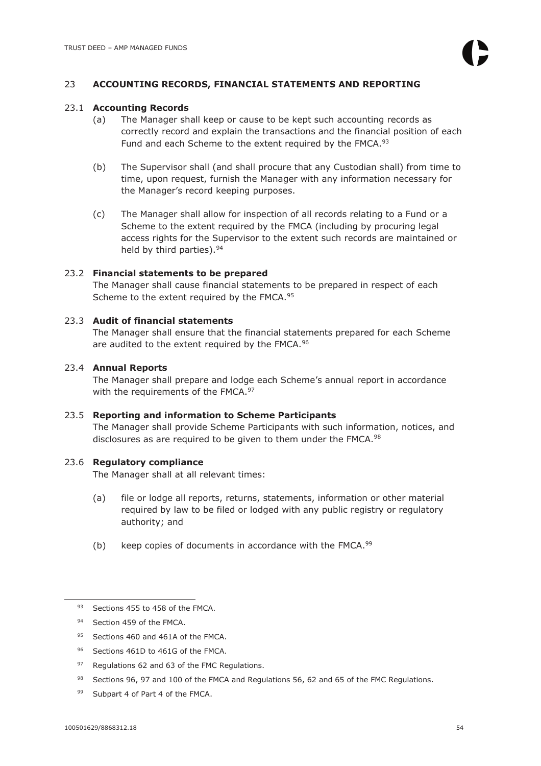## 23 ACCOUNTING RECORDS, FINANCIAL STATEMENTS AND REPORTING

### 23.1 Accounting Records

(a) The Manager shall keep or cause to be kept such accounting records as correctly record and explain the transactions and the financial position of each Fund and each Scheme to the extent required by the FMCA.[93]

(b) The Supervisor shall (and shall procure that any Custodian shall) from time to time, upon request, furnish the Manager with any information necessary for the Manager's record keeping purposes.

(c) The Manager shall allow for inspection of all records relating to a Fund or a Scheme to the extent required by the FMCA (including by procuring legal access rights for the Supervisor to the extent such records are maintained or held by third parties).[94]

### 23.2 Financial statements to be prepared

The Manager shall cause financial statements to be prepared in respect of each Scheme to the extent required by the FMCA.[95]

### 23.3 Audit of financial statements

The Manager shall ensure that the financial statements prepared for each Scheme are audited to the extent required by the FMCA.[96]

### 23.4 Annual Reports

The Manager shall prepare and lodge each Scheme's annual report in accordance with the requirements of the FMCA.[97]

### 23.5 Reporting and information to Scheme Participants

The Manager shall provide Scheme Participants with such information, notices, and disclosures as are required to be given to them under the FMCA.[98]

### 23.6 Regulatory compliance

The Manager shall at all relevant times:

(a) file or lodge all reports, returns, statements, information or other material required by law to be filed or lodged with any public registry or regulatory authority; and

(b) keep copies of documents in accordance with the FMCA.[99]

---

[93] Sections 455 to 458 of the FMCA.

[94] Section 459 of the FMCA.

[95] Sections 460 and 461A of the FMCA.

[96] Sections 461D to 461G of the FMCA.

[97] Regulations 62 and 63 of the FMC Regulations.

[98] Sections 96, 97 and 100 of the FMCA and Regulations 56, 62 and 65 of the FMC Regulations.

[99] Subpart 4 of Part 4 of the FMCA.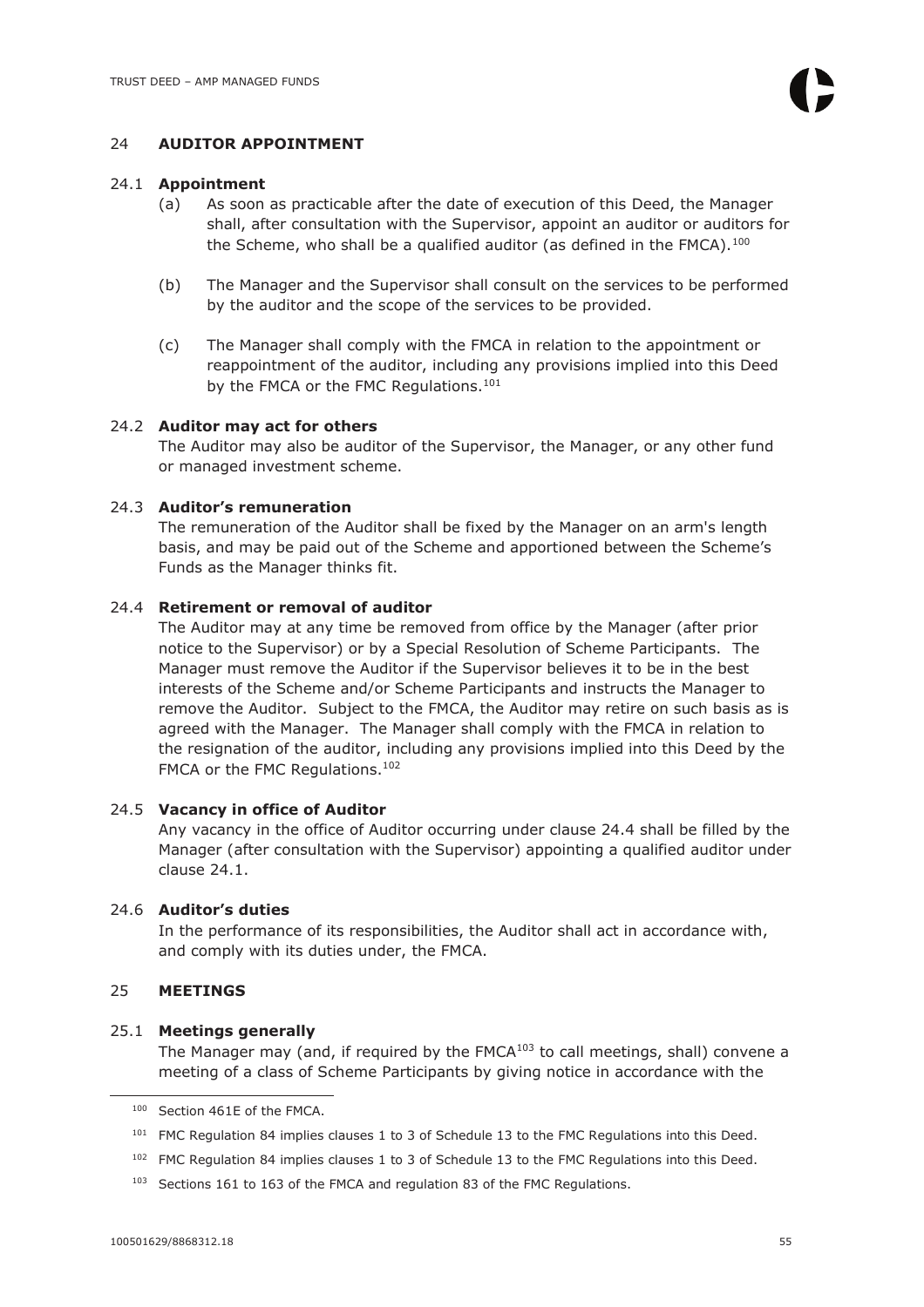## 24 AUDITOR APPOINTMENT

### 24.1 Appointment

(a) As soon as practicable after the date of execution of this Deed, the Manager shall, after consultation with the Supervisor, appoint an auditor or auditors for the Scheme, who shall be a qualified auditor (as defined in the FMCA).[100]

(b) The Manager and the Supervisor shall consult on the services to be performed by the auditor and the scope of the services to be provided.

(c) The Manager shall comply with the FMCA in relation to the appointment or reappointment of the auditor, including any provisions implied into this Deed by the FMCA or the FMC Regulations.[101]

### 24.2 Auditor may act for others

The Auditor may also be auditor of the Supervisor, the Manager, or any other fund or managed investment scheme.

### 24.3 Auditor's remuneration

The remuneration of the Auditor shall be fixed by the Manager on an arm's length basis, and may be paid out of the Scheme and apportioned between the Scheme's Funds as the Manager thinks fit.

### 24.4 Retirement or removal of auditor

The Auditor may at any time be removed from office by the Manager (after prior notice to the Supervisor) or by a Special Resolution of Scheme Participants. The Manager must remove the Auditor if the Supervisor believes it to be in the best interests of the Scheme and/or Scheme Participants and instructs the Manager to remove the Auditor. Subject to the FMCA, the Auditor may retire on such basis as is agreed with the Manager. The Manager shall comply with the FMCA in relation to the resignation of the auditor, including any provisions implied into this Deed by the FMCA or the FMC Regulations.[102]

### 24.5 Vacancy in office of Auditor

Any vacancy in the office of Auditor occurring under clause 24.4 shall be filled by the Manager (after consultation with the Supervisor) appointing a qualified auditor under clause 24.1.

### 24.6 Auditor's duties

In the performance of its responsibilities, the Auditor shall act in accordance with, and comply with its duties under, the FMCA.

## 25 MEETINGS

### 25.1 Meetings generally

The Manager may (and, if required by the FMCA[103] to call meetings, shall) convene a meeting of a class of Scheme Participants by giving notice in accordance with the

---

[100] Section 461E of the FMCA.

[101] FMC Regulation 84 implies clauses 1 to 3 of Schedule 13 to the FMC Regulations into this Deed.

[102] FMC Regulation 84 implies clauses 1 to 3 of Schedule 13 to the FMC Regulations into this Deed.

[103] Sections 161 to 163 of the FMCA and regulation 83 of the FMC Regulations.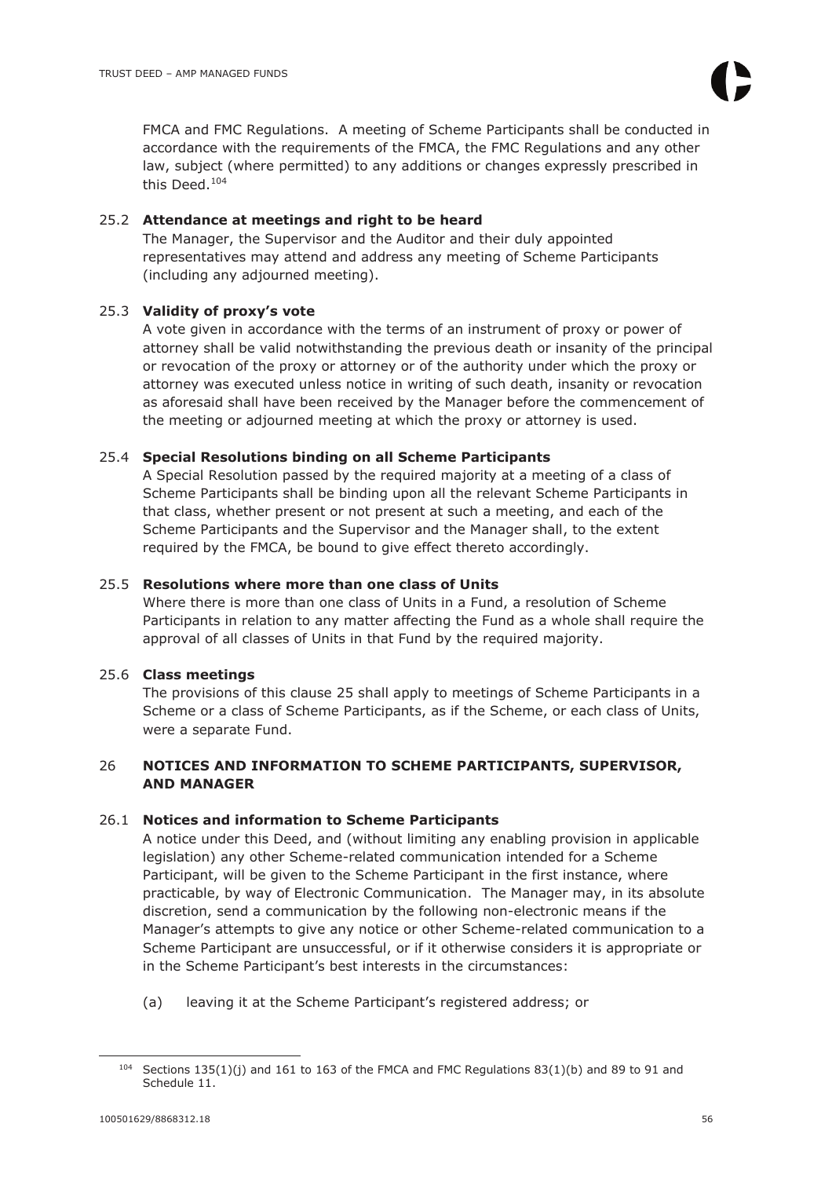FMCA and FMC Regulations. A meeting of Scheme Participants shall be conducted in accordance with the requirements of the FMCA, the FMC Regulations and any other law, subject (where permitted) to any additions or changes expressly prescribed in this Deed.[104]

### 25.2 Attendance at meetings and right to be heard

The Manager, the Supervisor and the Auditor and their duly appointed representatives may attend and address any meeting of Scheme Participants (including any adjourned meeting).

### 25.3 Validity of proxy's vote

A vote given in accordance with the terms of an instrument of proxy or power of attorney shall be valid notwithstanding the previous death or insanity of the principal or revocation of the proxy or attorney or of the authority under which the proxy or attorney was executed unless notice in writing of such death, insanity or revocation as aforesaid shall have been received by the Manager before the commencement of the meeting or adjourned meeting at which the proxy or attorney is used.

### 25.4 Special Resolutions binding on all Scheme Participants

A Special Resolution passed by the required majority at a meeting of a class of Scheme Participants shall be binding upon all the relevant Scheme Participants in that class, whether present or not present at such a meeting, and each of the Scheme Participants and the Supervisor and the Manager shall, to the extent required by the FMCA, be bound to give effect thereto accordingly.

### 25.5 Resolutions where more than one class of Units

Where there is more than one class of Units in a Fund, a resolution of Scheme Participants in relation to any matter affecting the Fund as a whole shall require the approval of all classes of Units in that Fund by the required majority.

### 25.6 Class meetings

The provisions of this clause 25 shall apply to meetings of Scheme Participants in a Scheme or a class of Scheme Participants, as if the Scheme, or each class of Units, were a separate Fund.

## 26 NOTICES AND INFORMATION TO SCHEME PARTICIPANTS, SUPERVISOR, AND MANAGER

### 26.1 Notices and information to Scheme Participants

A notice under this Deed, and (without limiting any enabling provision in applicable legislation) any other Scheme-related communication intended for a Scheme Participant, will be given to the Scheme Participant in the first instance, where practicable, by way of Electronic Communication. The Manager may, in its absolute discretion, send a communication by the following non-electronic means if the Manager's attempts to give any notice or other Scheme-related communication to a Scheme Participant are unsuccessful, or if it otherwise considers it is appropriate or in the Scheme Participant's best interests in the circumstances:

(a) leaving it at the Scheme Participant's registered address; or

---

[104] Sections 135(1)(j) and 161 to 163 of the FMCA and FMC Regulations 83(1)(b) and 89 to 91 and Schedule 11.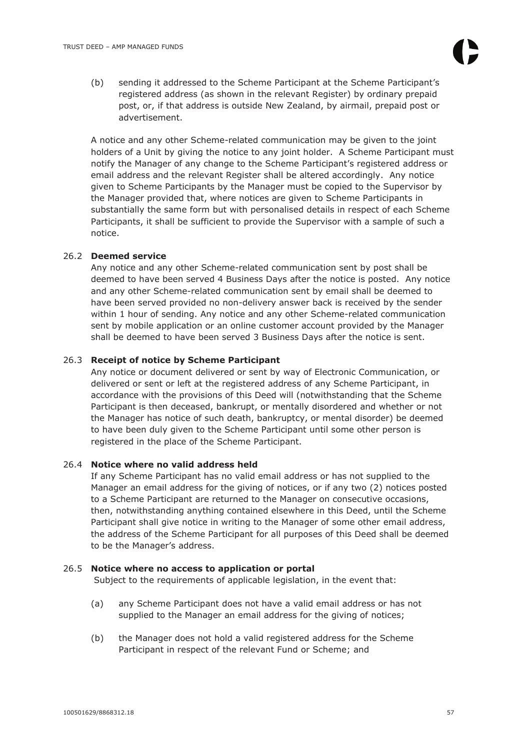(b) sending it addressed to the Scheme Participant at the Scheme Participant's registered address (as shown in the relevant Register) by ordinary prepaid post, or, if that address is outside New Zealand, by airmail, prepaid post or advertisement.

A notice and any other Scheme-related communication may be given to the joint holders of a Unit by giving the notice to any joint holder. A Scheme Participant must notify the Manager of any change to the Scheme Participant's registered address or email address and the relevant Register shall be altered accordingly. Any notice given to Scheme Participants by the Manager must be copied to the Supervisor by the Manager provided that, where notices are given to Scheme Participants in substantially the same form but with personalised details in respect of each Scheme Participants, it shall be sufficient to provide the Supervisor with a sample of such a notice.

### 26.2 **Deemed service**

Any notice and any other Scheme-related communication sent by post shall be deemed to have been served 4 Business Days after the notice is posted. Any notice and any other Scheme-related communication sent by email shall be deemed to have been served provided no non-delivery answer back is received by the sender within 1 hour of sending. Any notice and any other Scheme-related communication sent by mobile application or an online customer account provided by the Manager shall be deemed to have been served 3 Business Days after the notice is sent.

### 26.3 **Receipt of notice by Scheme Participant**

Any notice or document delivered or sent by way of Electronic Communication, or delivered or sent or left at the registered address of any Scheme Participant, in accordance with the provisions of this Deed will (notwithstanding that the Scheme Participant is then deceased, bankrupt, or mentally disordered and whether or not the Manager has notice of such death, bankruptcy, or mental disorder) be deemed to have been duly given to the Scheme Participant until some other person is registered in the place of the Scheme Participant.

### 26.4 **Notice where no valid address held**

If any Scheme Participant has no valid email address or has not supplied to the Manager an email address for the giving of notices, or if any two (2) notices posted to a Scheme Participant are returned to the Manager on consecutive occasions, then, notwithstanding anything contained elsewhere in this Deed, until the Scheme Participant shall give notice in writing to the Manager of some other email address, the address of the Scheme Participant for all purposes of this Deed shall be deemed to be the Manager's address.

### 26.5 **Notice where no access to application or portal**

Subject to the requirements of applicable legislation, in the event that:

(a) any Scheme Participant does not have a valid email address or has not supplied to the Manager an email address for the giving of notices;

(b) the Manager does not hold a valid registered address for the Scheme Participant in respect of the relevant Fund or Scheme; and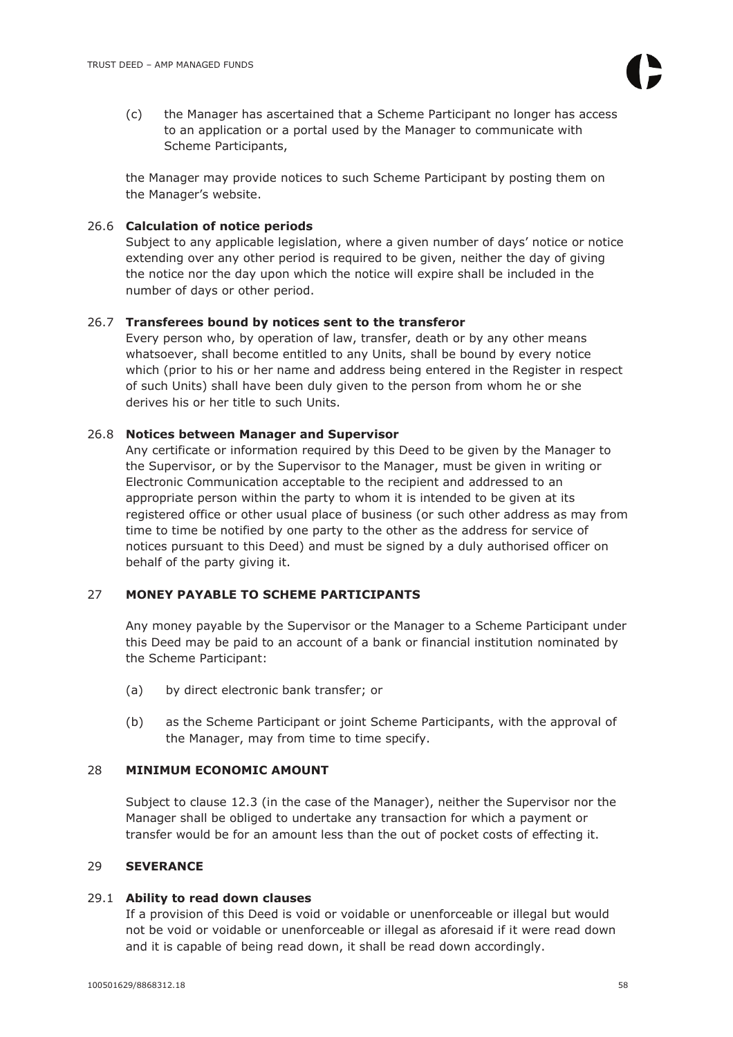(c) the Manager has ascertained that a Scheme Participant no longer has access to an application or a portal used by the Manager to communicate with Scheme Participants,

the Manager may provide notices to such Scheme Participant by posting them on the Manager's website.

### 26.6 Calculation of notice periods

Subject to any applicable legislation, where a given number of days' notice or notice extending over any other period is required to be given, neither the day of giving the notice nor the day upon which the notice will expire shall be included in the number of days or other period.

### 26.7 Transferees bound by notices sent to the transferor

Every person who, by operation of law, transfer, death or by any other means whatsoever, shall become entitled to any Units, shall be bound by every notice which (prior to his or her name and address being entered in the Register in respect of such Units) shall have been duly given to the person from whom he or she derives his or her title to such Units.

### 26.8 Notices between Manager and Supervisor

Any certificate or information required by this Deed to be given by the Manager to the Supervisor, or by the Supervisor to the Manager, must be given in writing or Electronic Communication acceptable to the recipient and addressed to an appropriate person within the party to whom it is intended to be given at its registered office or other usual place of business (or such other address as may from time to time be notified by one party to the other as the address for service of notices pursuant to this Deed) and must be signed by a duly authorised officer on behalf of the party giving it.

## 27 MONEY PAYABLE TO SCHEME PARTICIPANTS

Any money payable by the Supervisor or the Manager to a Scheme Participant under this Deed may be paid to an account of a bank or financial institution nominated by the Scheme Participant:

(a) by direct electronic bank transfer; or

(b) as the Scheme Participant or joint Scheme Participants, with the approval of the Manager, may from time to time specify.

## 28 MINIMUM ECONOMIC AMOUNT

Subject to clause 12.3 (in the case of the Manager), neither the Supervisor nor the Manager shall be obliged to undertake any transaction for which a payment or transfer would be for an amount less than the out of pocket costs of effecting it.

## 29 SEVERANCE

### 29.1 Ability to read down clauses

If a provision of this Deed is void or voidable or unenforceable or illegal but would not be void or voidable or unenforceable or illegal as aforesaid if it were read down and it is capable of being read down, it shall be read down accordingly.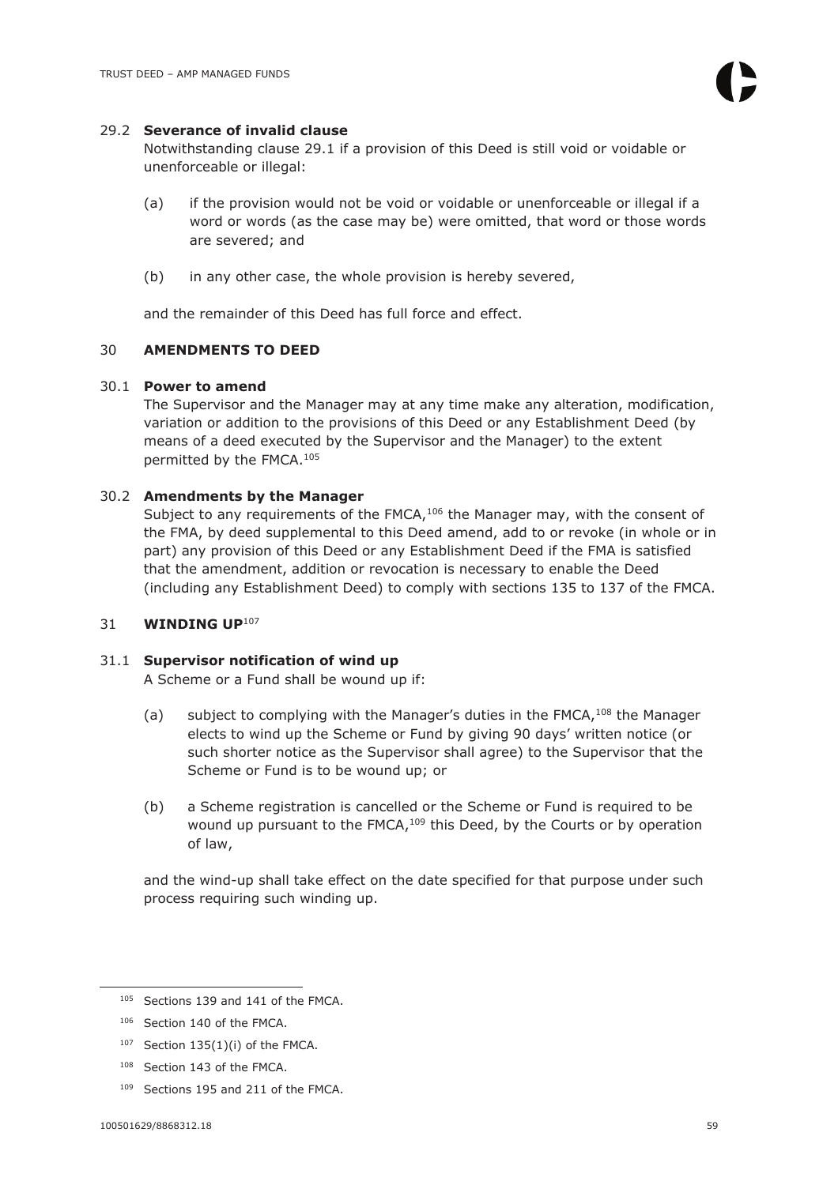### 29.2 **Severance of invalid clause**

Notwithstanding clause 29.1 if a provision of this Deed is still void or voidable or unenforceable or illegal:

(a) if the provision would not be void or voidable or unenforceable or illegal if a word or words (as the case may be) were omitted, that word or those words are severed; and

(b) in any other case, the whole provision is hereby severed,

and the remainder of this Deed has full force and effect.

## 30 **AMENDMENTS TO DEED**

### 30.1 **Power to amend**

The Supervisor and the Manager may at any time make any alteration, modification, variation or addition to the provisions of this Deed or any Establishment Deed (by means of a deed executed by the Supervisor and the Manager) to the extent permitted by the FMCA.[105]

### 30.2 **Amendments by the Manager**

Subject to any requirements of the FMCA,[106] the Manager may, with the consent of the FMA, by deed supplemental to this Deed amend, add to or revoke (in whole or in part) any provision of this Deed or any Establishment Deed if the FMA is satisfied that the amendment, addition or revocation is necessary to enable the Deed (including any Establishment Deed) to comply with sections 135 to 137 of the FMCA.

## 31 **WINDING UP**[107]

### 31.1 **Supervisor notification of wind up**

A Scheme or a Fund shall be wound up if:

(a) subject to complying with the Manager's duties in the FMCA,[108] the Manager elects to wind up the Scheme or Fund by giving 90 days' written notice (or such shorter notice as the Supervisor shall agree) to the Supervisor that the Scheme or Fund is to be wound up; or

(b) a Scheme registration is cancelled or the Scheme or Fund is required to be wound up pursuant to the FMCA,[109] this Deed, by the Courts or by operation of law,

and the wind-up shall take effect on the date specified for that purpose under such process requiring such winding up.

---

[105] Sections 139 and 141 of the FMCA.

[106] Section 140 of the FMCA.

[107] Section 135(1)(i) of the FMCA.

[108] Section 143 of the FMCA.

[109] Sections 195 and 211 of the FMCA.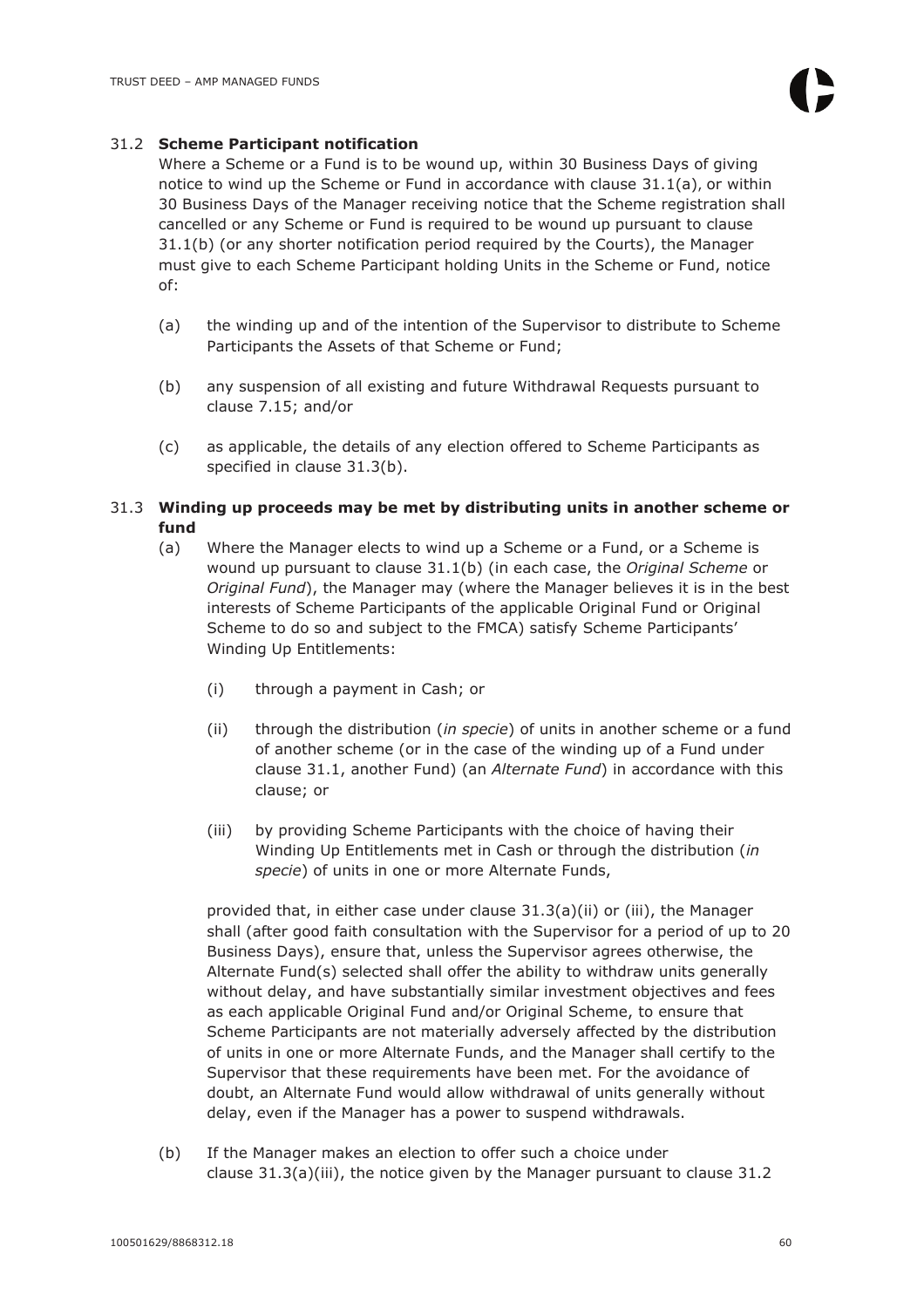### 31.2 **Scheme Participant notification**

Where a Scheme or a Fund is to be wound up, within 30 Business Days of giving notice to wind up the Scheme or Fund in accordance with clause 31.1(a), or within 30 Business Days of the Manager receiving notice that the Scheme registration shall cancelled or any Scheme or Fund is required to be wound up pursuant to clause 31.1(b) (or any shorter notification period required by the Courts), the Manager must give to each Scheme Participant holding Units in the Scheme or Fund, notice of:

(a) the winding up and of the intention of the Supervisor to distribute to Scheme Participants the Assets of that Scheme or Fund;

(b) any suspension of all existing and future Withdrawal Requests pursuant to clause 7.15; and/or

(c) as applicable, the details of any election offered to Scheme Participants as specified in clause 31.3(b).

### 31.3 **Winding up proceeds may be met by distributing units in another scheme or fund**

(a) Where the Manager elects to wind up a Scheme or a Fund, or a Scheme is wound up pursuant to clause 31.1(b) (in each case, the *Original Scheme* or *Original Fund*), the Manager may (where the Manager believes it is in the best interests of Scheme Participants of the applicable Original Fund or Original Scheme to do so and subject to the FMCA) satisfy Scheme Participants' Winding Up Entitlements:

(i) through a payment in Cash; or

(ii) through the distribution (*in specie*) of units in another scheme or a fund of another scheme (or in the case of the winding up of a Fund under clause 31.1, another Fund) (an *Alternate Fund*) in accordance with this clause; or

(iii) by providing Scheme Participants with the choice of having their Winding Up Entitlements met in Cash or through the distribution (*in specie*) of units in one or more Alternate Funds,

provided that, in either case under clause 31.3(a)(ii) or (iii), the Manager shall (after good faith consultation with the Supervisor for a period of up to 20 Business Days), ensure that, unless the Supervisor agrees otherwise, the Alternate Fund(s) selected shall offer the ability to withdraw units generally without delay, and have substantially similar investment objectives and fees as each applicable Original Fund and/or Original Scheme, to ensure that Scheme Participants are not materially adversely affected by the distribution of units in one or more Alternate Funds, and the Manager shall certify to the Supervisor that these requirements have been met. For the avoidance of doubt, an Alternate Fund would allow withdrawal of units generally without delay, even if the Manager has a power to suspend withdrawals.

(b) If the Manager makes an election to offer such a choice under clause 31.3(a)(iii), the notice given by the Manager pursuant to clause 31.2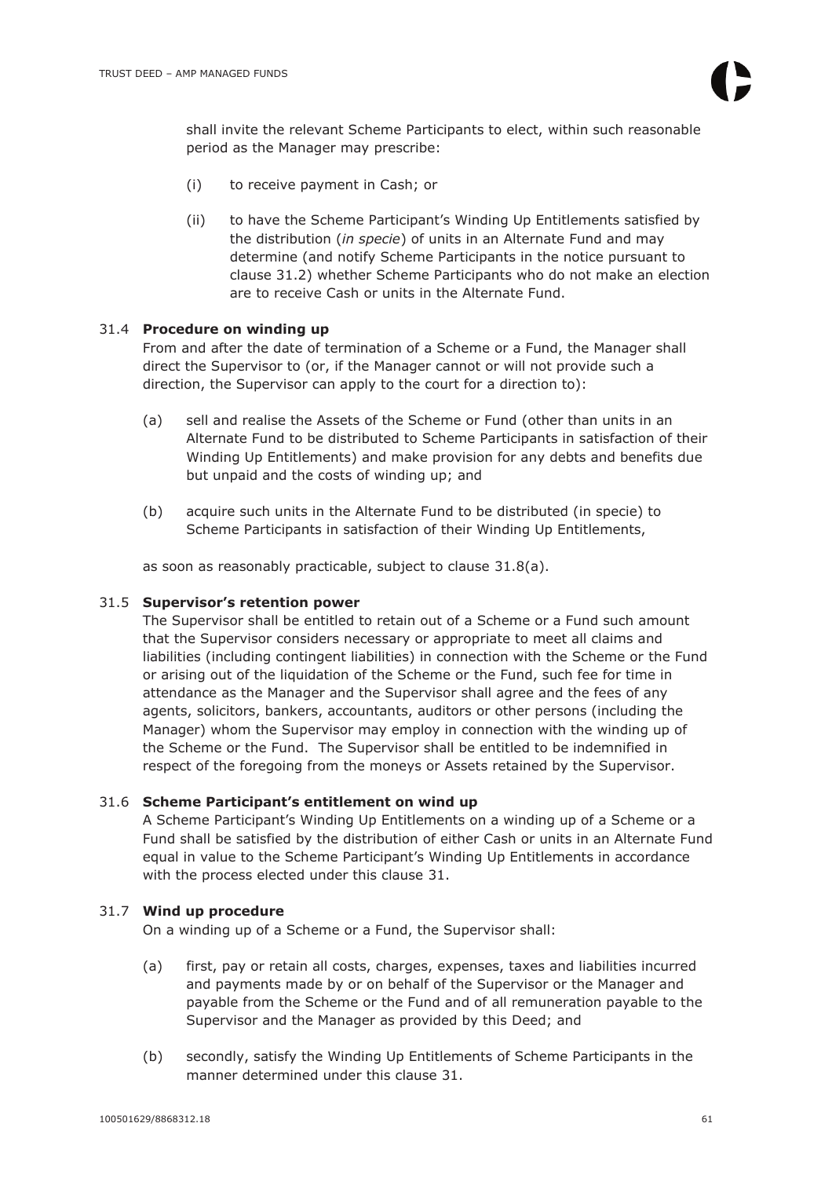shall invite the relevant Scheme Participants to elect, within such reasonable period as the Manager may prescribe:

(i) to receive payment in Cash; or

(ii) to have the Scheme Participant's Winding Up Entitlements satisfied by the distribution (*in specie*) of units in an Alternate Fund and may determine (and notify Scheme Participants in the notice pursuant to clause 31.2) whether Scheme Participants who do not make an election are to receive Cash or units in the Alternate Fund.

### 31.4 **Procedure on winding up**

From and after the date of termination of a Scheme or a Fund, the Manager shall direct the Supervisor to (or, if the Manager cannot or will not provide such a direction, the Supervisor can apply to the court for a direction to):

(a) sell and realise the Assets of the Scheme or Fund (other than units in an Alternate Fund to be distributed to Scheme Participants in satisfaction of their Winding Up Entitlements) and make provision for any debts and benefits due but unpaid and the costs of winding up; and

(b) acquire such units in the Alternate Fund to be distributed (in specie) to Scheme Participants in satisfaction of their Winding Up Entitlements,

as soon as reasonably practicable, subject to clause 31.8(a).

### 31.5 **Supervisor's retention power**

The Supervisor shall be entitled to retain out of a Scheme or a Fund such amount that the Supervisor considers necessary or appropriate to meet all claims and liabilities (including contingent liabilities) in connection with the Scheme or the Fund or arising out of the liquidation of the Scheme or the Fund, such fee for time in attendance as the Manager and the Supervisor shall agree and the fees of any agents, solicitors, bankers, accountants, auditors or other persons (including the Manager) whom the Supervisor may employ in connection with the winding up of the Scheme or the Fund. The Supervisor shall be entitled to be indemnified in respect of the foregoing from the moneys or Assets retained by the Supervisor.

### 31.6 **Scheme Participant's entitlement on wind up**

A Scheme Participant's Winding Up Entitlements on a winding up of a Scheme or a Fund shall be satisfied by the distribution of either Cash or units in an Alternate Fund equal in value to the Scheme Participant's Winding Up Entitlements in accordance with the process elected under this clause 31.

### 31.7 **Wind up procedure**

On a winding up of a Scheme or a Fund, the Supervisor shall:

(a) first, pay or retain all costs, charges, expenses, taxes and liabilities incurred and payments made by or on behalf of the Supervisor or the Manager and payable from the Scheme or the Fund and of all remuneration payable to the Supervisor and the Manager as provided by this Deed; and

(b) secondly, satisfy the Winding Up Entitlements of Scheme Participants in the manner determined under this clause 31.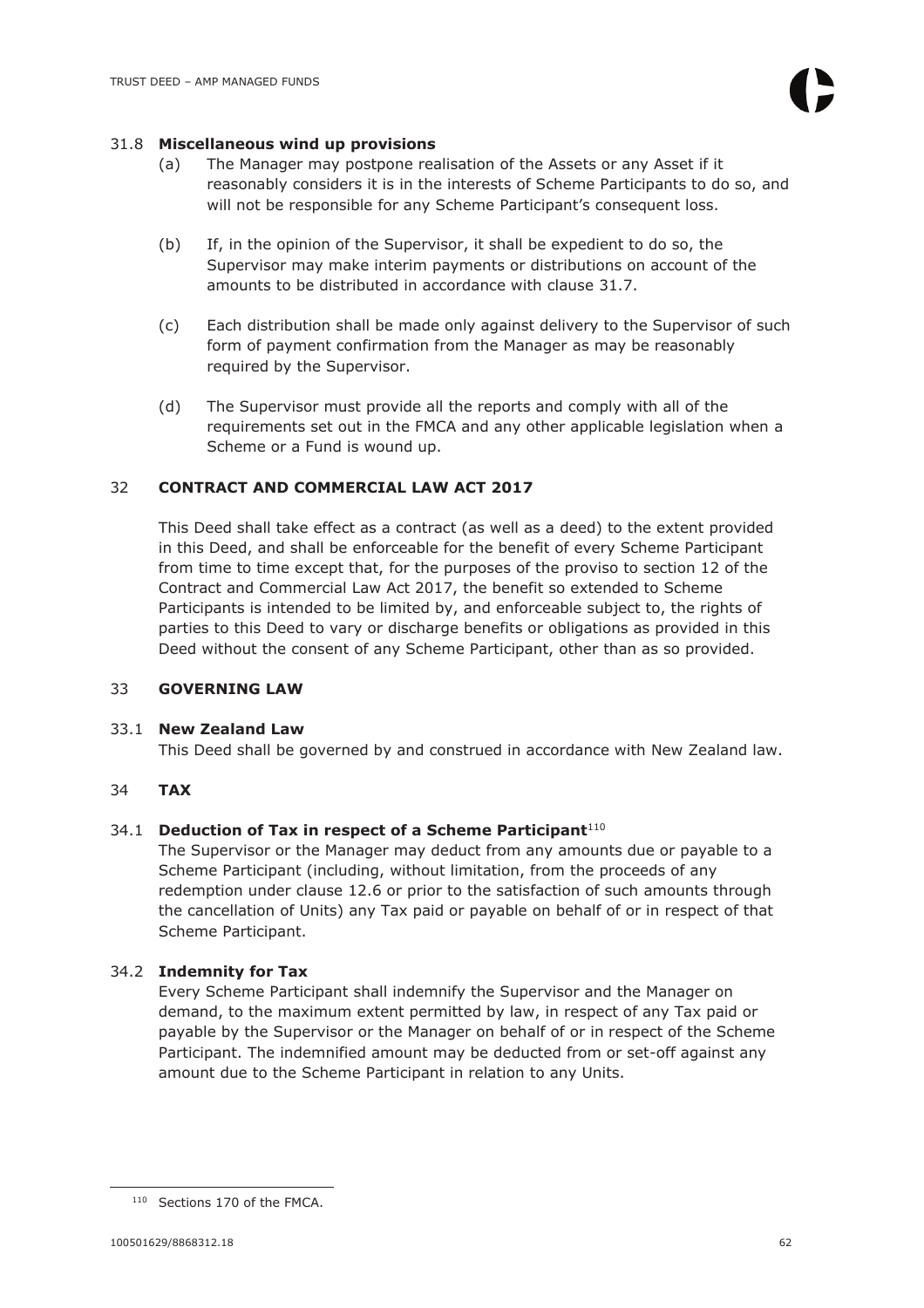### 31.8 **Miscellaneous wind up provisions**

(a) The Manager may postpone realisation of the Assets or any Asset if it reasonably considers it is in the interests of Scheme Participants to do so, and will not be responsible for any Scheme Participant's consequent loss.

(b) If, in the opinion of the Supervisor, it shall be expedient to do so, the Supervisor may make interim payments or distributions on account of the amounts to be distributed in accordance with clause 31.7.

(c) Each distribution shall be made only against delivery to the Supervisor of such form of payment confirmation from the Manager as may be reasonably required by the Supervisor.

(d) The Supervisor must provide all the reports and comply with all of the requirements set out in the FMCA and any other applicable legislation when a Scheme or a Fund is wound up.

## 32 **CONTRACT AND COMMERCIAL LAW ACT 2017**

This Deed shall take effect as a contract (as well as a deed) to the extent provided in this Deed, and shall be enforceable for the benefit of every Scheme Participant from time to time except that, for the purposes of the proviso to section 12 of the Contract and Commercial Law Act 2017, the benefit so extended to Scheme Participants is intended to be limited by, and enforceable subject to, the rights of parties to this Deed to vary or discharge benefits or obligations as provided in this Deed without the consent of any Scheme Participant, other than as so provided.

## 33 **GOVERNING LAW**

### 33.1 **New Zealand Law**

This Deed shall be governed by and construed in accordance with New Zealand law.

## 34 **TAX**

### 34.1 **Deduction of Tax in respect of a Scheme Participant**[110]

The Supervisor or the Manager may deduct from any amounts due or payable to a Scheme Participant (including, without limitation, from the proceeds of any redemption under clause 12.6 or prior to the satisfaction of such amounts through the cancellation of Units) any Tax paid or payable on behalf of or in respect of that Scheme Participant.

### 34.2 **Indemnity for Tax**

Every Scheme Participant shall indemnify the Supervisor and the Manager on demand, to the maximum extent permitted by law, in respect of any Tax paid or payable by the Supervisor or the Manager on behalf of or in respect of the Scheme Participant. The indemnified amount may be deducted from or set-off against any amount due to the Scheme Participant in relation to any Units.

---

[110] Sections 170 of the FMCA.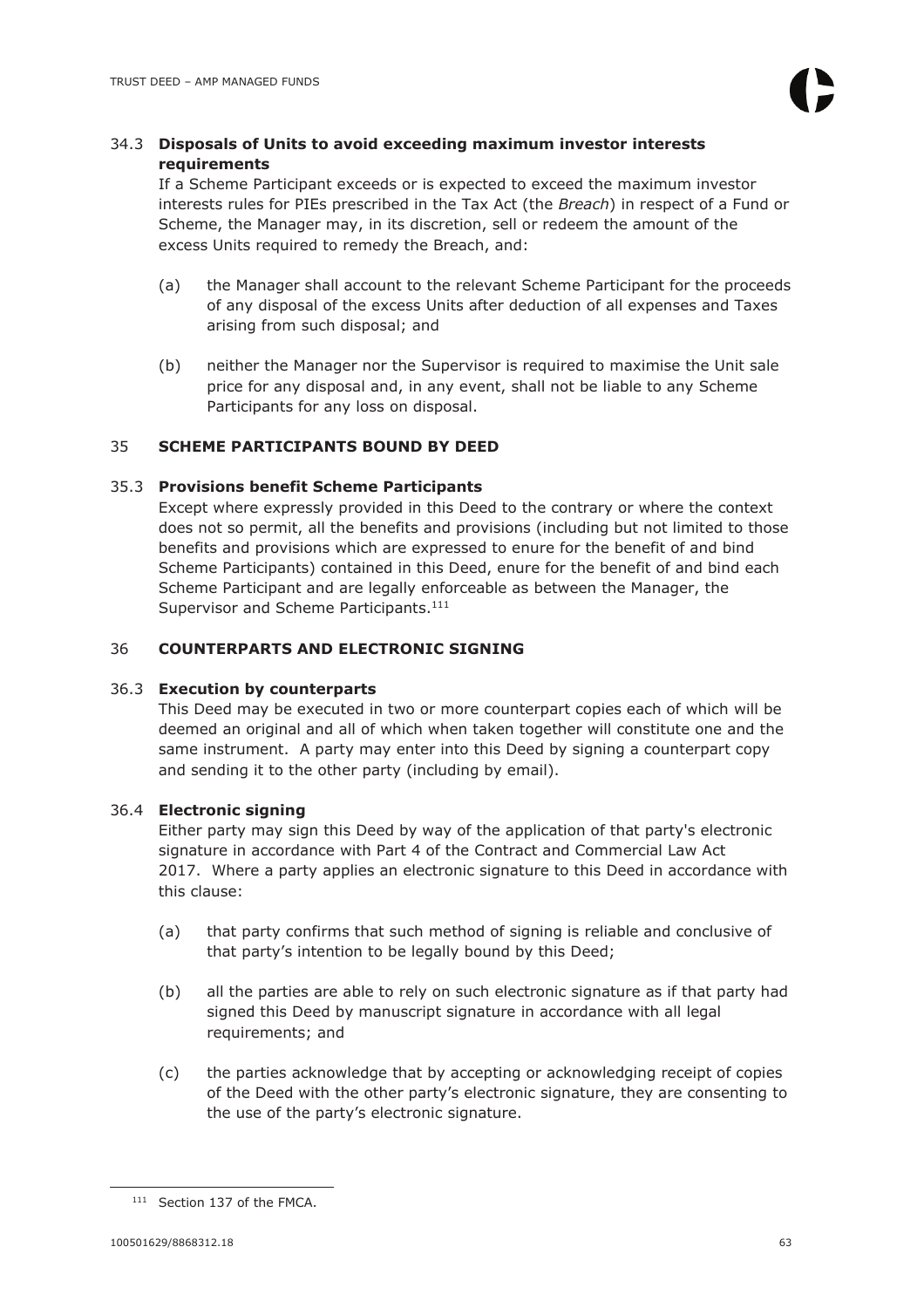### 34.3 Disposals of Units to avoid exceeding maximum investor interests requirements

If a Scheme Participant exceeds or is expected to exceed the maximum investor interests rules for PIEs prescribed in the Tax Act (the *Breach*) in respect of a Fund or Scheme, the Manager may, in its discretion, sell or redeem the amount of the excess Units required to remedy the Breach, and:

(a) the Manager shall account to the relevant Scheme Participant for the proceeds of any disposal of the excess Units after deduction of all expenses and Taxes arising from such disposal; and

(b) neither the Manager nor the Supervisor is required to maximise the Unit sale price for any disposal and, in any event, shall not be liable to any Scheme Participants for any loss on disposal.

## 35 SCHEME PARTICIPANTS BOUND BY DEED

### 35.3 Provisions benefit Scheme Participants

Except where expressly provided in this Deed to the contrary or where the context does not so permit, all the benefits and provisions (including but not limited to those benefits and provisions which are expressed to enure for the benefit of and bind Scheme Participants) contained in this Deed, enure for the benefit of and bind each Scheme Participant and are legally enforceable as between the Manager, the Supervisor and Scheme Participants.[111]

## 36 COUNTERPARTS AND ELECTRONIC SIGNING

### 36.3 Execution by counterparts

This Deed may be executed in two or more counterpart copies each of which will be deemed an original and all of which when taken together will constitute one and the same instrument. A party may enter into this Deed by signing a counterpart copy and sending it to the other party (including by email).

### 36.4 Electronic signing

Either party may sign this Deed by way of the application of that party's electronic signature in accordance with Part 4 of the Contract and Commercial Law Act 2017. Where a party applies an electronic signature to this Deed in accordance with this clause:

(a) that party confirms that such method of signing is reliable and conclusive of that party's intention to be legally bound by this Deed;

(b) all the parties are able to rely on such electronic signature as if that party had signed this Deed by manuscript signature in accordance with all legal requirements; and

(c) the parties acknowledge that by accepting or acknowledging receipt of copies of the Deed with the other party's electronic signature, they are consenting to the use of the party's electronic signature.

---

[111] Section 137 of the FMCA.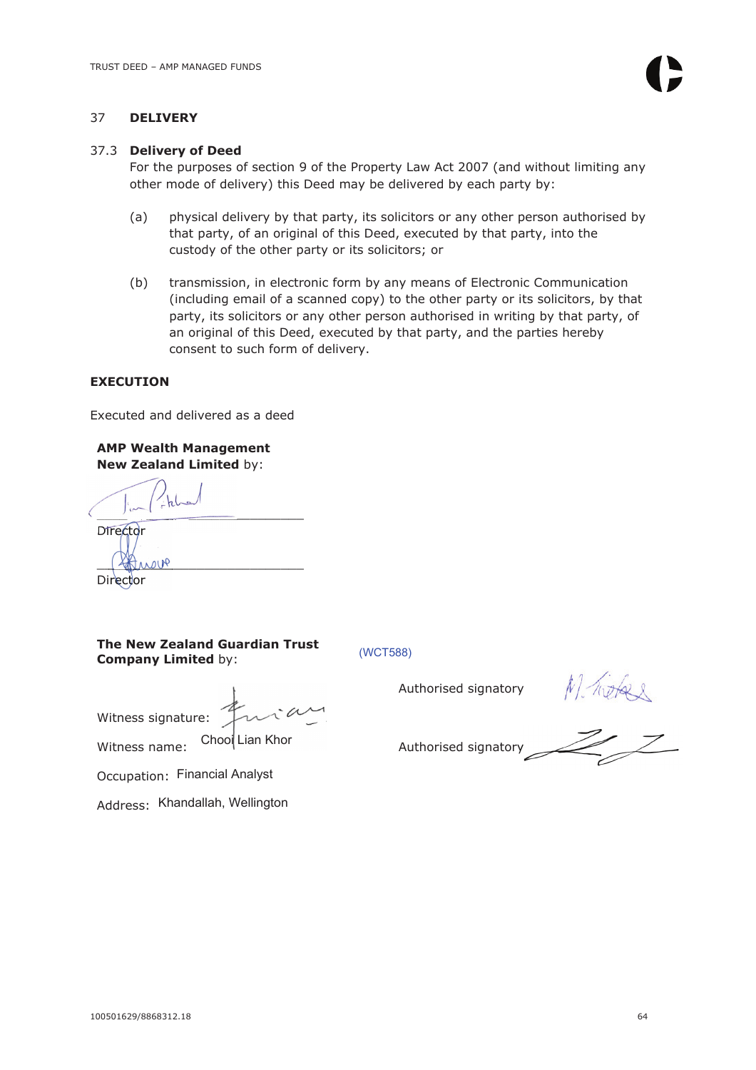## 37 DELIVERY

### 37.3 Delivery of Deed

For the purposes of section 9 of the Property Law Act 2007 (and without limiting any other mode of delivery) this Deed may be delivered by each party by:

(a) physical delivery by that party, its solicitors or any other person authorised by that party, of an original of this Deed, executed by that party, into the custody of the other party or its solicitors; or

(b) transmission, in electronic form by any means of Electronic Communication (including email of a scanned copy) to the other party or its solicitors, by that party, its solicitors or any other person authorised in writing by that party, of an original of this Deed, executed by that party, and the parties hereby consent to such form of delivery.

## EXECUTION

Executed and delivered as a deed

**AMP Wealth Management New Zealand Limited** by:

\_\_\_\_\_\_\_\_\_\_\_\_\_\_\_\_\_\_\_\_\_\_\_\_
Director

\_\_\_\_\_\_\_\_\_\_\_\_\_\_\_\_\_\_\_\_\_\_\_\_
Director

**The New Zealand Guardian Trust Company Limited** by: (WCT588)

Authorised signatory

Authorised signatory

Witness signature:

Witness name: Chooi Lian Khor

Occupation: Financial Analyst

Address: Khandallah, Wellington